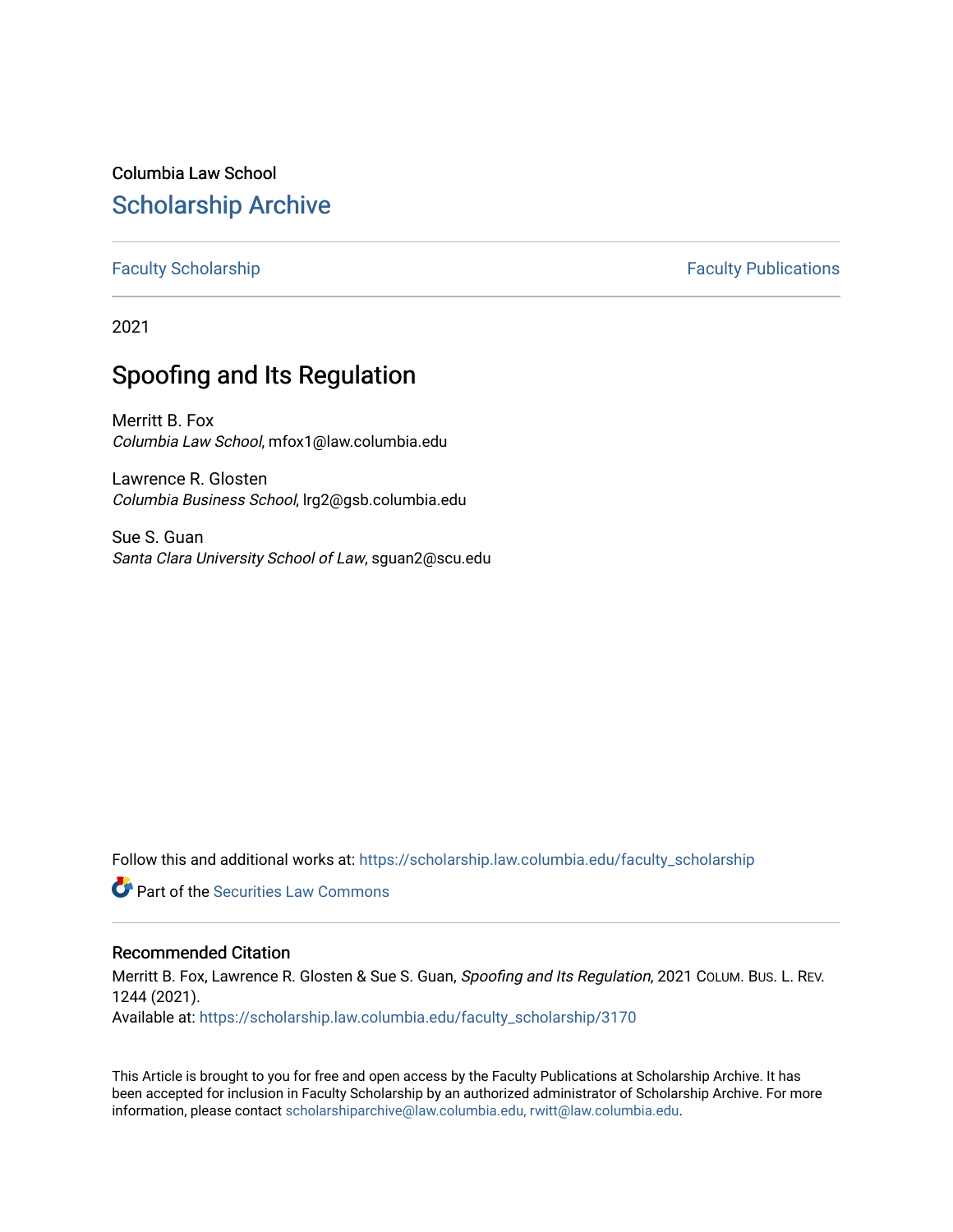Columbia Law School

## Scholarship Archive

Faculty Scholarship | Faculty Publications

2021

# Spoofing and Its Regulation

Merritt B. Fox
*Columbia Law School*, mfox1@law.columbia.edu

Lawrence R. Glosten
*Columbia Business School*, lrg2@gsb.columbia.edu

Sue S. Guan
*Santa Clara University School of Law*, sguan2@scu.edu

Follow this and additional works at: https://scholarship.law.columbia.edu/faculty_scholarship

Part of the Securities Law Commons

### Recommended Citation

Merritt B. Fox, Lawrence R. Glosten & Sue S. Guan, *Spoofing and Its Regulation*, 2021 Colum. Bus. L. Rev. 1244 (2021).
Available at: https://scholarship.law.columbia.edu/faculty_scholarship/3170

This Article is brought to you for free and open access by the Faculty Publications at Scholarship Archive. It has been accepted for inclusion in Faculty Scholarship by an authorized administrator of Scholarship Archive. For more information, please contact scholarshiparchive@law.columbia.edu, rwitt@law.columbia.edu.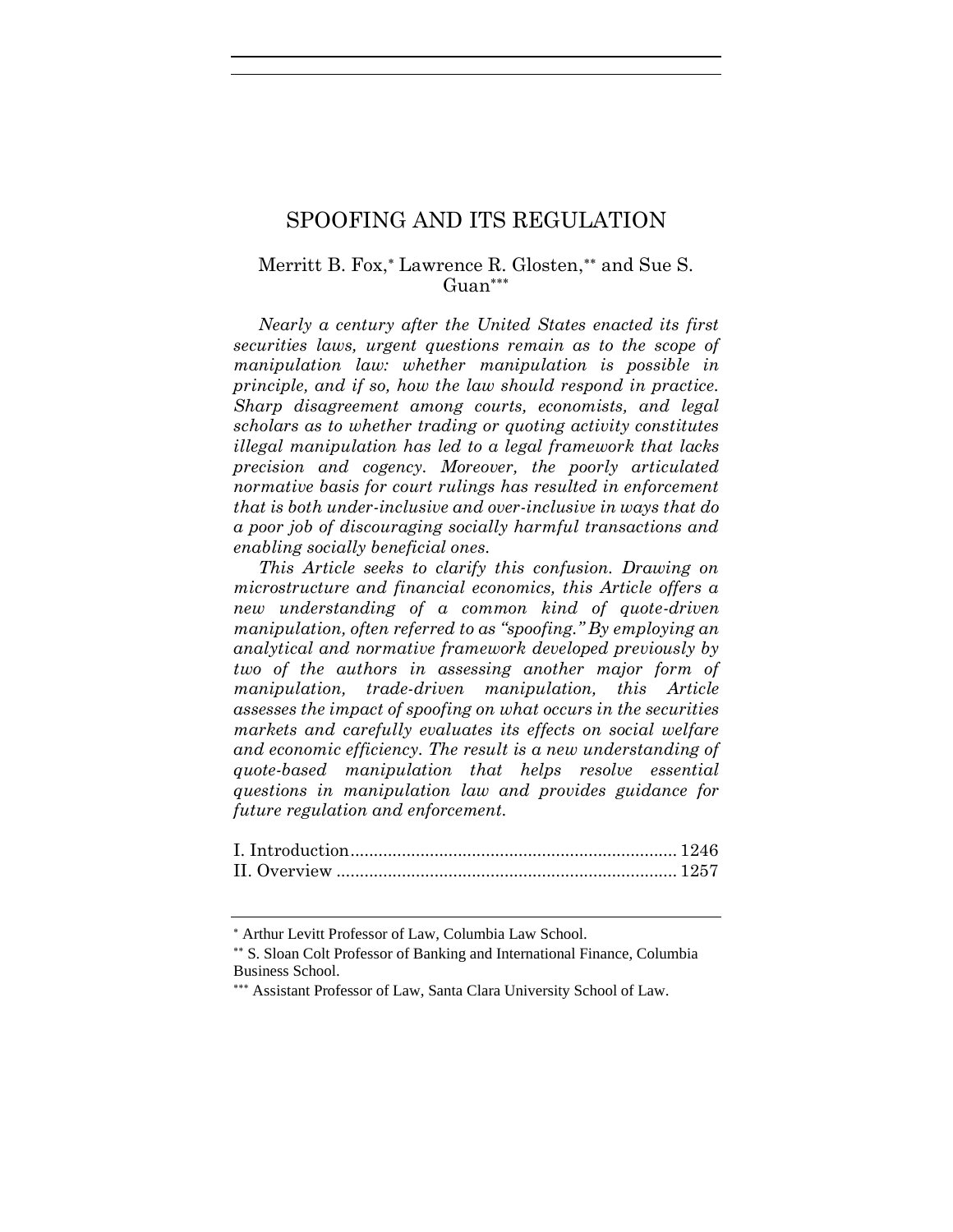# SPOOFING AND ITS REGULATION

Merritt B. Fox,[*] Lawrence R. Glosten,[**] and Sue S. Guan[***]

*Nearly a century after the United States enacted its first securities laws, urgent questions remain as to the scope of manipulation law: whether manipulation is possible in principle, and if so, how the law should respond in practice. Sharp disagreement among courts, economists, and legal scholars as to whether trading or quoting activity constitutes illegal manipulation has led to a legal framework that lacks precision and cogency. Moreover, the poorly articulated normative basis for court rulings has resulted in enforcement that is both under-inclusive and over-inclusive in ways that do a poor job of discouraging socially harmful transactions and enabling socially beneficial ones.*

*This Article seeks to clarify this confusion. Drawing on microstructure and financial economics, this Article offers a new understanding of a common kind of quote-driven manipulation, often referred to as "spoofing." By employing an analytical and normative framework developed previously by two of the authors in assessing another major form of manipulation, trade-driven manipulation, this Article assesses the impact of spoofing on what occurs in the securities markets and carefully evaluates its effects on social welfare and economic efficiency. The result is a new understanding of quote-based manipulation that helps resolve essential questions in manipulation law and provides guidance for future regulation and enforcement.*

I. Introduction ..................................................................... 1246
II. Overview ........................................................................ 1257

---

[*] Arthur Levitt Professor of Law, Columbia Law School.

[**] S. Sloan Colt Professor of Banking and International Finance, Columbia Business School.

[***] Assistant Professor of Law, Santa Clara University School of Law.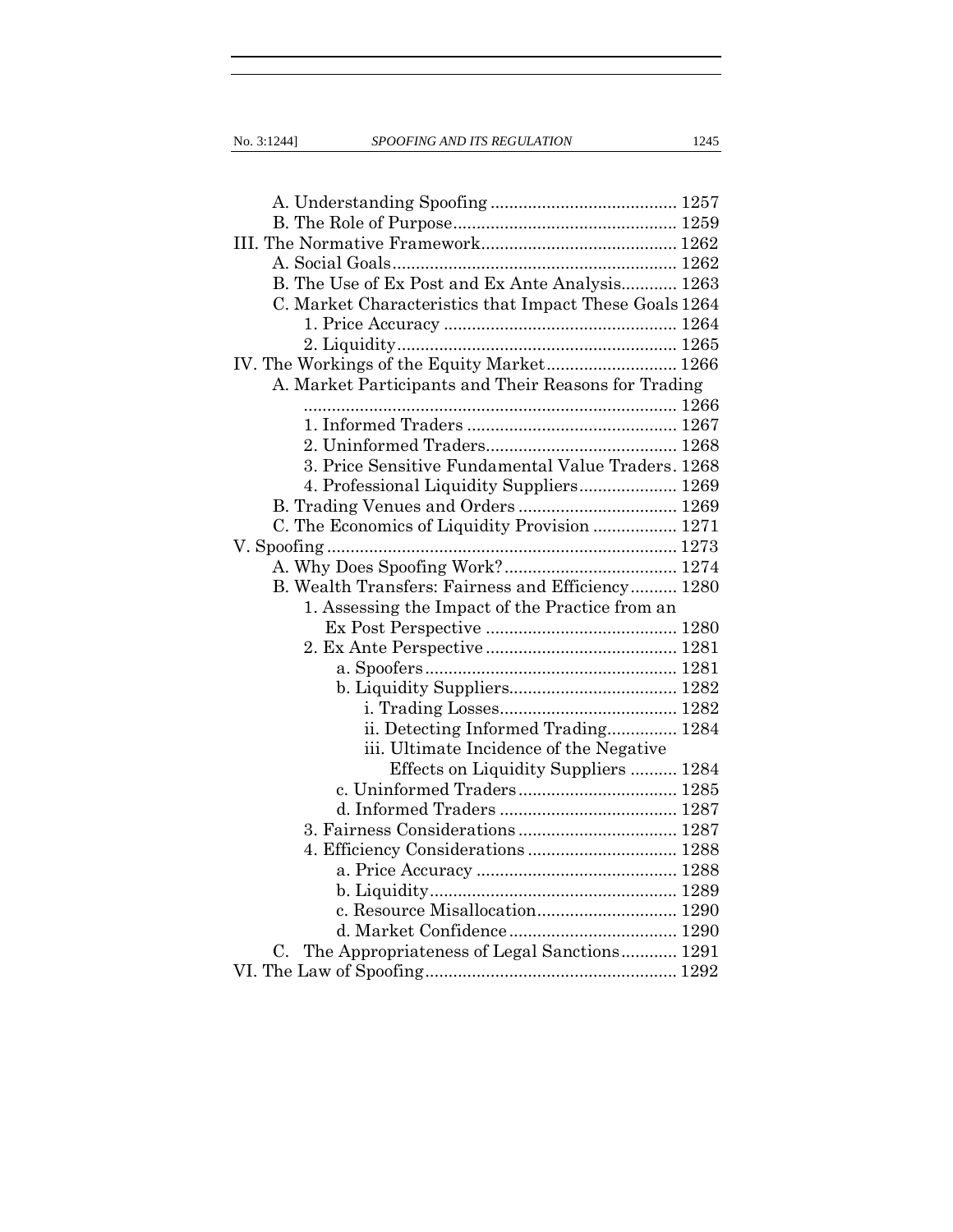A. Understanding Spoofing ........................................ 1257
B. The Role of Purpose................................................ 1259

III. The Normative Framework.......................................... 1262

A. Social Goals............................................................. 1262
B. The Use of Ex Post and Ex Ante Analysis............ 1263
C. Market Characteristics that Impact These Goals 1264
1. Price Accuracy .................................................. 1264
2. Liquidity............................................................ 1265

IV. The Workings of the Equity Market............................ 1266

A. Market Participants and Their Reasons for Trading ................................................................................ 1266
1. Informed Traders ............................................. 1267
2. Uninformed Traders......................................... 1268
3. Price Sensitive Fundamental Value Traders. 1268
4. Professional Liquidity Suppliers..................... 1269
B. Trading Venues and Orders .................................. 1269
C. The Economics of Liquidity Provision .................. 1271

V. Spoofing ........................................................................... 1273

A. Why Does Spoofing Work?..................................... 1274
B. Wealth Transfers: Fairness and Efficiency.......... 1280
1. Assessing the Impact of the Practice from an Ex Post Perspective ......................................... 1280
2. Ex Ante Perspective ......................................... 1281
a. Spoofers...................................................... 1281
b. Liquidity Suppliers.................................... 1282
i. Trading Losses...................................... 1282
ii. Detecting Informed Trading............... 1284
iii. Ultimate Incidence of the Negative Effects on Liquidity Suppliers .......... 1284
c. Uninformed Traders.................................. 1285
d. Informed Traders ...................................... 1287
3. Fairness Considerations .................................. 1287
4. Efficiency Considerations ................................ 1288
a. Price Accuracy ........................................... 1288
b. Liquidity..................................................... 1289
c. Resource Misallocation.............................. 1290
d. Market Confidence.................................... 1290
C. The Appropriateness of Legal Sanctions............ 1291

VI. The Law of Spoofing...................................................... 1292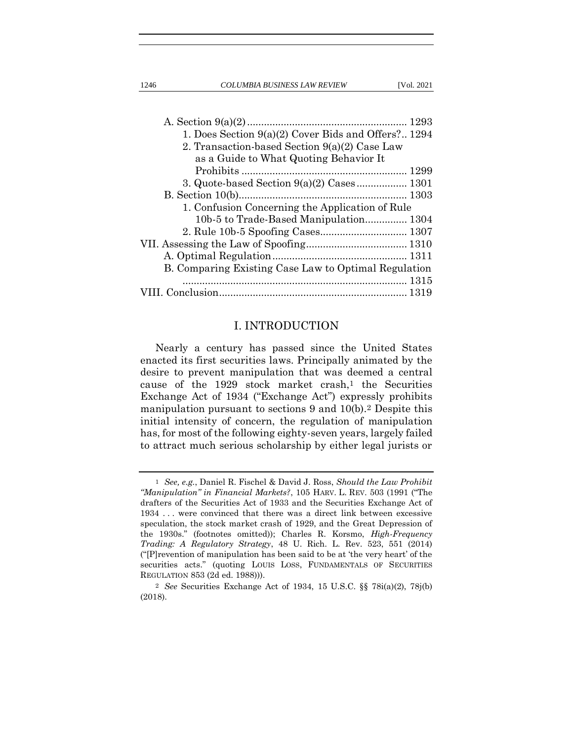A. Section 9(a)(2) ........................................................ 1293

1. Does Section 9(a)(2) Cover Bids and Offers? .. 1294

2. Transaction-based Section 9(a)(2) Case Law as a Guide to What Quoting Behavior It Prohibits ........................................................ 1299

3. Quote-based Section 9(a)(2) Cases .................. 1301

B. Section 10(b)............................................................ 1303

1. Confusion Concerning the Application of Rule 10b-5 to Trade-Based Manipulation............... 1304

2. Rule 10b-5 Spoofing Cases................................ 1307

VII. Assessing the Law of Spoofing.................................... 1310

A. Optimal Regulation................................................ 1311

B. Comparing Existing Case Law to Optimal Regulation ................................................................................ 1315

VIII. Conclusion.................................................................. 1319

## I. INTRODUCTION

Nearly a century has passed since the United States enacted its first securities laws. Principally animated by the desire to prevent manipulation that was deemed a central cause of the 1929 stock market crash,[1] the Securities Exchange Act of 1934 ("Exchange Act") expressly prohibits manipulation pursuant to sections 9 and 10(b).[2] Despite this initial intensity of concern, the regulation of manipulation has, for most of the following eighty-seven years, largely failed to attract much serious scholarship by either legal jurists or

---

[1] *See, e.g.*, Daniel R. Fischel & David J. Ross, *Should the Law Prohibit "Manipulation" in Financial Markets?*, 105 HARV. L. REV. 503 (1991 ("The drafters of the Securities Act of 1933 and the Securities Exchange Act of 1934 . . . were convinced that there was a direct link between excessive speculation, the stock market crash of 1929, and the Great Depression of the 1930s." (footnotes omitted)); Charles R. Korsmo, *High-Frequency Trading: A Regulatory Strategy*, 48 U. Rich. L. Rev. 523, 551 (2014) ("[P]revention of manipulation has been said to be at 'the very heart' of the securities acts." (quoting LOUIS LOSS, FUNDAMENTALS OF SECURITIES REGULATION 853 (2d ed. 1988))).

[2] *See* Securities Exchange Act of 1934, 15 U.S.C. §§ 78i(a)(2), 78j(b) (2018).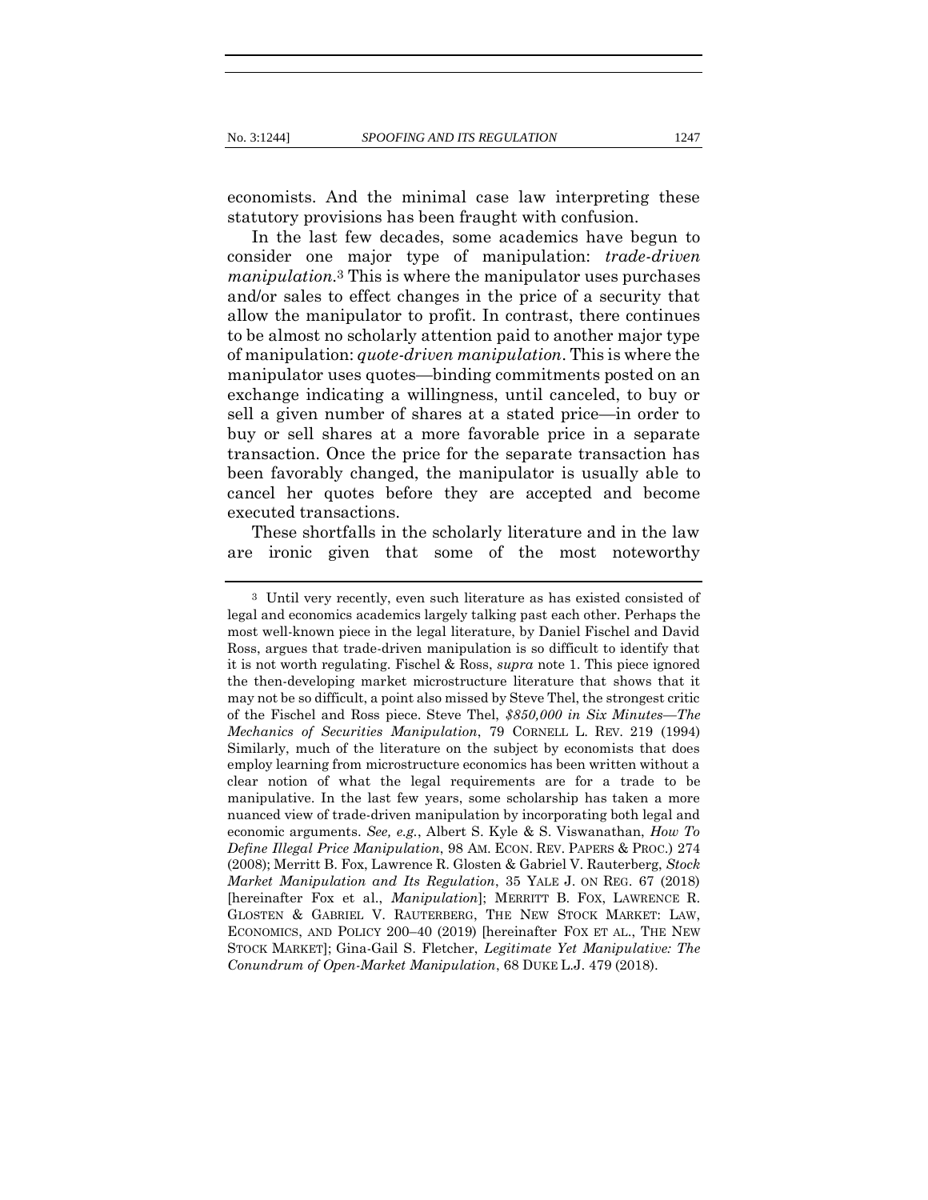economists. And the minimal case law interpreting these statutory provisions has been fraught with confusion.

In the last few decades, some academics have begun to consider one major type of manipulation: *trade-driven manipulation*.[3] This is where the manipulator uses purchases and/or sales to effect changes in the price of a security that allow the manipulator to profit. In contrast, there continues to be almost no scholarly attention paid to another major type of manipulation: *quote-driven manipulation*. This is where the manipulator uses quotes—binding commitments posted on an exchange indicating a willingness, until canceled, to buy or sell a given number of shares at a stated price—in order to buy or sell shares at a more favorable price in a separate transaction. Once the price for the separate transaction has been favorably changed, the manipulator is usually able to cancel her quotes before they are accepted and become executed transactions.

These shortfalls in the scholarly literature and in the law are ironic given that some of the most noteworthy

---

[3] Until very recently, even such literature as has existed consisted of legal and economics academics largely talking past each other. Perhaps the most well-known piece in the legal literature, by Daniel Fischel and David Ross, argues that trade-driven manipulation is so difficult to identify that it is not worth regulating. Fischel & Ross, *supra* note 1. This piece ignored the then-developing market microstructure literature that shows that it may not be so difficult, a point also missed by Steve Thel, the strongest critic of the Fischel and Ross piece. Steve Thel, *$850,000 in Six Minutes—The Mechanics of Securities Manipulation*, 79 CORNELL L. REV. 219 (1994) Similarly, much of the literature on the subject by economists that does employ learning from microstructure economics has been written without a clear notion of what the legal requirements are for a trade to be manipulative. In the last few years, some scholarship has taken a more nuanced view of trade-driven manipulation by incorporating both legal and economic arguments. *See, e.g.*, Albert S. Kyle & S. Viswanathan, *How To Define Illegal Price Manipulation*, 98 AM. ECON. REV. PAPERS & PROC.) 274 (2008); Merritt B. Fox, Lawrence R. Glosten & Gabriel V. Rauterberg, *Stock Market Manipulation and Its Regulation*, 35 YALE J. ON REG. 67 (2018) [hereinafter Fox et al., *Manipulation*]; MERRITT B. FOX, LAWRENCE R. GLOSTEN & GABRIEL V. RAUTERBERG, THE NEW STOCK MARKET: LAW, ECONOMICS, AND POLICY 200–40 (2019) [hereinafter FOX ET AL., THE NEW STOCK MARKET]; Gina-Gail S. Fletcher, *Legitimate Yet Manipulative: The Conundrum of Open-Market Manipulation*, 68 DUKE L.J. 479 (2018).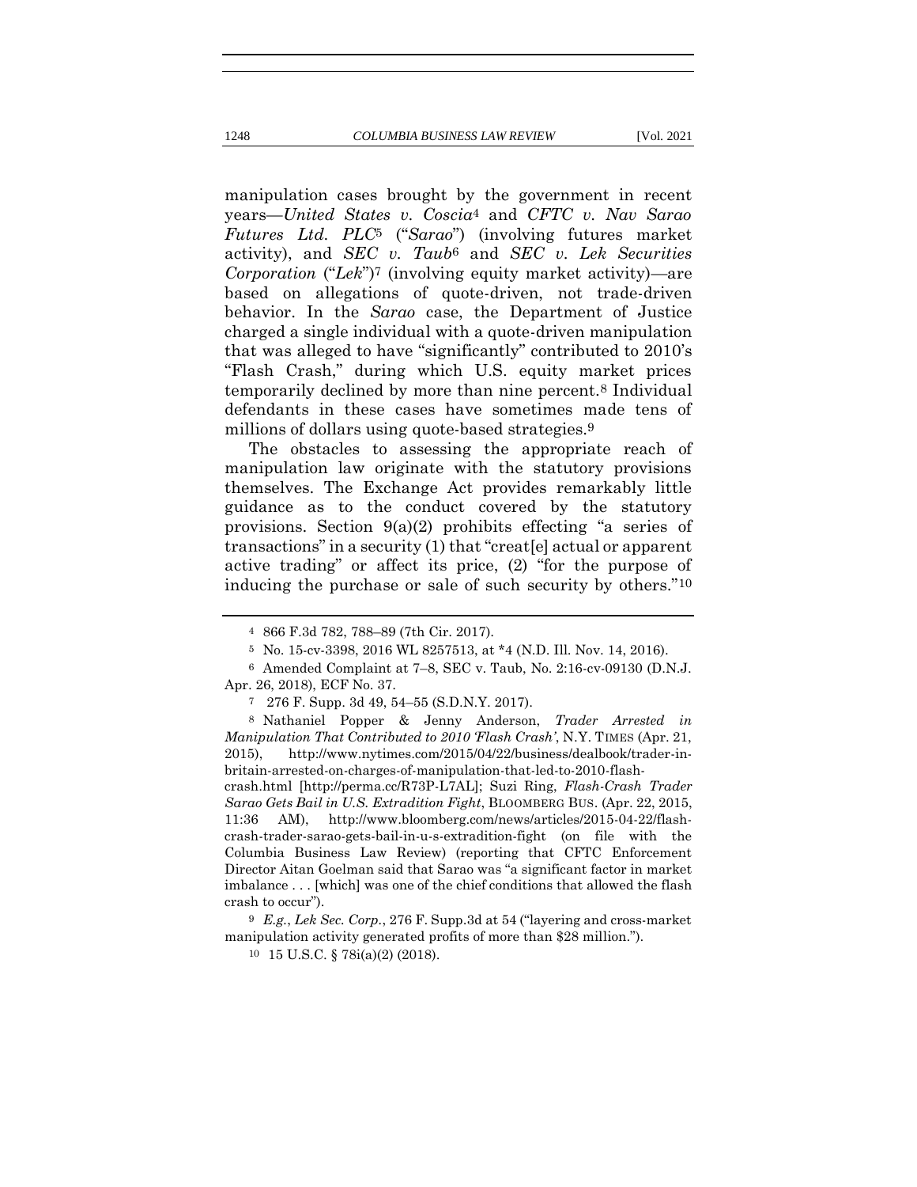manipulation cases brought by the government in recent years—*United States v. Coscia*[4] and *CFTC v. Nav Sarao Futures Ltd. PLC*[5] ("*Sarao*") (involving futures market activity), and *SEC v. Taub*[6] and *SEC v. Lek Securities Corporation* ("*Lek*")[7] (involving equity market activity)—are based on allegations of quote-driven, not trade-driven behavior. In the *Sarao* case, the Department of Justice charged a single individual with a quote-driven manipulation that was alleged to have "significantly" contributed to 2010's "Flash Crash," during which U.S. equity market prices temporarily declined by more than nine percent.[8] Individual defendants in these cases have sometimes made tens of millions of dollars using quote-based strategies.[9]

The obstacles to assessing the appropriate reach of manipulation law originate with the statutory provisions themselves. The Exchange Act provides remarkably little guidance as to the conduct covered by the statutory provisions. Section 9(a)(2) prohibits effecting "a series of transactions" in a security (1) that "creat[e] actual or apparent active trading" or affect its price, (2) "for the purpose of inducing the purchase or sale of such security by others."[10]

---

[4] 866 F.3d 782, 788–89 (7th Cir. 2017).

[5] No. 15-cv-3398, 2016 WL 8257513, at *4 (N.D. Ill. Nov. 14, 2016).

[6] Amended Complaint at 7–8, SEC v. Taub, No. 2:16-cv-09130 (D.N.J. Apr. 26, 2018), ECF No. 37.

[7] 276 F. Supp. 3d 49, 54–55 (S.D.N.Y. 2017).

[8] Nathaniel Popper & Jenny Anderson, *Trader Arrested in Manipulation That Contributed to 2010 'Flash Crash'*, N.Y. TIMES (Apr. 21, 2015), http://www.nytimes.com/2015/04/22/business/dealbook/trader-in-britain-arrested-on-charges-of-manipulation-that-led-to-2010-flash-crash.html [http://perma.cc/R73P-L7AL]; Suzi Ring, *Flash-Crash Trader Sarao Gets Bail in U.S. Extradition Fight*, BLOOMBERG BUS. (Apr. 22, 2015, 11:36 AM), http://www.bloomberg.com/news/articles/2015-04-22/flash-crash-trader-sarao-gets-bail-in-u-s-extradition-fight (on file with the Columbia Business Law Review) (reporting that CFTC Enforcement Director Aitan Goelman said that Sarao was "a significant factor in market imbalance . . . [which] was one of the chief conditions that allowed the flash crash to occur").

[9] *E.g.*, *Lek Sec. Corp.*, 276 F. Supp.3d at 54 ("layering and cross-market manipulation activity generated profits of more than $28 million.").

[10] 15 U.S.C. § 78i(a)(2) (2018).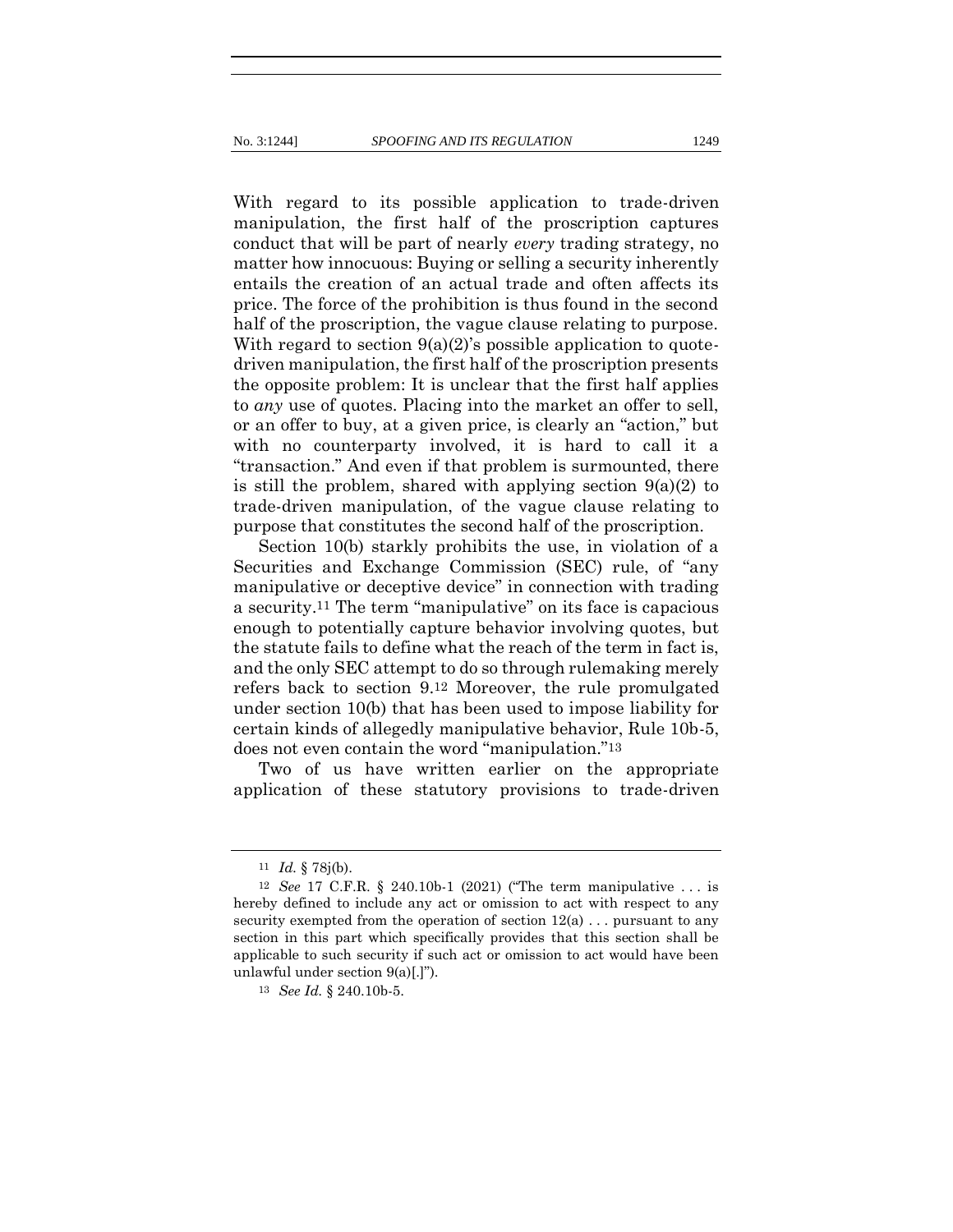With regard to its possible application to trade-driven manipulation, the first half of the proscription captures conduct that will be part of nearly *every* trading strategy, no matter how innocuous: Buying or selling a security inherently entails the creation of an actual trade and often affects its price. The force of the prohibition is thus found in the second half of the proscription, the vague clause relating to purpose. With regard to section 9(a)(2)'s possible application to quote-driven manipulation, the first half of the proscription presents the opposite problem: It is unclear that the first half applies to *any* use of quotes. Placing into the market an offer to sell, or an offer to buy, at a given price, is clearly an "action," but with no counterparty involved, it is hard to call it a "transaction." And even if that problem is surmounted, there is still the problem, shared with applying section 9(a)(2) to trade-driven manipulation, of the vague clause relating to purpose that constitutes the second half of the proscription.

Section 10(b) starkly prohibits the use, in violation of a Securities and Exchange Commission (SEC) rule, of "any manipulative or deceptive device" in connection with trading a security.[11] The term "manipulative" on its face is capacious enough to potentially capture behavior involving quotes, but the statute fails to define what the reach of the term in fact is, and the only SEC attempt to do so through rulemaking merely refers back to section 9.[12] Moreover, the rule promulgated under section 10(b) that has been used to impose liability for certain kinds of allegedly manipulative behavior, Rule 10b-5, does not even contain the word "manipulation."[13]

Two of us have written earlier on the appropriate application of these statutory provisions to trade-driven

---

[11] *Id.* § 78j(b).

[12] *See* 17 C.F.R. § 240.10b-1 (2021) ("The term manipulative . . . is hereby defined to include any act or omission to act with respect to any security exempted from the operation of section 12(a) . . . pursuant to any section in this part which specifically provides that this section shall be applicable to such security if such act or omission to act would have been unlawful under section 9(a)[.]").

[13] *See Id.* § 240.10b-5.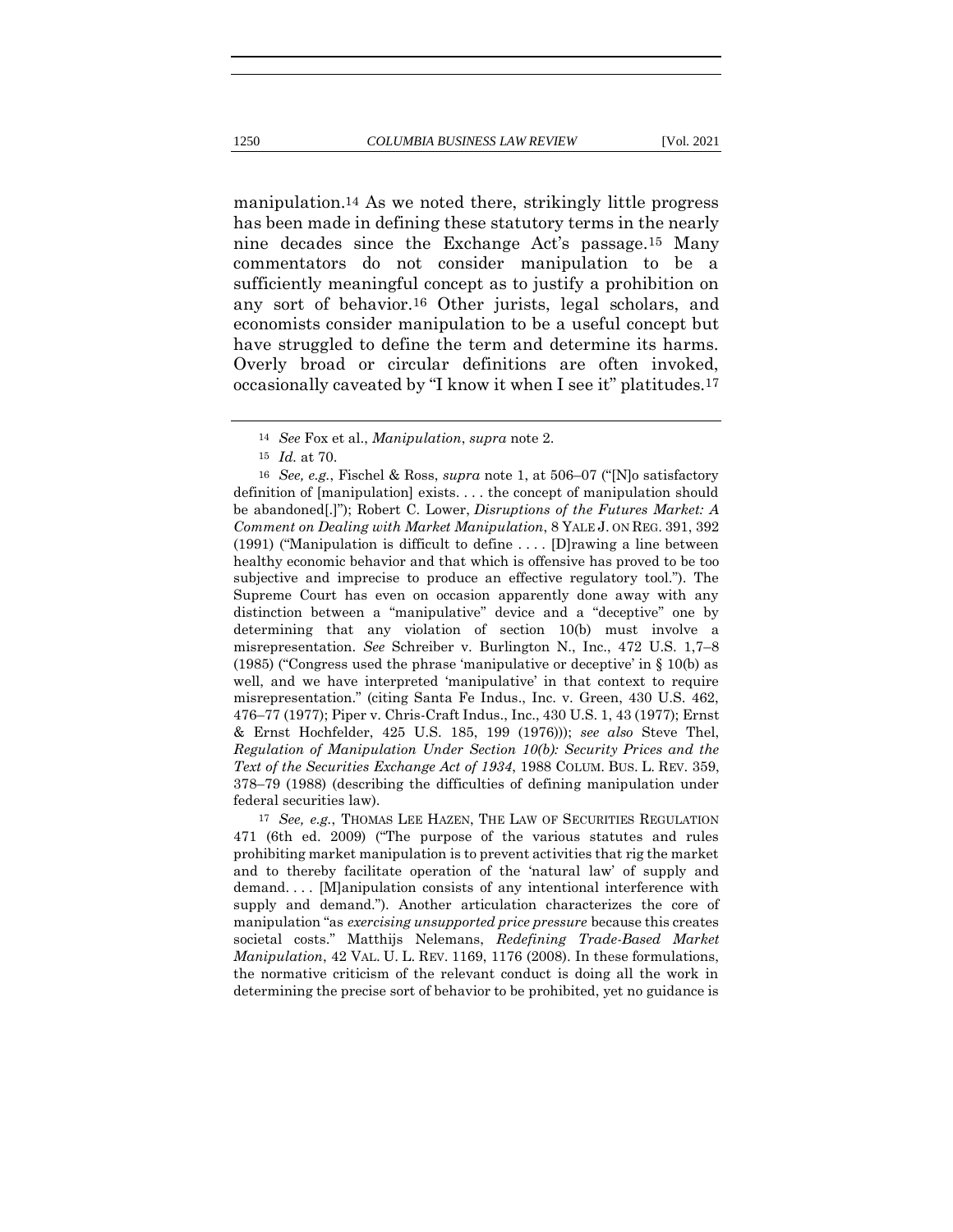manipulation.[14] As we noted there, strikingly little progress has been made in defining these statutory terms in the nearly nine decades since the Exchange Act's passage.[15] Many commentators do not consider manipulation to be a sufficiently meaningful concept as to justify a prohibition on any sort of behavior.[16] Other jurists, legal scholars, and economists consider manipulation to be a useful concept but have struggled to define the term and determine its harms. Overly broad or circular definitions are often invoked, occasionally caveated by "I know it when I see it" platitudes.[17]

---

[14] *See* Fox et al., *Manipulation*, *supra* note 2.

[15] *Id.* at 70.

[16] *See, e.g.*, Fischel & Ross, *supra* note 1, at 506–07 ("[N]o satisfactory definition of [manipulation] exists. . . . the concept of manipulation should be abandoned[.]"); Robert C. Lower, *Disruptions of the Futures Market: A Comment on Dealing with Market Manipulation*, 8 YALE J. ON REG. 391, 392 (1991) ("Manipulation is difficult to define . . . . [D]rawing a line between healthy economic behavior and that which is offensive has proved to be too subjective and imprecise to produce an effective regulatory tool."). The Supreme Court has even on occasion apparently done away with any distinction between a "manipulative" device and a "deceptive" one by determining that any violation of section 10(b) must involve a misrepresentation. *See* Schreiber v. Burlington N., Inc., 472 U.S. 1,7–8 (1985) ("Congress used the phrase 'manipulative or deceptive' in § 10(b) as well, and we have interpreted 'manipulative' in that context to require misrepresentation." (citing Santa Fe Indus., Inc. v. Green, 430 U.S. 462, 476–77 (1977); Piper v. Chris-Craft Indus., Inc., 430 U.S. 1, 43 (1977); Ernst & Ernst Hochfelder, 425 U.S. 185, 199 (1976))); *see also* Steve Thel, *Regulation of Manipulation Under Section 10(b): Security Prices and the Text of the Securities Exchange Act of 1934*, 1988 COLUM. BUS. L. REV. 359, 378–79 (1988) (describing the difficulties of defining manipulation under federal securities law).

[17] *See, e.g.*, THOMAS LEE HAZEN, THE LAW OF SECURITIES REGULATION 471 (6th ed. 2009) ("The purpose of the various statutes and rules prohibiting market manipulation is to prevent activities that rig the market and to thereby facilitate operation of the 'natural law' of supply and demand. . . . [M]anipulation consists of any intentional interference with supply and demand."). Another articulation characterizes the core of manipulation "as *exercising unsupported price pressure* because this creates societal costs." Matthijs Nelemans, *Redefining Trade-Based Market Manipulation*, 42 VAL. U. L. REV. 1169, 1176 (2008). In these formulations, the normative criticism of the relevant conduct is doing all the work in determining the precise sort of behavior to be prohibited, yet no guidance is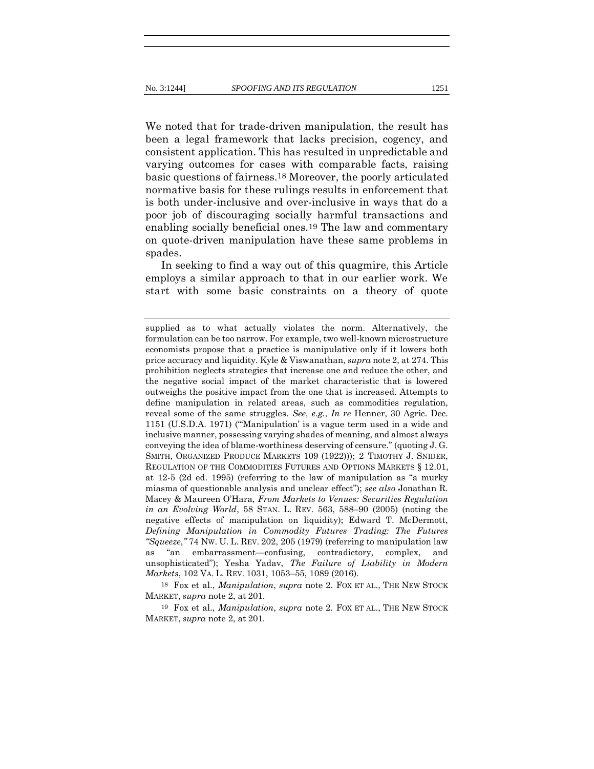We noted that for trade-driven manipulation, the result has been a legal framework that lacks precision, cogency, and consistent application. This has resulted in unpredictable and varying outcomes for cases with comparable facts, raising basic questions of fairness.[18] Moreover, the poorly articulated normative basis for these rulings results in enforcement that is both under-inclusive and over-inclusive in ways that do a poor job of discouraging socially harmful transactions and enabling socially beneficial ones.[19] The law and commentary on quote-driven manipulation have these same problems in spades.

In seeking to find a way out of this quagmire, this Article employs a similar approach to that in our earlier work. We start with some basic constraints on a theory of quote

---

supplied as to what actually violates the norm. Alternatively, the formulation can be too narrow. For example, two well-known microstructure economists propose that a practice is manipulative only if it lowers both price accuracy and liquidity. Kyle & Viswanathan, *supra* note 2, at 274. This prohibition neglects strategies that increase one and reduce the other, and the negative social impact of the market characteristic that is lowered outweighs the positive impact from the one that is increased. Attempts to define manipulation in related areas, such as commodities regulation, reveal some of the same struggles. *See, e.g.*, *In re* Henner, 30 Agric. Dec. 1151 (U.S.D.A. 1971) ("'Manipulation' is a vague term used in a wide and inclusive manner, possessing varying shades of meaning, and almost always conveying the idea of blame-worthiness deserving of censure." (quoting J. G. SMITH, ORGANIZED PRODUCE MARKETS 109 (1922))); 2 TIMOTHY J. SNIDER, REGULATION OF THE COMMODITIES FUTURES AND OPTIONS MARKETS § 12.01, at 12-5 (2d ed. 1995) (referring to the law of manipulation as "a murky miasma of questionable analysis and unclear effect"); *see also* Jonathan R. Macey & Maureen O'Hara, *From Markets to Venues: Securities Regulation in an Evolving World*, 58 STAN. L. REV. 563, 588–90 (2005) (noting the negative effects of manipulation on liquidity); Edward T. McDermott, *Defining Manipulation in Commodity Futures Trading: The Futures "Squeeze,"* 74 NW. U. L. REV. 202, 205 (1979) (referring to manipulation law as "an embarrassment—confusing, contradictory, complex, and unsophisticated"); Yesha Yadav, *The Failure of Liability in Modern Markets*, 102 VA. L. REV. 1031, 1053–55, 1089 (2016).

[18] Fox et al., *Manipulation*, *supra* note 2. FOX ET AL., THE NEW STOCK MARKET, *supra* note 2, at 201.

[19] Fox et al., *Manipulation*, *supra* note 2. FOX ET AL., THE NEW STOCK MARKET, *supra* note 2, at 201.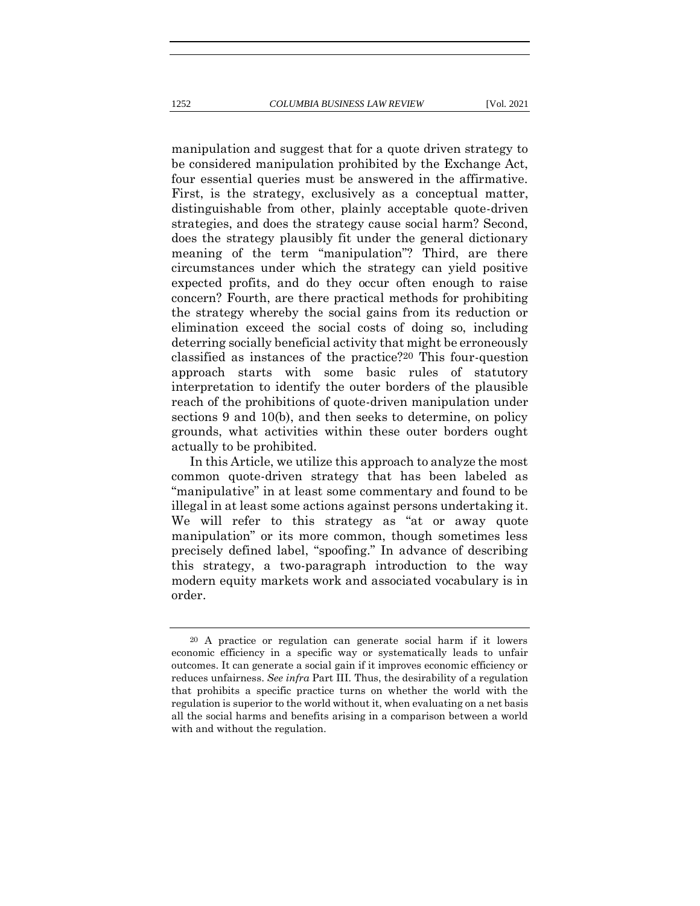manipulation and suggest that for a quote driven strategy to be considered manipulation prohibited by the Exchange Act, four essential queries must be answered in the affirmative. First, is the strategy, exclusively as a conceptual matter, distinguishable from other, plainly acceptable quote-driven strategies, and does the strategy cause social harm? Second, does the strategy plausibly fit under the general dictionary meaning of the term "manipulation"? Third, are there circumstances under which the strategy can yield positive expected profits, and do they occur often enough to raise concern? Fourth, are there practical methods for prohibiting the strategy whereby the social gains from its reduction or elimination exceed the social costs of doing so, including deterring socially beneficial activity that might be erroneously classified as instances of the practice?[20] This four-question approach starts with some basic rules of statutory interpretation to identify the outer borders of the plausible reach of the prohibitions of quote-driven manipulation under sections 9 and 10(b), and then seeks to determine, on policy grounds, what activities within these outer borders ought actually to be prohibited.

In this Article, we utilize this approach to analyze the most common quote-driven strategy that has been labeled as "manipulative" in at least some commentary and found to be illegal in at least some actions against persons undertaking it. We will refer to this strategy as "at or away quote manipulation" or its more common, though sometimes less precisely defined label, "spoofing." In advance of describing this strategy, a two-paragraph introduction to the way modern equity markets work and associated vocabulary is in order.

---

[20] A practice or regulation can generate social harm if it lowers economic efficiency in a specific way or systematically leads to unfair outcomes. It can generate a social gain if it improves economic efficiency or reduces unfairness. *See infra* Part III. Thus, the desirability of a regulation that prohibits a specific practice turns on whether the world with the regulation is superior to the world without it, when evaluating on a net basis all the social harms and benefits arising in a comparison between a world with and without the regulation.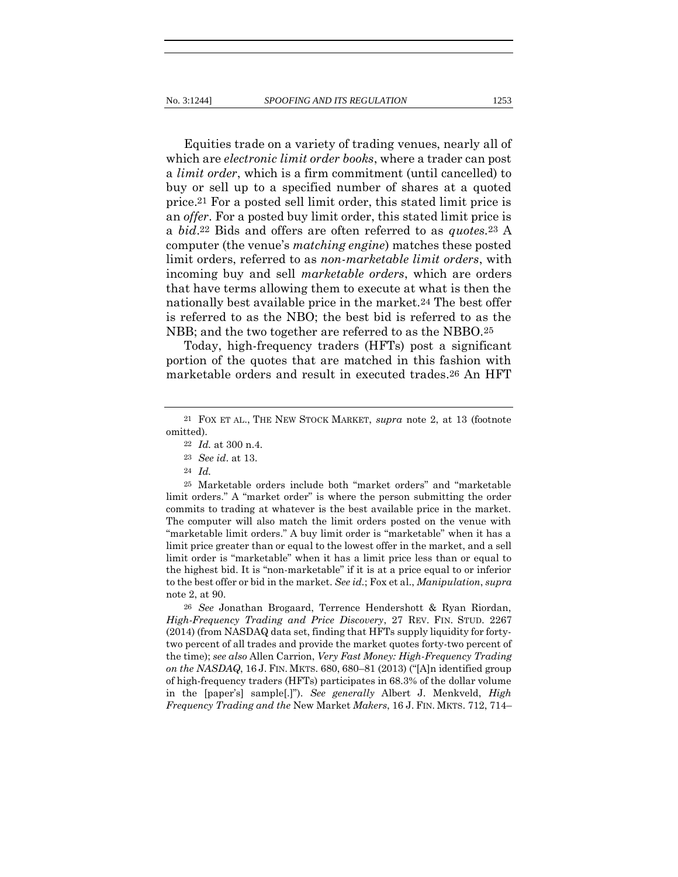Equities trade on a variety of trading venues, nearly all of which are *electronic limit order books*, where a trader can post a *limit order*, which is a firm commitment (until cancelled) to buy or sell up to a specified number of shares at a quoted price.[21] For a posted sell limit order, this stated limit price is an *offer*. For a posted buy limit order, this stated limit price is a *bid*.[22] Bids and offers are often referred to as *quotes*.[23] A computer (the venue's *matching engine*) matches these posted limit orders, referred to as *non-marketable limit orders*, with incoming buy and sell *marketable orders*, which are orders that have terms allowing them to execute at what is then the nationally best available price in the market.[24] The best offer is referred to as the NBO; the best bid is referred to as the NBB; and the two together are referred to as the NBBO.[25]

Today, high-frequency traders (HFTs) post a significant portion of the quotes that are matched in this fashion with marketable orders and result in executed trades.[26] An HFT

---

[21] FOX ET AL., THE NEW STOCK MARKET, *supra* note 2, at 13 (footnote omitted).

[22] *Id.* at 300 n.4.

[23] *See id*. at 13.

[24] *Id.*

[25] Marketable orders include both "market orders" and "marketable limit orders." A "market order" is where the person submitting the order commits to trading at whatever is the best available price in the market. The computer will also match the limit orders posted on the venue with "marketable limit orders." A buy limit order is "marketable" when it has a limit price greater than or equal to the lowest offer in the market, and a sell limit order is "marketable" when it has a limit price less than or equal to the highest bid. It is "non-marketable" if it is at a price equal to or inferior to the best offer or bid in the market. *See id.*; Fox et al., *Manipulation*, *supra* note 2, at 90.

[26] *See* Jonathan Brogaard, Terrence Hendershott & Ryan Riordan, *High-Frequency Trading and Price Discovery*, 27 REV. FIN. STUD. 2267 (2014) (from NASDAQ data set, finding that HFTs supply liquidity for forty-two percent of all trades and provide the market quotes forty-two percent of the time); *see also* Allen Carrion, *Very Fast Money: High-Frequency Trading on the NASDAQ*, 16 J. FIN. MKTS. 680, 680–81 (2013) ("[A]n identified group of high-frequency traders (HFTs) participates in 68.3% of the dollar volume in the [paper's] sample[.]"). *See generally* Albert J. Menkveld, *High Frequency Trading and the* New Market *Makers*, 16 J. FIN. MKTS. 712, 714–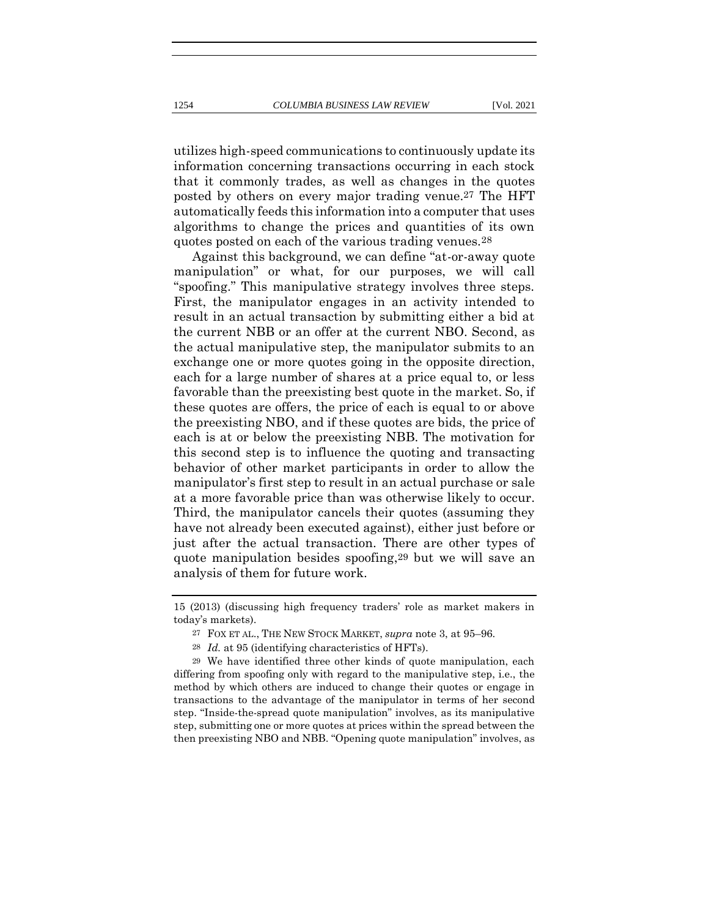utilizes high-speed communications to continuously update its information concerning transactions occurring in each stock that it commonly trades, as well as changes in the quotes posted by others on every major trading venue.[27] The HFT automatically feeds this information into a computer that uses algorithms to change the prices and quantities of its own quotes posted on each of the various trading venues.[28]

Against this background, we can define "at-or-away quote manipulation" or what, for our purposes, we will call "spoofing." This manipulative strategy involves three steps. First, the manipulator engages in an activity intended to result in an actual transaction by submitting either a bid at the current NBB or an offer at the current NBO. Second, as the actual manipulative step, the manipulator submits to an exchange one or more quotes going in the opposite direction, each for a large number of shares at a price equal to, or less favorable than the preexisting best quote in the market. So, if these quotes are offers, the price of each is equal to or above the preexisting NBO, and if these quotes are bids, the price of each is at or below the preexisting NBB. The motivation for this second step is to influence the quoting and transacting behavior of other market participants in order to allow the manipulator's first step to result in an actual purchase or sale at a more favorable price than was otherwise likely to occur. Third, the manipulator cancels their quotes (assuming they have not already been executed against), either just before or just after the actual transaction. There are other types of quote manipulation besides spoofing,[29] but we will save an analysis of them for future work.

---

15 (2013) (discussing high frequency traders' role as market makers in today's markets).

[27] FOX ET AL., THE NEW STOCK MARKET, *supra* note 3, at 95–96.

[28] *Id.* at 95 (identifying characteristics of HFTs).

[29] We have identified three other kinds of quote manipulation, each differing from spoofing only with regard to the manipulative step, i.e., the method by which others are induced to change their quotes or engage in transactions to the advantage of the manipulator in terms of her second step. "Inside-the-spread quote manipulation" involves, as its manipulative step, submitting one or more quotes at prices within the spread between the then preexisting NBO and NBB. "Opening quote manipulation" involves, as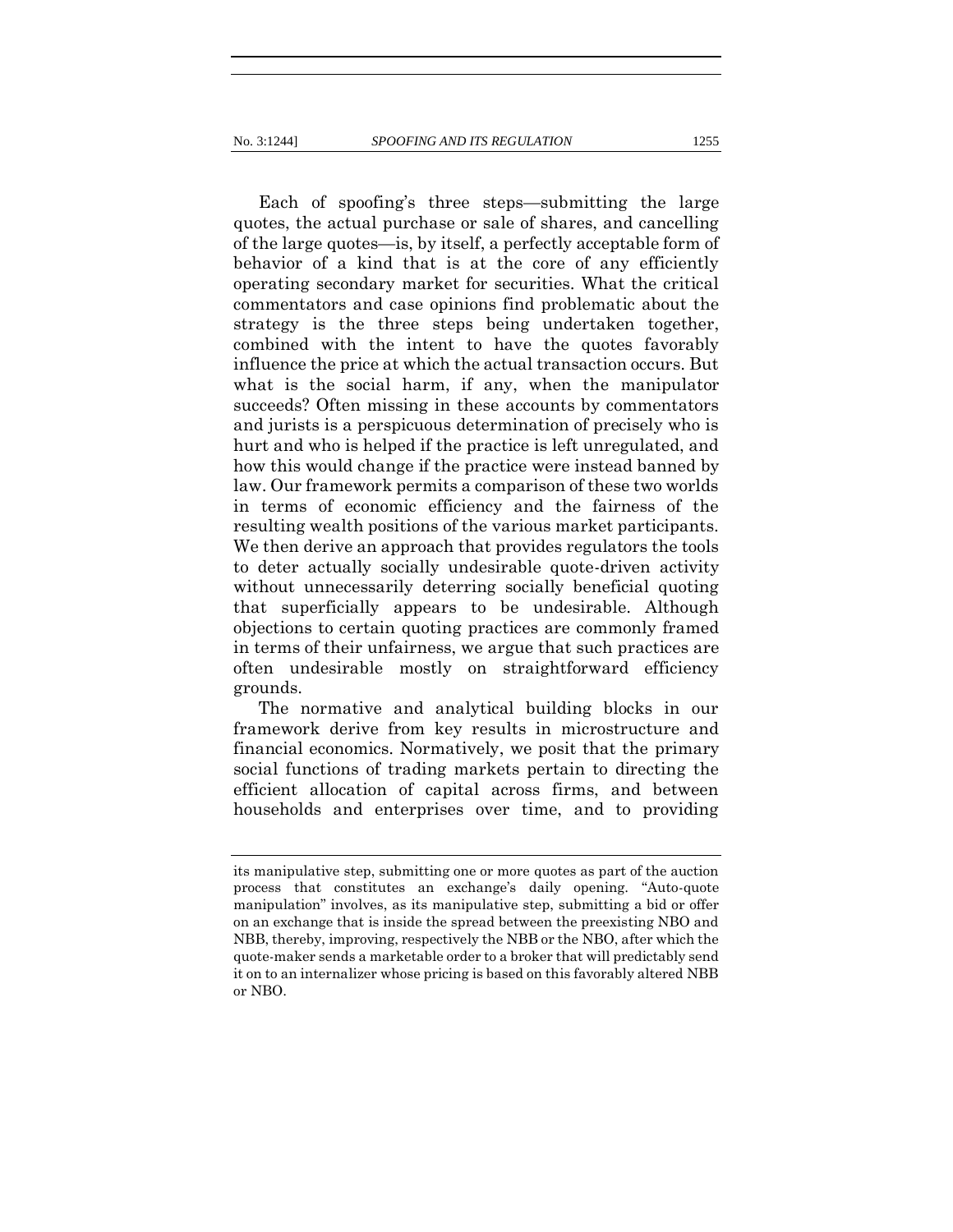Each of spoofing's three steps—submitting the large quotes, the actual purchase or sale of shares, and cancelling of the large quotes—is, by itself, a perfectly acceptable form of behavior of a kind that is at the core of any efficiently operating secondary market for securities. What the critical commentators and case opinions find problematic about the strategy is the three steps being undertaken together, combined with the intent to have the quotes favorably influence the price at which the actual transaction occurs. But what is the social harm, if any, when the manipulator succeeds? Often missing in these accounts by commentators and jurists is a perspicuous determination of precisely who is hurt and who is helped if the practice is left unregulated, and how this would change if the practice were instead banned by law. Our framework permits a comparison of these two worlds in terms of economic efficiency and the fairness of the resulting wealth positions of the various market participants. We then derive an approach that provides regulators the tools to deter actually socially undesirable quote-driven activity without unnecessarily deterring socially beneficial quoting that superficially appears to be undesirable. Although objections to certain quoting practices are commonly framed in terms of their unfairness, we argue that such practices are often undesirable mostly on straightforward efficiency grounds.

The normative and analytical building blocks in our framework derive from key results in microstructure and financial economics. Normatively, we posit that the primary social functions of trading markets pertain to directing the efficient allocation of capital across firms, and between households and enterprises over time, and to providing

---

its manipulative step, submitting one or more quotes as part of the auction process that constitutes an exchange's daily opening. "Auto-quote manipulation" involves, as its manipulative step, submitting a bid or offer on an exchange that is inside the spread between the preexisting NBO and NBB, thereby, improving, respectively the NBB or the NBO, after which the quote-maker sends a marketable order to a broker that will predictably send it on to an internalizer whose pricing is based on this favorably altered NBB or NBO.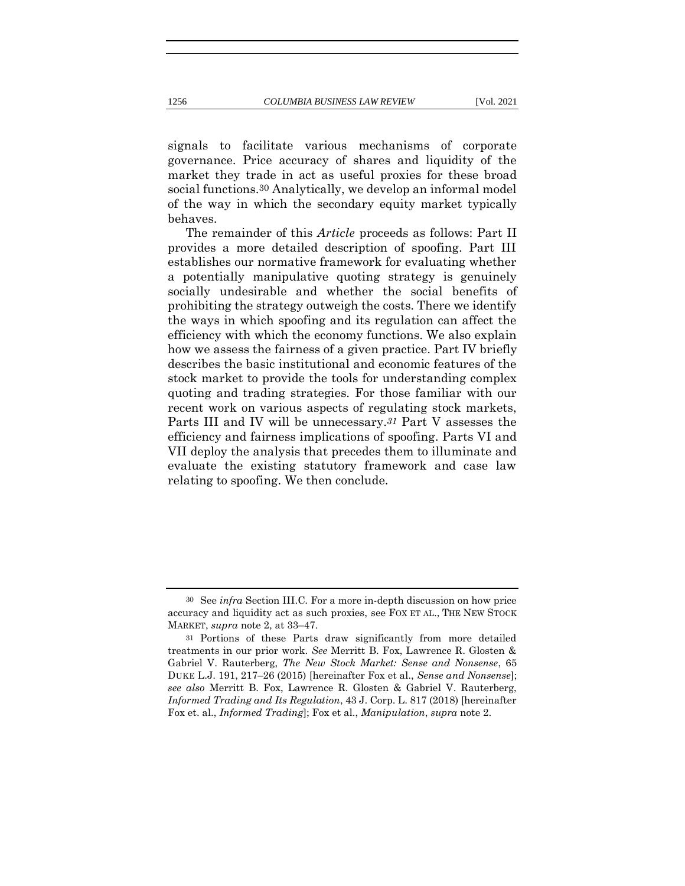signals to facilitate various mechanisms of corporate governance. Price accuracy of shares and liquidity of the market they trade in act as useful proxies for these broad social functions.[30] Analytically, we develop an informal model of the way in which the secondary equity market typically behaves.

The remainder of this *Article* proceeds as follows: Part II provides a more detailed description of spoofing. Part III establishes our normative framework for evaluating whether a potentially manipulative quoting strategy is genuinely socially undesirable and whether the social benefits of prohibiting the strategy outweigh the costs. There we identify the ways in which spoofing and its regulation can affect the efficiency with which the economy functions. We also explain how we assess the fairness of a given practice. Part IV briefly describes the basic institutional and economic features of the stock market to provide the tools for understanding complex quoting and trading strategies. For those familiar with our recent work on various aspects of regulating stock markets, Parts III and IV will be unnecessary.[31] Part V assesses the efficiency and fairness implications of spoofing. Parts VI and VII deploy the analysis that precedes them to illuminate and evaluate the existing statutory framework and case law relating to spoofing. We then conclude.

---

[30] See *infra* Section III.C. For a more in-depth discussion on how price accuracy and liquidity act as such proxies, see FOX ET AL., THE NEW STOCK MARKET, *supra* note 2, at 33–47.

[31] Portions of these Parts draw significantly from more detailed treatments in our prior work. *See* Merritt B. Fox, Lawrence R. Glosten & Gabriel V. Rauterberg, *The New Stock Market: Sense and Nonsense*, 65 DUKE L.J. 191, 217–26 (2015) [hereinafter Fox et al., *Sense and Nonsense*]; *see also* Merritt B. Fox, Lawrence R. Glosten & Gabriel V. Rauterberg, *Informed Trading and Its Regulation*, 43 J. Corp. L. 817 (2018) [hereinafter Fox et. al., *Informed Trading*]; Fox et al., *Manipulation*, *supra* note 2.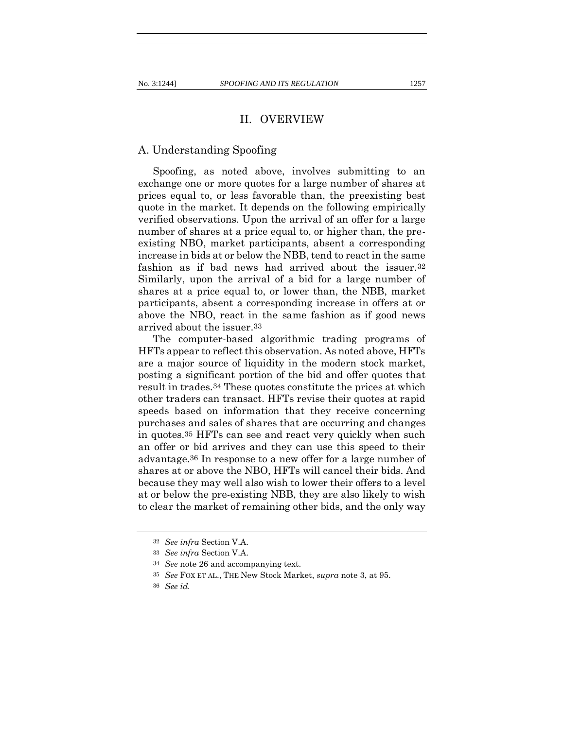## II. OVERVIEW

### A. Understanding Spoofing

Spoofing, as noted above, involves submitting to an exchange one or more quotes for a large number of shares at prices equal to, or less favorable than, the preexisting best quote in the market. It depends on the following empirically verified observations. Upon the arrival of an offer for a large number of shares at a price equal to, or higher than, the pre-existing NBO, market participants, absent a corresponding increase in bids at or below the NBB, tend to react in the same fashion as if bad news had arrived about the issuer.[32] Similarly, upon the arrival of a bid for a large number of shares at a price equal to, or lower than, the NBB, market participants, absent a corresponding increase in offers at or above the NBO, react in the same fashion as if good news arrived about the issuer.[33]

The computer-based algorithmic trading programs of HFTs appear to reflect this observation. As noted above, HFTs are a major source of liquidity in the modern stock market, posting a significant portion of the bid and offer quotes that result in trades.[34] These quotes constitute the prices at which other traders can transact. HFTs revise their quotes at rapid speeds based on information that they receive concerning purchases and sales of shares that are occurring and changes in quotes.[35] HFTs can see and react very quickly when such an offer or bid arrives and they can use this speed to their advantage.[36] In response to a new offer for a large number of shares at or above the NBO, HFTs will cancel their bids. And because they may well also wish to lower their offers to a level at or below the pre-existing NBB, they are also likely to wish to clear the market of remaining other bids, and the only way

---

32 *See infra* Section V.A.

33 *See infra* Section V.A.

34 *See* note 26 and accompanying text.

35 *See* FOX ET AL., THE New Stock Market, *supra* note 3, at 95.

36 *See id.*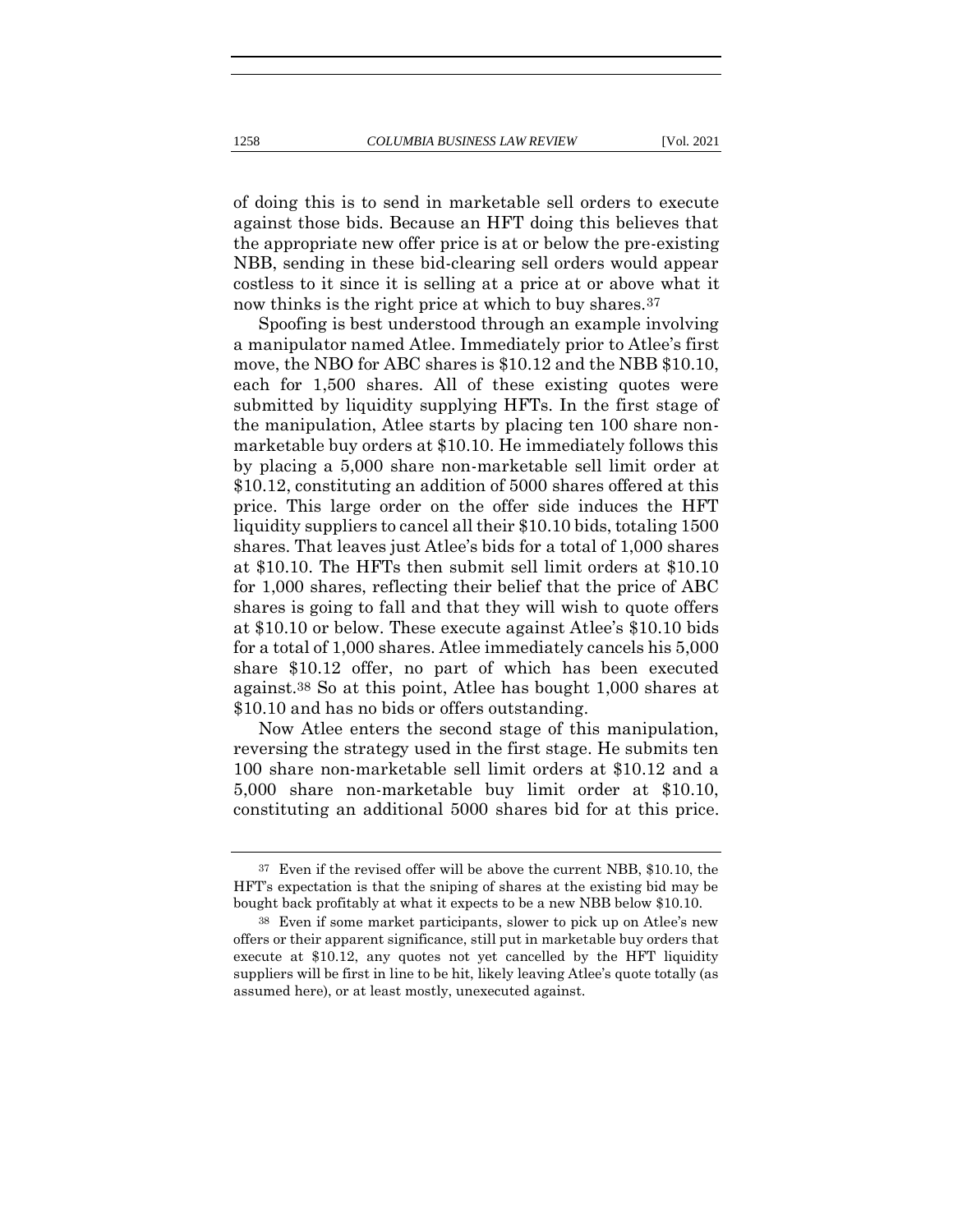of doing this is to send in marketable sell orders to execute against those bids. Because an HFT doing this believes that the appropriate new offer price is at or below the pre-existing NBB, sending in these bid-clearing sell orders would appear costless to it since it is selling at a price at or above what it now thinks is the right price at which to buy shares.[37]

Spoofing is best understood through an example involving a manipulator named Atlee. Immediately prior to Atlee's first move, the NBO for ABC shares is $10.12 and the NBB $10.10, each for 1,500 shares. All of these existing quotes were submitted by liquidity supplying HFTs. In the first stage of the manipulation, Atlee starts by placing ten 100 share non-marketable buy orders at $10.10. He immediately follows this by placing a 5,000 share non-marketable sell limit order at $10.12, constituting an addition of 5000 shares offered at this price. This large order on the offer side induces the HFT liquidity suppliers to cancel all their $10.10 bids, totaling 1500 shares. That leaves just Atlee's bids for a total of 1,000 shares at $10.10. The HFTs then submit sell limit orders at $10.10 for 1,000 shares, reflecting their belief that the price of ABC shares is going to fall and that they will wish to quote offers at $10.10 or below. These execute against Atlee's $10.10 bids for a total of 1,000 shares. Atlee immediately cancels his 5,000 share $10.12 offer, no part of which has been executed against.[38] So at this point, Atlee has bought 1,000 shares at $10.10 and has no bids or offers outstanding.

Now Atlee enters the second stage of this manipulation, reversing the strategy used in the first stage. He submits ten 100 share non-marketable sell limit orders at $10.12 and a 5,000 share non-marketable buy limit order at $10.10, constituting an additional 5000 shares bid for at this price.

---

[37] Even if the revised offer will be above the current NBB, $10.10, the HFT's expectation is that the sniping of shares at the existing bid may be bought back profitably at what it expects to be a new NBB below $10.10.

[38] Even if some market participants, slower to pick up on Atlee's new offers or their apparent significance, still put in marketable buy orders that execute at $10.12, any quotes not yet cancelled by the HFT liquidity suppliers will be first in line to be hit, likely leaving Atlee's quote totally (as assumed here), or at least mostly, unexecuted against.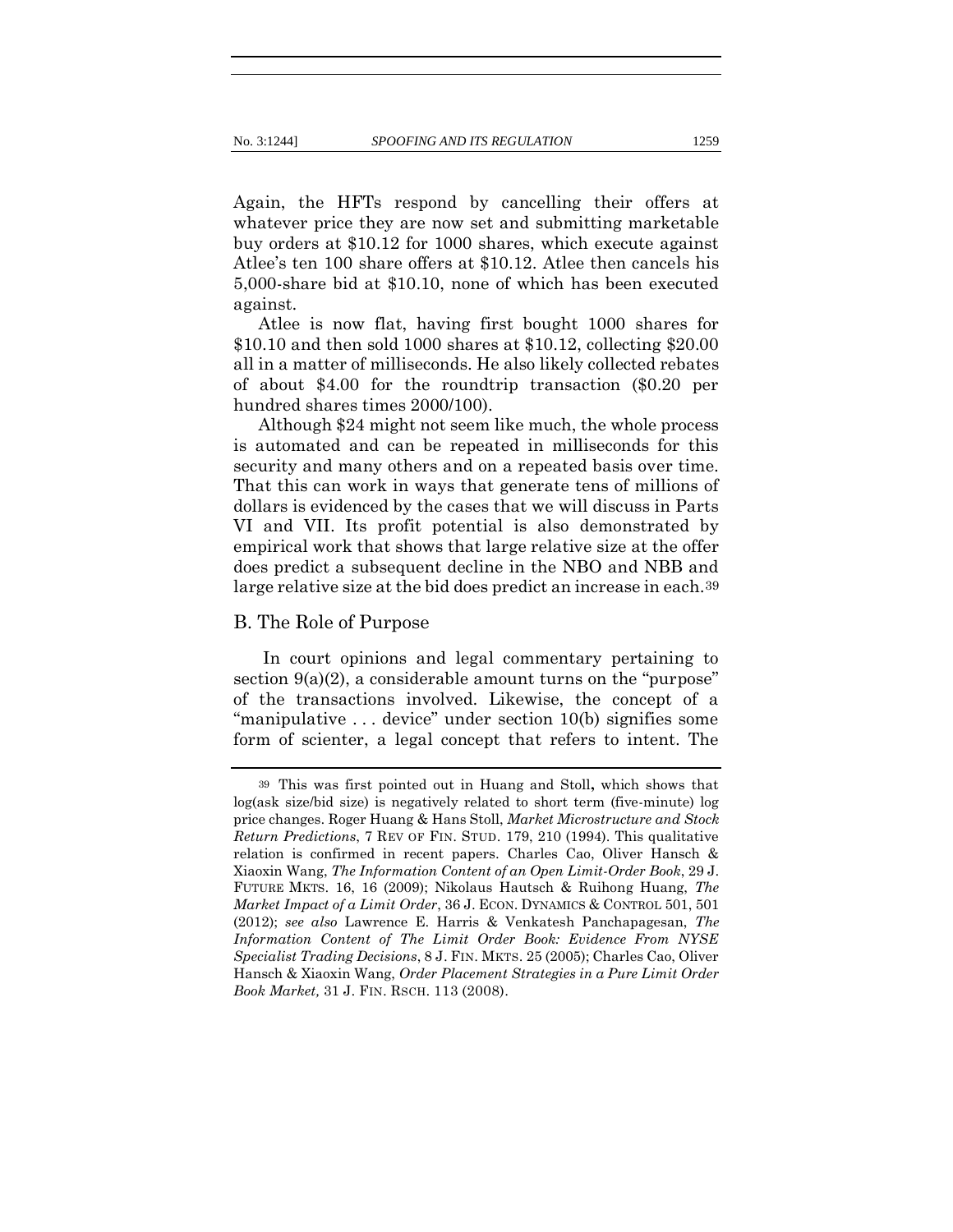Again, the HFTs respond by cancelling their offers at whatever price they are now set and submitting marketable buy orders at $10.12 for 1000 shares, which execute against Atlee's ten 100 share offers at $10.12. Atlee then cancels his 5,000-share bid at $10.10, none of which has been executed against.

Atlee is now flat, having first bought 1000 shares for $10.10 and then sold 1000 shares at $10.12, collecting $20.00 all in a matter of milliseconds. He also likely collected rebates of about $4.00 for the roundtrip transaction ($0.20 per hundred shares times 2000/100).

Although $24 might not seem like much, the whole process is automated and can be repeated in milliseconds for this security and many others and on a repeated basis over time. That this can work in ways that generate tens of millions of dollars is evidenced by the cases that we will discuss in Parts VI and VII. Its profit potential is also demonstrated by empirical work that shows that large relative size at the offer does predict a subsequent decline in the NBO and NBB and large relative size at the bid does predict an increase in each.[39]

## B. The Role of Purpose

In court opinions and legal commentary pertaining to section 9(a)(2), a considerable amount turns on the "purpose" of the transactions involved. Likewise, the concept of a "manipulative . . . device" under section 10(b) signifies some form of scienter, a legal concept that refers to intent. The

---

[39] This was first pointed out in Huang and Stoll**,** which shows that log(ask size/bid size) is negatively related to short term (five-minute) log price changes. Roger Huang & Hans Stoll, *Market Microstructure and Stock Return Predictions*, 7 REV OF FIN. STUD. 179, 210 (1994). This qualitative relation is confirmed in recent papers. Charles Cao, Oliver Hansch & Xiaoxin Wang, *The Information Content of an Open Limit-Order Book*, 29 J. FUTURE MKTS. 16, 16 (2009); Nikolaus Hautsch & Ruihong Huang, *The Market Impact of a Limit Order*, 36 J. ECON. DYNAMICS & CONTROL 501, 501 (2012); *see also* Lawrence E. Harris & Venkatesh Panchapagesan, *The Information Content of The Limit Order Book: Evidence From NYSE Specialist Trading Decisions*, 8 J. FIN. MKTS. 25 (2005); Charles Cao, Oliver Hansch & Xiaoxin Wang, *Order Placement Strategies in a Pure Limit Order Book Market,* 31 J. FIN. RSCH. 113 (2008).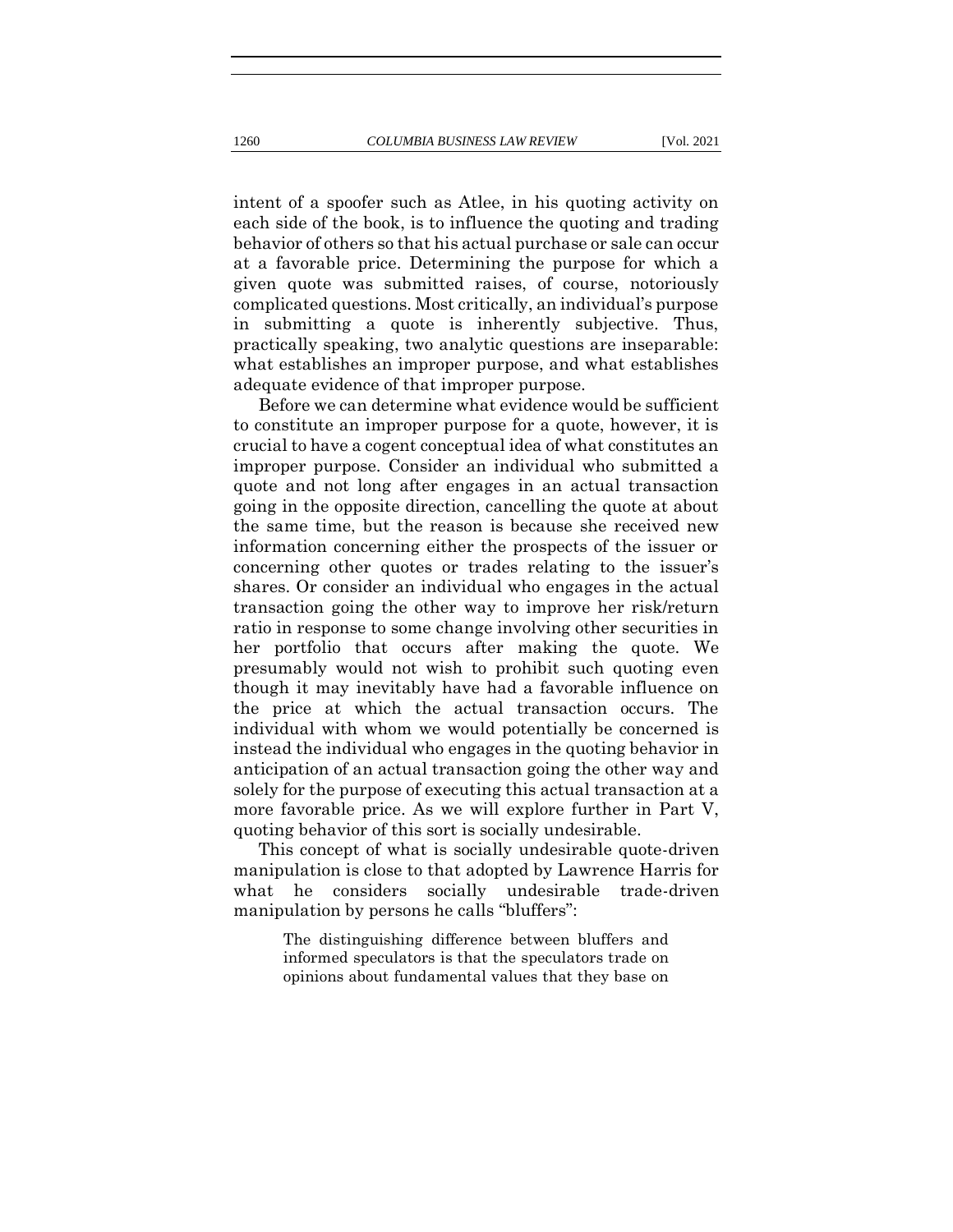intent of a spoofer such as Atlee, in his quoting activity on each side of the book, is to influence the quoting and trading behavior of others so that his actual purchase or sale can occur at a favorable price. Determining the purpose for which a given quote was submitted raises, of course, notoriously complicated questions. Most critically, an individual's purpose in submitting a quote is inherently subjective. Thus, practically speaking, two analytic questions are inseparable: what establishes an improper purpose, and what establishes adequate evidence of that improper purpose.

Before we can determine what evidence would be sufficient to constitute an improper purpose for a quote, however, it is crucial to have a cogent conceptual idea of what constitutes an improper purpose. Consider an individual who submitted a quote and not long after engages in an actual transaction going in the opposite direction, cancelling the quote at about the same time, but the reason is because she received new information concerning either the prospects of the issuer or concerning other quotes or trades relating to the issuer's shares. Or consider an individual who engages in the actual transaction going the other way to improve her risk/return ratio in response to some change involving other securities in her portfolio that occurs after making the quote. We presumably would not wish to prohibit such quoting even though it may inevitably have had a favorable influence on the price at which the actual transaction occurs. The individual with whom we would potentially be concerned is instead the individual who engages in the quoting behavior in anticipation of an actual transaction going the other way and solely for the purpose of executing this actual transaction at a more favorable price. As we will explore further in Part V, quoting behavior of this sort is socially undesirable.

This concept of what is socially undesirable quote-driven manipulation is close to that adopted by Lawrence Harris for what he considers socially undesirable trade-driven manipulation by persons he calls "bluffers":

> The distinguishing difference between bluffers and informed speculators is that the speculators trade on opinions about fundamental values that they base on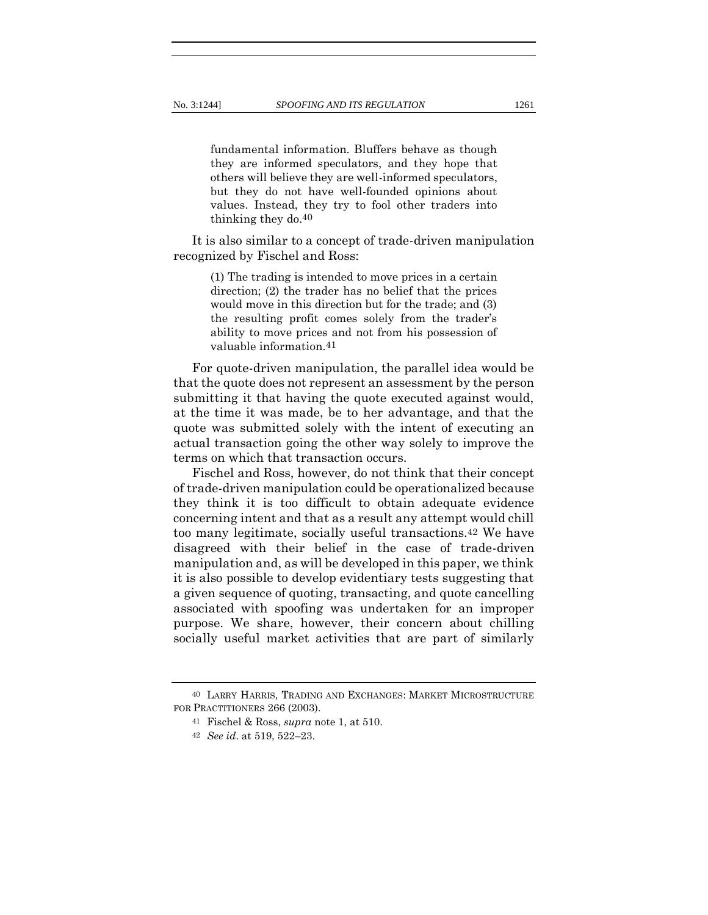> fundamental information. Bluffers behave as though they are informed speculators, and they hope that others will believe they are well-informed speculators, but they do not have well-founded opinions about values. Instead, they try to fool other traders into thinking they do.[40]

It is also similar to a concept of trade-driven manipulation recognized by Fischel and Ross:

> (1) The trading is intended to move prices in a certain direction; (2) the trader has no belief that the prices would move in this direction but for the trade; and (3) the resulting profit comes solely from the trader's ability to move prices and not from his possession of valuable information.[41]

For quote-driven manipulation, the parallel idea would be that the quote does not represent an assessment by the person submitting it that having the quote executed against would, at the time it was made, be to her advantage, and that the quote was submitted solely with the intent of executing an actual transaction going the other way solely to improve the terms on which that transaction occurs.

Fischel and Ross, however, do not think that their concept of trade-driven manipulation could be operationalized because they think it is too difficult to obtain adequate evidence concerning intent and that as a result any attempt would chill too many legitimate, socially useful transactions.[42] We have disagreed with their belief in the case of trade-driven manipulation and, as will be developed in this paper, we think it is also possible to develop evidentiary tests suggesting that a given sequence of quoting, transacting, and quote cancelling associated with spoofing was undertaken for an improper purpose. We share, however, their concern about chilling socially useful market activities that are part of similarly

---

[40] LARRY HARRIS, TRADING AND EXCHANGES: MARKET MICROSTRUCTURE FOR PRACTITIONERS 266 (2003).

[41] Fischel & Ross, *supra* note 1, at 510.

[42] *See id*. at 519, 522–23.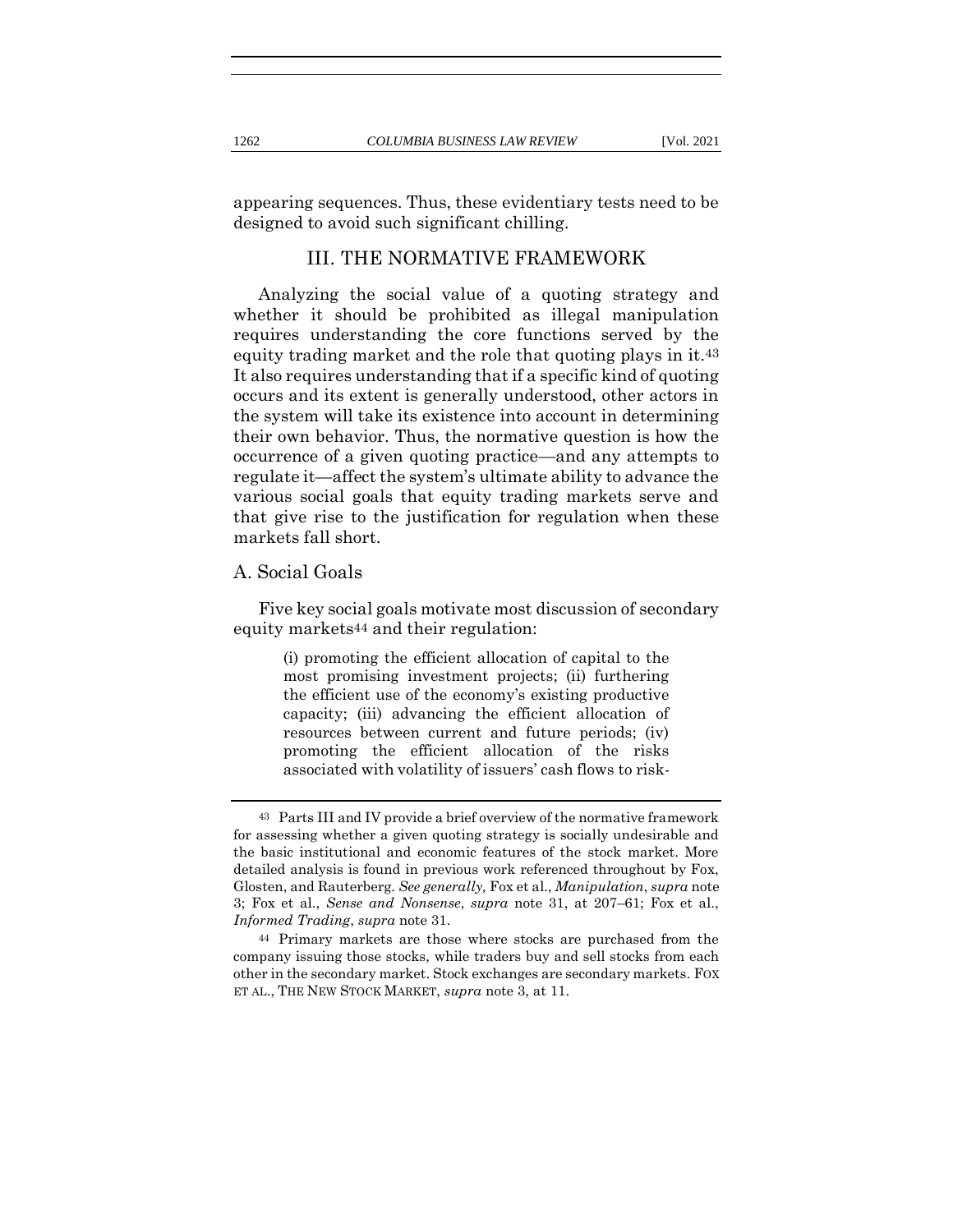appearing sequences. Thus, these evidentiary tests need to be designed to avoid such significant chilling.

## III. THE NORMATIVE FRAMEWORK

Analyzing the social value of a quoting strategy and whether it should be prohibited as illegal manipulation requires understanding the core functions served by the equity trading market and the role that quoting plays in it.[43] It also requires understanding that if a specific kind of quoting occurs and its extent is generally understood, other actors in the system will take its existence into account in determining their own behavior. Thus, the normative question is how the occurrence of a given quoting practice—and any attempts to regulate it—affect the system's ultimate ability to advance the various social goals that equity trading markets serve and that give rise to the justification for regulation when these markets fall short.

### A. Social Goals

Five key social goals motivate most discussion of secondary equity markets[44] and their regulation:

> (i) promoting the efficient allocation of capital to the most promising investment projects; (ii) furthering the efficient use of the economy's existing productive capacity; (iii) advancing the efficient allocation of resources between current and future periods; (iv) promoting the efficient allocation of the risks associated with volatility of issuers' cash flows to risk-

---

[43] Parts III and IV provide a brief overview of the normative framework for assessing whether a given quoting strategy is socially undesirable and the basic institutional and economic features of the stock market. More detailed analysis is found in previous work referenced throughout by Fox, Glosten, and Rauterberg. *See generally,* Fox et al., *Manipulation*, *supra* note 3; Fox et al., *Sense and Nonsense*, *supra* note 31, at 207–61; Fox et al., *Informed Trading*, *supra* note 31.

[44] Primary markets are those where stocks are purchased from the company issuing those stocks, while traders buy and sell stocks from each other in the secondary market. Stock exchanges are secondary markets. FOX ET AL., THE NEW STOCK MARKET, *supra* note 3, at 11.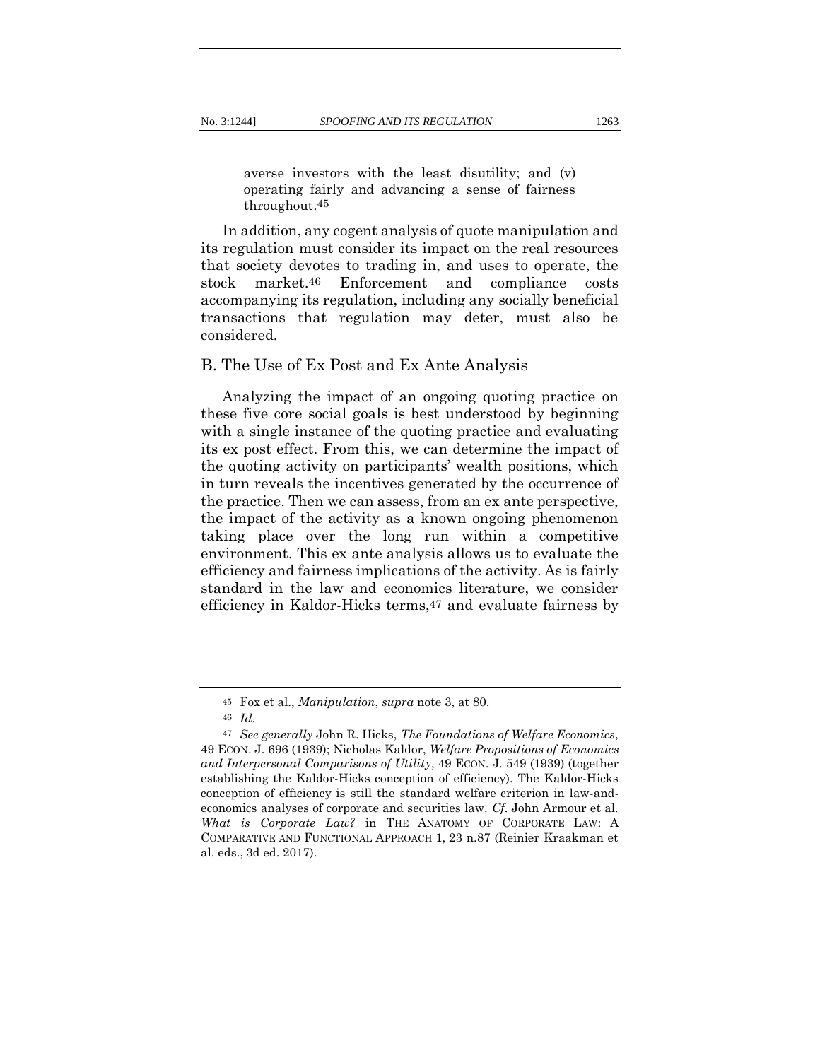> averse investors with the least disutility; and (v) operating fairly and advancing a sense of fairness throughout.[45]

In addition, any cogent analysis of quote manipulation and its regulation must consider its impact on the real resources that society devotes to trading in, and uses to operate, the stock market.[46] Enforcement and compliance costs accompanying its regulation, including any socially beneficial transactions that regulation may deter, must also be considered.

## B. The Use of Ex Post and Ex Ante Analysis

Analyzing the impact of an ongoing quoting practice on these five core social goals is best understood by beginning with a single instance of the quoting practice and evaluating its ex post effect. From this, we can determine the impact of the quoting activity on participants' wealth positions, which in turn reveals the incentives generated by the occurrence of the practice. Then we can assess, from an ex ante perspective, the impact of the activity as a known ongoing phenomenon taking place over the long run within a competitive environment. This ex ante analysis allows us to evaluate the efficiency and fairness implications of the activity. As is fairly standard in the law and economics literature, we consider efficiency in Kaldor-Hicks terms,[47] and evaluate fairness by

---

[45] Fox et al., *Manipulation*, *supra* note 3, at 80.

[46] *Id.*

[47] *See generally* John R. Hicks, *The Foundations of Welfare Economics*, 49 ECON. J. 696 (1939); Nicholas Kaldor, *Welfare Propositions of Economics and Interpersonal Comparisons of Utility*, 49 ECON. J. 549 (1939) (together establishing the Kaldor-Hicks conception of efficiency). The Kaldor-Hicks conception of efficiency is still the standard welfare criterion in law-and-economics analyses of corporate and securities law. *Cf.* John Armour et al. *What is Corporate Law?* in THE ANATOMY OF CORPORATE LAW: A COMPARATIVE AND FUNCTIONAL APPROACH 1, 23 n.87 (Reinier Kraakman et al. eds., 3d ed. 2017).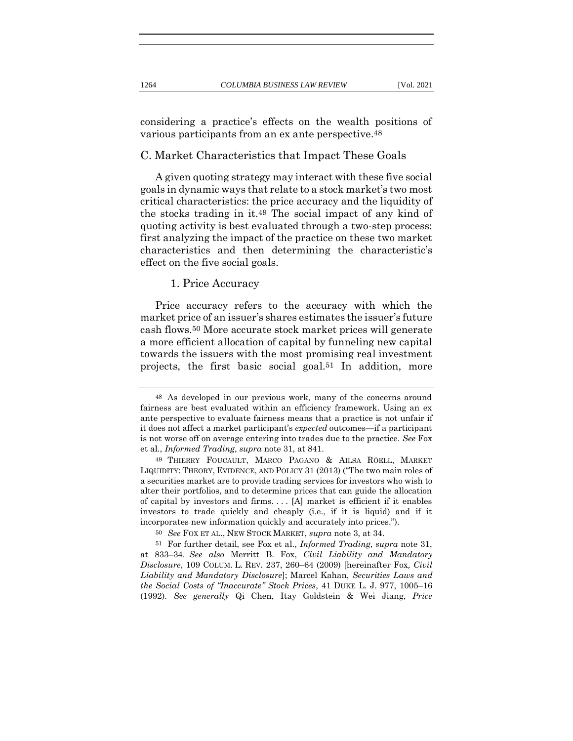considering a practice's effects on the wealth positions of various participants from an ex ante perspective.[48]

## C. Market Characteristics that Impact These Goals

A given quoting strategy may interact with these five social goals in dynamic ways that relate to a stock market's two most critical characteristics: the price accuracy and the liquidity of the stocks trading in it.[49] The social impact of any kind of quoting activity is best evaluated through a two-step process: first analyzing the impact of the practice on these two market characteristics and then determining the characteristic's effect on the five social goals.

### 1. Price Accuracy

Price accuracy refers to the accuracy with which the market price of an issuer's shares estimates the issuer's future cash flows.[50] More accurate stock market prices will generate a more efficient allocation of capital by funneling new capital towards the issuers with the most promising real investment projects, the first basic social goal.[51] In addition, more

---

[48] As developed in our previous work, many of the concerns around fairness are best evaluated within an efficiency framework. Using an ex ante perspective to evaluate fairness means that a practice is not unfair if it does not affect a market participant's *expected* outcomes—if a participant is not worse off on average entering into trades due to the practice. *See* Fox et al., *Informed Trading*, *supra* note 31, at 841.

[49] THIERRY FOUCAULT, MARCO PAGANO & AILSA RÖELL, MARKET LIQUIDITY: THEORY, EVIDENCE, AND POLICY 31 (2013) ("The two main roles of a securities market are to provide trading services for investors who wish to alter their portfolios, and to determine prices that can guide the allocation of capital by investors and firms. . . . [A] market is efficient if it enables investors to trade quickly and cheaply (i.e., if it is liquid) and if it incorporates new information quickly and accurately into prices.").

[50] *See* FOX ET AL., NEW STOCK MARKET, *supra* note 3, at 34.

[51] For further detail, see Fox et al., *Informed Trading*, *supra* note 31, at 833–34. *See also* Merritt B. Fox, *Civil Liability and Mandatory Disclosure*, 109 COLUM. L. REV. 237, 260–64 (2009) [hereinafter Fox*, Civil Liability and Mandatory Disclosure*]; Marcel Kahan, *Securities Laws and the Social Costs of "Inaccurate" Stock Prices*, 41 DUKE L. J. 977, 1005–16 (1992). *See generally* Qi Chen, Itay Goldstein & Wei Jiang, *Price*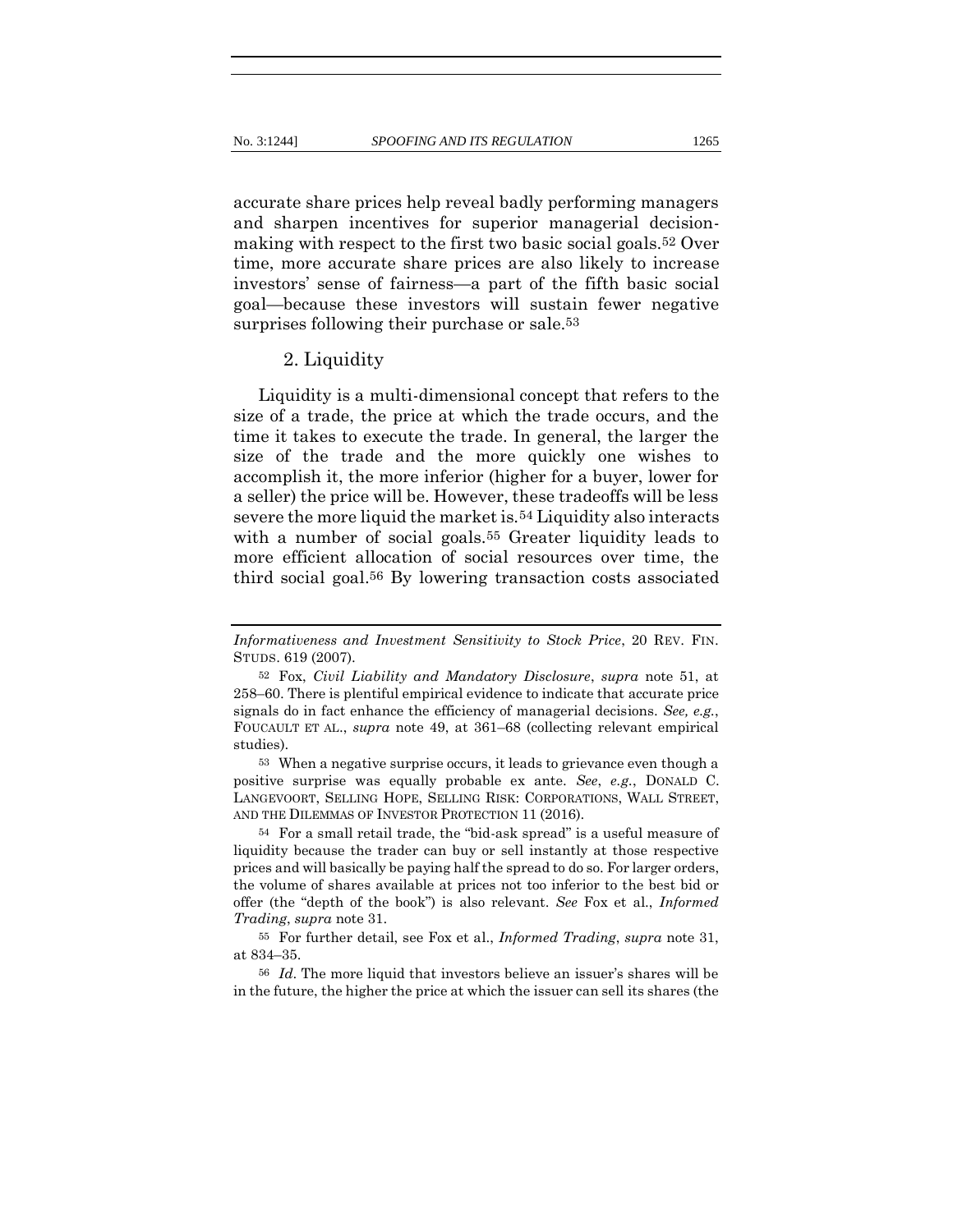accurate share prices help reveal badly performing managers and sharpen incentives for superior managerial decision-making with respect to the first two basic social goals.[52] Over time, more accurate share prices are also likely to increase investors' sense of fairness—a part of the fifth basic social goal—because these investors will sustain fewer negative surprises following their purchase or sale.[53]

### 2. Liquidity

Liquidity is a multi-dimensional concept that refers to the size of a trade, the price at which the trade occurs, and the time it takes to execute the trade. In general, the larger the size of the trade and the more quickly one wishes to accomplish it, the more inferior (higher for a buyer, lower for a seller) the price will be. However, these tradeoffs will be less severe the more liquid the market is.[54] Liquidity also interacts with a number of social goals.[55] Greater liquidity leads to more efficient allocation of social resources over time, the third social goal.[56] By lowering transaction costs associated

---

*Informativeness and Investment Sensitivity to Stock Price*, 20 REV. FIN. STUDS. 619 (2007).

[52] Fox, *Civil Liability and Mandatory Disclosure*, *supra* note 51, at 258–60. There is plentiful empirical evidence to indicate that accurate price signals do in fact enhance the efficiency of managerial decisions. *See, e.g.*, FOUCAULT ET AL., *supra* note 49, at 361–68 (collecting relevant empirical studies).

[53] When a negative surprise occurs, it leads to grievance even though a positive surprise was equally probable ex ante. *See*, *e.g.*, DONALD C. LANGEVOORT, SELLING HOPE, SELLING RISK: CORPORATIONS, WALL STREET, AND THE DILEMMAS OF INVESTOR PROTECTION 11 (2016).

[54] For a small retail trade, the "bid-ask spread" is a useful measure of liquidity because the trader can buy or sell instantly at those respective prices and will basically be paying half the spread to do so. For larger orders, the volume of shares available at prices not too inferior to the best bid or offer (the "depth of the book") is also relevant. *See* Fox et al., *Informed Trading*, *supra* note 31.

[55] For further detail, see Fox et al., *Informed Trading*, *supra* note 31, at 834–35.

[56] *Id*. The more liquid that investors believe an issuer's shares will be in the future, the higher the price at which the issuer can sell its shares (the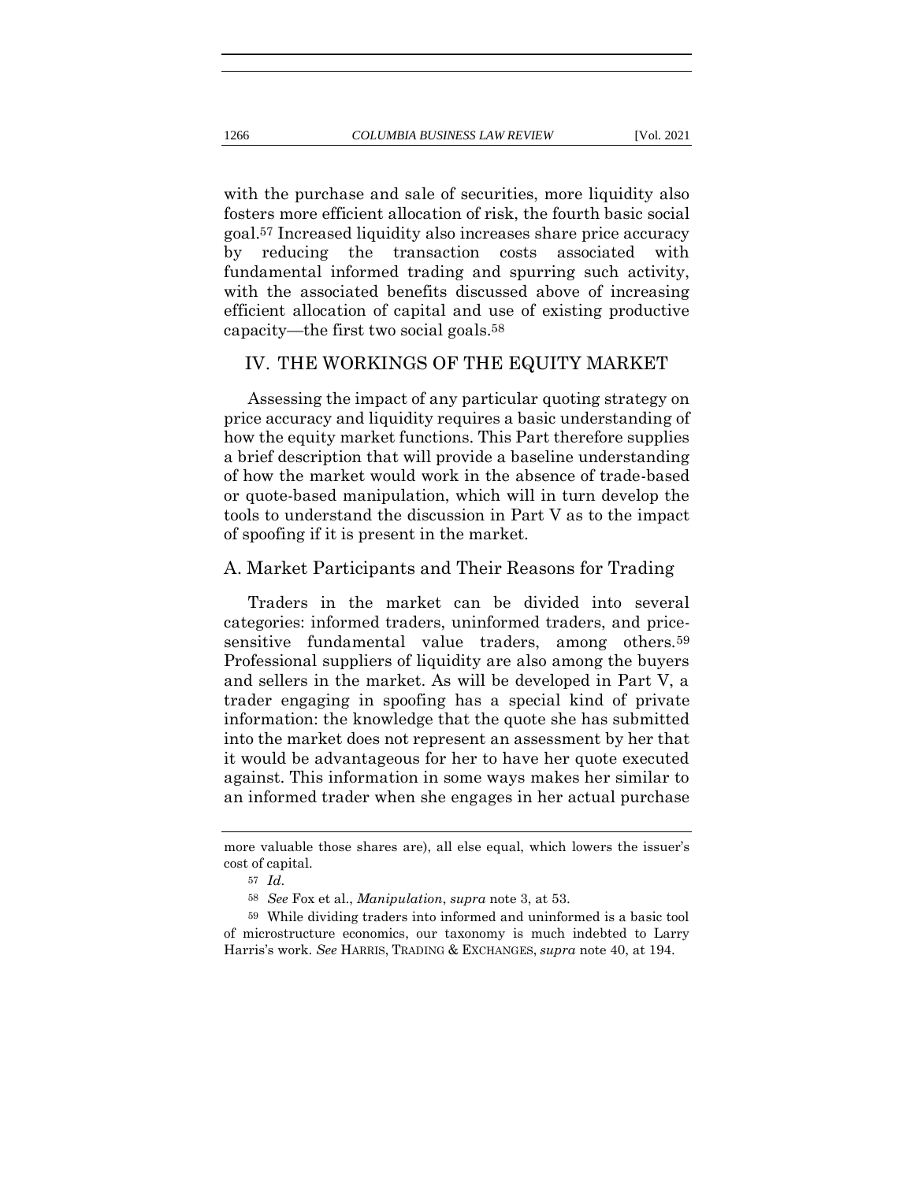with the purchase and sale of securities, more liquidity also fosters more efficient allocation of risk, the fourth basic social goal.[57] Increased liquidity also increases share price accuracy by reducing the transaction costs associated with fundamental informed trading and spurring such activity, with the associated benefits discussed above of increasing efficient allocation of capital and use of existing productive capacity—the first two social goals.[58]

## IV. THE WORKINGS OF THE EQUITY MARKET

Assessing the impact of any particular quoting strategy on price accuracy and liquidity requires a basic understanding of how the equity market functions. This Part therefore supplies a brief description that will provide a baseline understanding of how the market would work in the absence of trade-based or quote-based manipulation, which will in turn develop the tools to understand the discussion in Part V as to the impact of spoofing if it is present in the market.

### A. Market Participants and Their Reasons for Trading

Traders in the market can be divided into several categories: informed traders, uninformed traders, and price-sensitive fundamental value traders, among others.[59] Professional suppliers of liquidity are also among the buyers and sellers in the market. As will be developed in Part V, a trader engaging in spoofing has a special kind of private information: the knowledge that the quote she has submitted into the market does not represent an assessment by her that it would be advantageous for her to have her quote executed against. This information in some ways makes her similar to an informed trader when she engages in her actual purchase

---

more valuable those shares are), all else equal, which lowers the issuer's cost of capital.

[57] *Id.*

[58] *See* Fox et al., *Manipulation*, *supra* note 3, at 53.

[59] While dividing traders into informed and uninformed is a basic tool of microstructure economics, our taxonomy is much indebted to Larry Harris's work. *See* HARRIS, TRADING & EXCHANGES, *supra* note 40, at 194.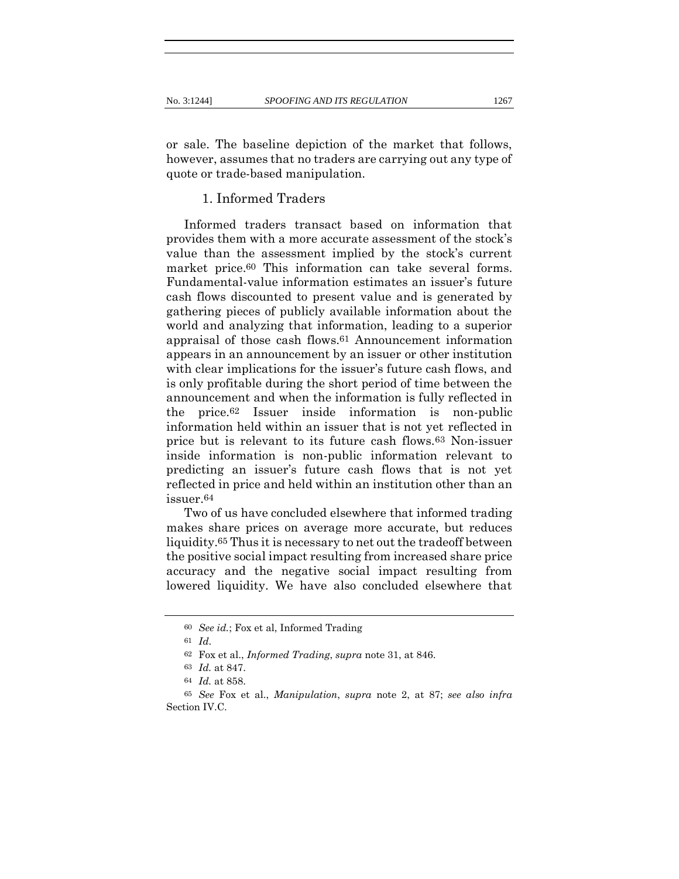or sale. The baseline depiction of the market that follows, however, assumes that no traders are carrying out any type of quote or trade-based manipulation.

### 1. Informed Traders

Informed traders transact based on information that provides them with a more accurate assessment of the stock's value than the assessment implied by the stock's current market price.[60] This information can take several forms. Fundamental-value information estimates an issuer's future cash flows discounted to present value and is generated by gathering pieces of publicly available information about the world and analyzing that information, leading to a superior appraisal of those cash flows.[61] Announcement information appears in an announcement by an issuer or other institution with clear implications for the issuer's future cash flows, and is only profitable during the short period of time between the announcement and when the information is fully reflected in the price.[62] Issuer inside information is non-public information held within an issuer that is not yet reflected in price but is relevant to its future cash flows.[63] Non-issuer inside information is non-public information relevant to predicting an issuer's future cash flows that is not yet reflected in price and held within an institution other than an issuer.[64]

Two of us have concluded elsewhere that informed trading makes share prices on average more accurate, but reduces liquidity.[65] Thus it is necessary to net out the tradeoff between the positive social impact resulting from increased share price accuracy and the negative social impact resulting from lowered liquidity. We have also concluded elsewhere that

---

60 *See id.*; Fox et al, Informed Trading

61 *Id.*

62 Fox et al., *Informed Trading*, *supra* note 31, at 846.

63 *Id.* at 847.

64 *Id.* at 858.

65 *See* Fox et al., *Manipulation*, *supra* note 2, at 87; *see also infra* Section IV.C.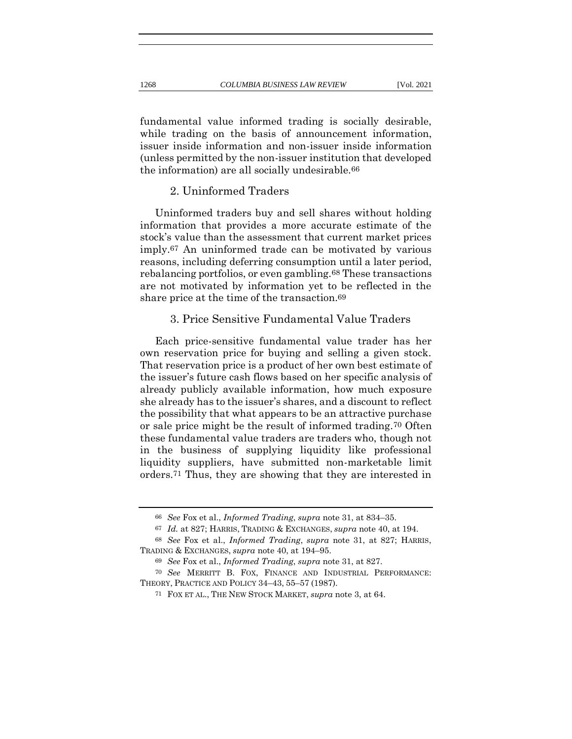fundamental value informed trading is socially desirable, while trading on the basis of announcement information, issuer inside information and non-issuer inside information (unless permitted by the non-issuer institution that developed the information) are all socially undesirable.[66]

### 2. Uninformed Traders

Uninformed traders buy and sell shares without holding information that provides a more accurate estimate of the stock's value than the assessment that current market prices imply.[67] An uninformed trade can be motivated by various reasons, including deferring consumption until a later period, rebalancing portfolios, or even gambling.[68] These transactions are not motivated by information yet to be reflected in the share price at the time of the transaction.[69]

### 3. Price Sensitive Fundamental Value Traders

Each price-sensitive fundamental value trader has her own reservation price for buying and selling a given stock. That reservation price is a product of her own best estimate of the issuer's future cash flows based on her specific analysis of already publicly available information, how much exposure she already has to the issuer's shares, and a discount to reflect the possibility that what appears to be an attractive purchase or sale price might be the result of informed trading.[70] Often these fundamental value traders are traders who, though not in the business of supplying liquidity like professional liquidity suppliers, have submitted non-marketable limit orders.[71] Thus, they are showing that they are interested in

---

[66] *See* Fox et al., *Informed Trading*, *supra* note 31, at 834–35.

[67] *Id.* at 827; HARRIS, TRADING & EXCHANGES, *supra* note 40, at 194.

[68] *See* Fox et al., *Informed Trading*, *supra* note 31, at 827; HARRIS, TRADING & EXCHANGES, *supra* note 40, at 194–95.

[69] *See* Fox et al., *Informed Trading*, *supra* note 31, at 827.

[70] *See* MERRITT B. FOX, FINANCE AND INDUSTRIAL PERFORMANCE: THEORY, PRACTICE AND POLICY 34–43, 55–57 (1987).

[71] FOX ET AL., THE NEW STOCK MARKET, *supra* note 3, at 64.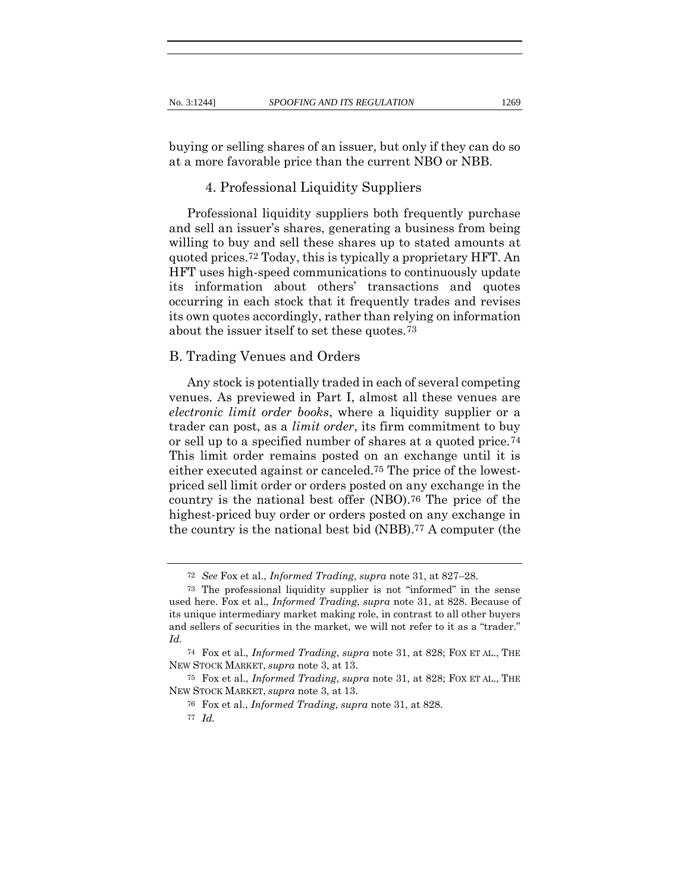buying or selling shares of an issuer, but only if they can do so at a more favorable price than the current NBO or NBB.

### 4. Professional Liquidity Suppliers

Professional liquidity suppliers both frequently purchase and sell an issuer's shares, generating a business from being willing to buy and sell these shares up to stated amounts at quoted prices.[72] Today, this is typically a proprietary HFT. An HFT uses high-speed communications to continuously update its information about others' transactions and quotes occurring in each stock that it frequently trades and revises its own quotes accordingly, rather than relying on information about the issuer itself to set these quotes.[73]

## B. Trading Venues and Orders

Any stock is potentially traded in each of several competing venues. As previewed in Part I, almost all these venues are *electronic limit order books*, where a liquidity supplier or a trader can post, as a *limit order*, its firm commitment to buy or sell up to a specified number of shares at a quoted price.[74] This limit order remains posted on an exchange until it is either executed against or canceled.[75] The price of the lowest-priced sell limit order or orders posted on any exchange in the country is the national best offer (NBO).[76] The price of the highest-priced buy order or orders posted on any exchange in the country is the national best bid (NBB).[77] A computer (the

---

[72] *See* Fox et al., *Informed Trading*, *supra* note 31, at 827–28.

[73] The professional liquidity supplier is not "informed" in the sense used here. Fox et al., *Informed Trading*, *supra* note 31, at 828. Because of its unique intermediary market making role, in contrast to all other buyers and sellers of securities in the market, we will not refer to it as a "trader." *Id.*

[74] Fox et al., *Informed Trading*, *supra* note 31, at 828; FOX ET AL., THE NEW STOCK MARKET, *supra* note 3, at 13.

[75] Fox et al., *Informed Trading*, *supra* note 31, at 828; FOX ET AL., THE NEW STOCK MARKET, *supra* note 3, at 13.

[76] Fox et al., *Informed Trading*, *supra* note 31, at 828.

[77] *Id.*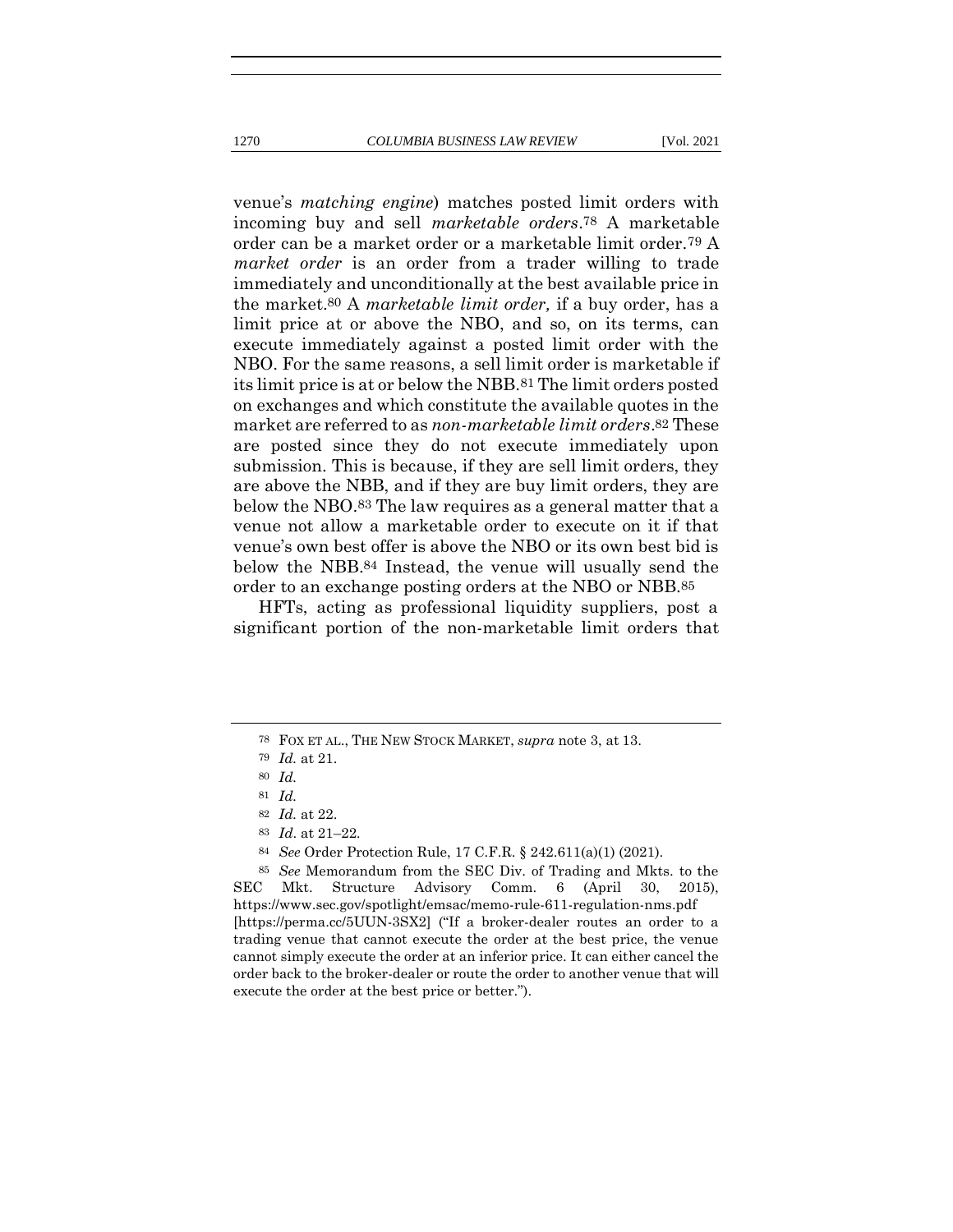venue's *matching engine*) matches posted limit orders with incoming buy and sell *marketable orders*.[78] A marketable order can be a market order or a marketable limit order.[79] A *market order* is an order from a trader willing to trade immediately and unconditionally at the best available price in the market.[80] A *marketable limit order,* if a buy order, has a limit price at or above the NBO, and so, on its terms, can execute immediately against a posted limit order with the NBO. For the same reasons, a sell limit order is marketable if its limit price is at or below the NBB.[81] The limit orders posted on exchanges and which constitute the available quotes in the market are referred to as *non-marketable limit orders*.[82] These are posted since they do not execute immediately upon submission. This is because, if they are sell limit orders, they are above the NBB, and if they are buy limit orders, they are below the NBO.[83] The law requires as a general matter that a venue not allow a marketable order to execute on it if that venue's own best offer is above the NBO or its own best bid is below the NBB.[84] Instead, the venue will usually send the order to an exchange posting orders at the NBO or NBB.[85]

HFTs, acting as professional liquidity suppliers, post a significant portion of the non-marketable limit orders that

---

[78] FOX ET AL., THE NEW STOCK MARKET, *supra* note 3, at 13.

[79] *Id.* at 21.

[80] *Id.*

[81] *Id.*

[82] *Id.* at 22.

[83] *Id*. at 21–22.

[84] *See* Order Protection Rule, 17 C.F.R. § 242.611(a)(1) (2021).

[85] *See* Memorandum from the SEC Div. of Trading and Mkts. to the SEC Mkt. Structure Advisory Comm. 6 (April 30, 2015), https://www.sec.gov/spotlight/emsac/memo-rule-611-regulation-nms.pdf [https://perma.cc/5UUN-3SX2] ("If a broker-dealer routes an order to a trading venue that cannot execute the order at the best price, the venue cannot simply execute the order at an inferior price. It can either cancel the order back to the broker-dealer or route the order to another venue that will execute the order at the best price or better.").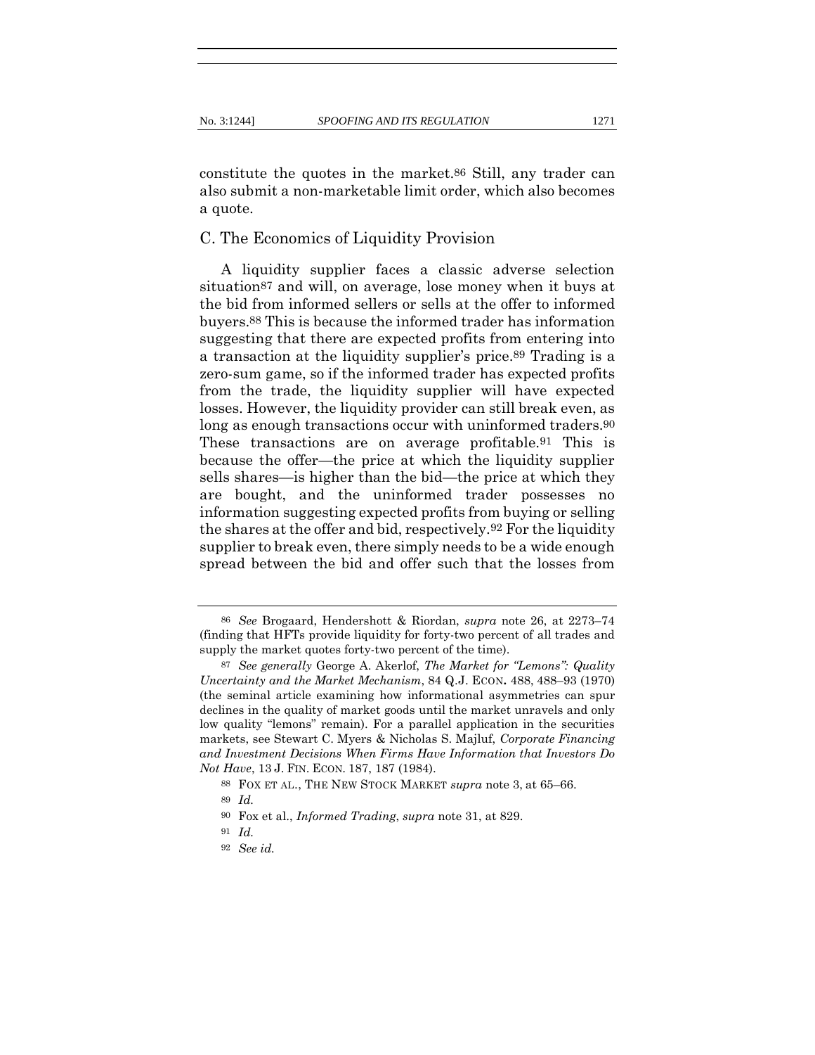constitute the quotes in the market.[86] Still, any trader can also submit a non-marketable limit order, which also becomes a quote.

### C. The Economics of Liquidity Provision

A liquidity supplier faces a classic adverse selection situation[87] and will, on average, lose money when it buys at the bid from informed sellers or sells at the offer to informed buyers.[88] This is because the informed trader has information suggesting that there are expected profits from entering into a transaction at the liquidity supplier's price.[89] Trading is a zero-sum game, so if the informed trader has expected profits from the trade, the liquidity supplier will have expected losses. However, the liquidity provider can still break even, as long as enough transactions occur with uninformed traders.[90] These transactions are on average profitable.[91] This is because the offer—the price at which the liquidity supplier sells shares—is higher than the bid—the price at which they are bought, and the uninformed trader possesses no information suggesting expected profits from buying or selling the shares at the offer and bid, respectively.[92] For the liquidity supplier to break even, there simply needs to be a wide enough spread between the bid and offer such that the losses from

---

[86] *See* Brogaard, Hendershott & Riordan, *supra* note 26, at 2273–74 (finding that HFTs provide liquidity for forty-two percent of all trades and supply the market quotes forty-two percent of the time).

[87] *See generally* George A. Akerlof, *The Market for "Lemons": Quality Uncertainty and the Market Mechanism*, 84 Q.J. ECON. 488, 488–93 (1970) (the seminal article examining how informational asymmetries can spur declines in the quality of market goods until the market unravels and only low quality "lemons" remain). For a parallel application in the securities markets, see Stewart C. Myers & Nicholas S. Majluf, *Corporate Financing and Investment Decisions When Firms Have Information that Investors Do Not Have*, 13 J. FIN. ECON. 187, 187 (1984).

[88] FOX ET AL., THE NEW STOCK MARKET *supra* note 3, at 65–66.

[89] *Id.*

[90] Fox et al., *Informed Trading*, *supra* note 31, at 829.

[91] *Id.*

[92] *See id.*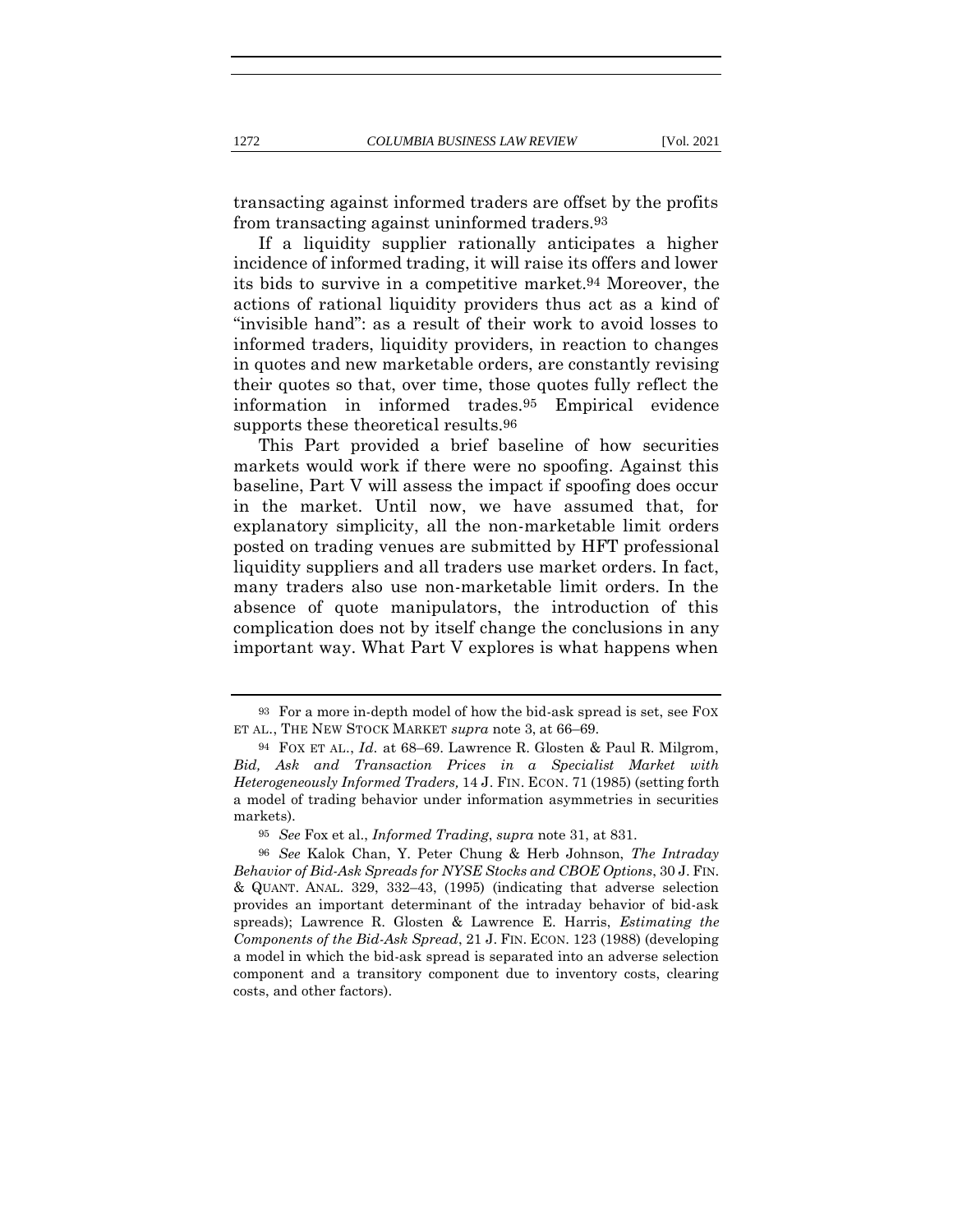transacting against informed traders are offset by the profits from transacting against uninformed traders.[93]

If a liquidity supplier rationally anticipates a higher incidence of informed trading, it will raise its offers and lower its bids to survive in a competitive market.[94] Moreover, the actions of rational liquidity providers thus act as a kind of "invisible hand": as a result of their work to avoid losses to informed traders, liquidity providers, in reaction to changes in quotes and new marketable orders, are constantly revising their quotes so that, over time, those quotes fully reflect the information in informed trades.[95] Empirical evidence supports these theoretical results.[96]

This Part provided a brief baseline of how securities markets would work if there were no spoofing. Against this baseline, Part V will assess the impact if spoofing does occur in the market. Until now, we have assumed that, for explanatory simplicity, all the non-marketable limit orders posted on trading venues are submitted by HFT professional liquidity suppliers and all traders use market orders. In fact, many traders also use non-marketable limit orders. In the absence of quote manipulators, the introduction of this complication does not by itself change the conclusions in any important way. What Part V explores is what happens when

---

[93] For a more in-depth model of how the bid-ask spread is set, see FOX ET AL., THE NEW STOCK MARKET *supra* note 3, at 66–69.

[94] FOX ET AL., *Id.* at 68–69. Lawrence R. Glosten & Paul R. Milgrom, *Bid, Ask and Transaction Prices in a Specialist Market with Heterogeneously Informed Traders,* 14 J. FIN. ECON. 71 (1985) (setting forth a model of trading behavior under information asymmetries in securities markets).

[95] *See* Fox et al., *Informed Trading*, *supra* note 31, at 831.

[96] *See* Kalok Chan, Y. Peter Chung & Herb Johnson, *The Intraday Behavior of Bid-Ask Spreads for NYSE Stocks and CBOE Options*, 30 J. FIN. & QUANT. ANAL. 329, 332–43, (1995) (indicating that adverse selection provides an important determinant of the intraday behavior of bid-ask spreads); Lawrence R. Glosten & Lawrence E. Harris, *Estimating the Components of the Bid-Ask Spread*, 21 J. FIN. ECON. 123 (1988) (developing a model in which the bid-ask spread is separated into an adverse selection component and a transitory component due to inventory costs, clearing costs, and other factors).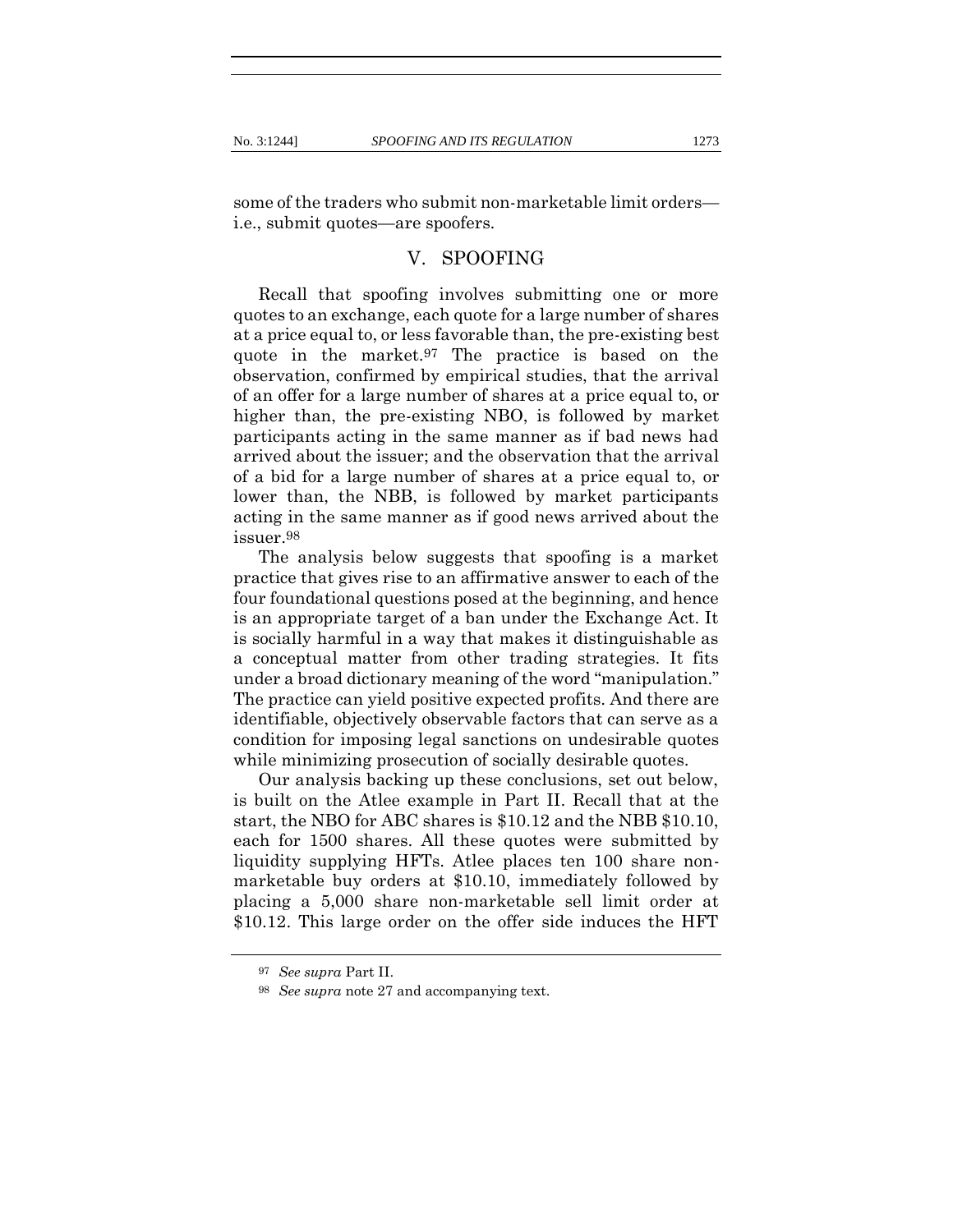some of the traders who submit non-marketable limit orders—i.e., submit quotes—are spoofers.

## V. SPOOFING

Recall that spoofing involves submitting one or more quotes to an exchange, each quote for a large number of shares at a price equal to, or less favorable than, the pre-existing best quote in the market.[97] The practice is based on the observation, confirmed by empirical studies, that the arrival of an offer for a large number of shares at a price equal to, or higher than, the pre-existing NBO, is followed by market participants acting in the same manner as if bad news had arrived about the issuer; and the observation that the arrival of a bid for a large number of shares at a price equal to, or lower than, the NBB, is followed by market participants acting in the same manner as if good news arrived about the issuer.[98]

The analysis below suggests that spoofing is a market practice that gives rise to an affirmative answer to each of the four foundational questions posed at the beginning, and hence is an appropriate target of a ban under the Exchange Act. It is socially harmful in a way that makes it distinguishable as a conceptual matter from other trading strategies. It fits under a broad dictionary meaning of the word "manipulation." The practice can yield positive expected profits. And there are identifiable, objectively observable factors that can serve as a condition for imposing legal sanctions on undesirable quotes while minimizing prosecution of socially desirable quotes.

Our analysis backing up these conclusions, set out below, is built on the Atlee example in Part II. Recall that at the start, the NBO for ABC shares is $10.12 and the NBB $10.10, each for 1500 shares. All these quotes were submitted by liquidity supplying HFTs. Atlee places ten 100 share non-marketable buy orders at $10.10, immediately followed by placing a 5,000 share non-marketable sell limit order at $10.12. This large order on the offer side induces the HFT

[97] *See supra* Part II.

[98] *See supra* note 27 and accompanying text.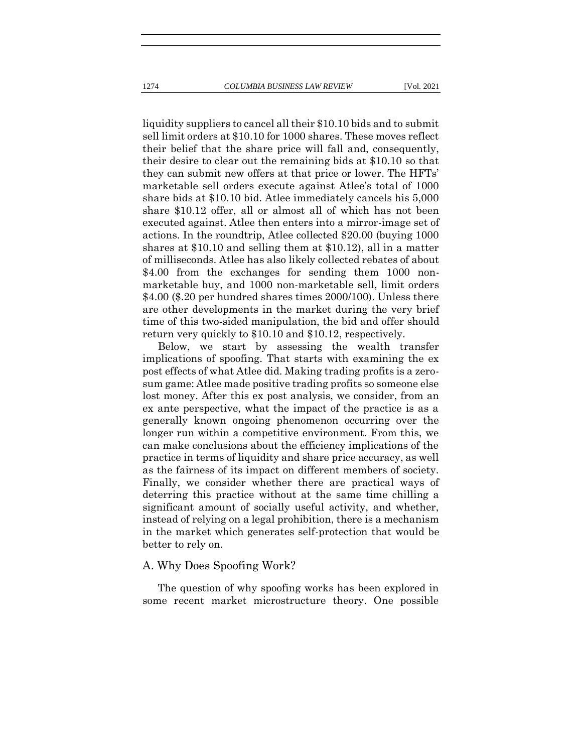liquidity suppliers to cancel all their $10.10 bids and to submit sell limit orders at $10.10 for 1000 shares. These moves reflect their belief that the share price will fall and, consequently, their desire to clear out the remaining bids at $10.10 so that they can submit new offers at that price or lower. The HFTs' marketable sell orders execute against Atlee's total of 1000 share bids at $10.10 bid. Atlee immediately cancels his 5,000 share $10.12 offer, all or almost all of which has not been executed against. Atlee then enters into a mirror-image set of actions. In the roundtrip, Atlee collected $20.00 (buying 1000 shares at $10.10 and selling them at $10.12), all in a matter of milliseconds. Atlee has also likely collected rebates of about $4.00 from the exchanges for sending them 1000 non-marketable buy, and 1000 non-marketable sell, limit orders $4.00 ($.20 per hundred shares times 2000/100). Unless there are other developments in the market during the very brief time of this two-sided manipulation, the bid and offer should return very quickly to $10.10 and $10.12, respectively.

Below, we start by assessing the wealth transfer implications of spoofing. That starts with examining the ex post effects of what Atlee did. Making trading profits is a zero-sum game: Atlee made positive trading profits so someone else lost money. After this ex post analysis, we consider, from an ex ante perspective, what the impact of the practice is as a generally known ongoing phenomenon occurring over the longer run within a competitive environment. From this, we can make conclusions about the efficiency implications of the practice in terms of liquidity and share price accuracy, as well as the fairness of its impact on different members of society. Finally, we consider whether there are practical ways of deterring this practice without at the same time chilling a significant amount of socially useful activity, and whether, instead of relying on a legal prohibition, there is a mechanism in the market which generates self-protection that would be better to rely on.

## A. Why Does Spoofing Work?

The question of why spoofing works has been explored in some recent market microstructure theory. One possible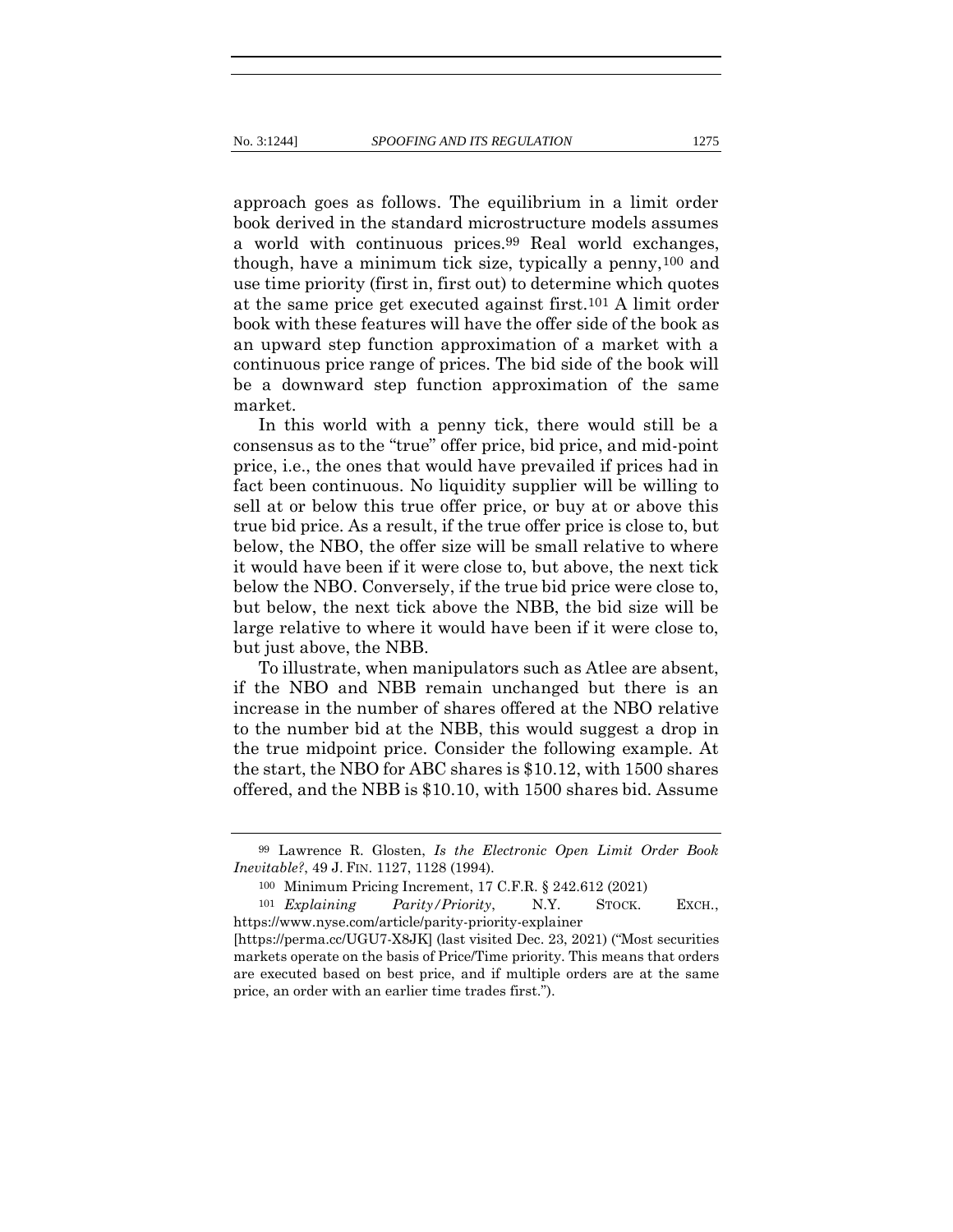approach goes as follows. The equilibrium in a limit order book derived in the standard microstructure models assumes a world with continuous prices.[99] Real world exchanges, though, have a minimum tick size, typically a penny,[100] and use time priority (first in, first out) to determine which quotes at the same price get executed against first.[101] A limit order book with these features will have the offer side of the book as an upward step function approximation of a market with a continuous price range of prices. The bid side of the book will be a downward step function approximation of the same market.

In this world with a penny tick, there would still be a consensus as to the "true" offer price, bid price, and mid-point price, i.e., the ones that would have prevailed if prices had in fact been continuous. No liquidity supplier will be willing to sell at or below this true offer price, or buy at or above this true bid price. As a result, if the true offer price is close to, but below, the NBO, the offer size will be small relative to where it would have been if it were close to, but above, the next tick below the NBO. Conversely, if the true bid price were close to, but below, the next tick above the NBB, the bid size will be large relative to where it would have been if it were close to, but just above, the NBB.

To illustrate, when manipulators such as Atlee are absent, if the NBO and NBB remain unchanged but there is an increase in the number of shares offered at the NBO relative to the number bid at the NBB, this would suggest a drop in the true midpoint price. Consider the following example. At the start, the NBO for ABC shares is $10.12, with 1500 shares offered, and the NBB is $10.10, with 1500 shares bid. Assume

---

[99] Lawrence R. Glosten, *Is the Electronic Open Limit Order Book Inevitable?*, 49 J. FIN. 1127, 1128 (1994).

[100] Minimum Pricing Increment, 17 C.F.R. § 242.612 (2021)

[101] *Explaining Parity/Priority*, N.Y. STOCK. EXCH., https://www.nyse.com/article/parity-priority-explainer [https://perma.cc/UGU7-X8JK] (last visited Dec. 23, 2021) ("Most securities markets operate on the basis of Price/Time priority. This means that orders are executed based on best price, and if multiple orders are at the same price, an order with an earlier time trades first.").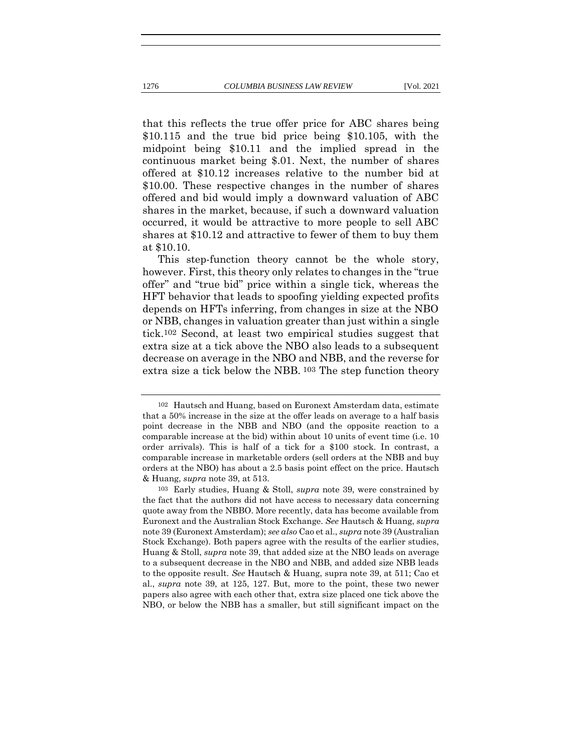that this reflects the true offer price for ABC shares being \$10.115 and the true bid price being \$10.105, with the midpoint being \$10.11 and the implied spread in the continuous market being \$.01. Next, the number of shares offered at \$10.12 increases relative to the number bid at \$10.00. These respective changes in the number of shares offered and bid would imply a downward valuation of ABC shares in the market, because, if such a downward valuation occurred, it would be attractive to more people to sell ABC shares at \$10.12 and attractive to fewer of them to buy them at \$10.10.

This step-function theory cannot be the whole story, however. First, this theory only relates to changes in the "true offer" and "true bid" price within a single tick, whereas the HFT behavior that leads to spoofing yielding expected profits depends on HFTs inferring, from changes in size at the NBO or NBB, changes in valuation greater than just within a single tick.[102] Second, at least two empirical studies suggest that extra size at a tick above the NBO also leads to a subsequent decrease on average in the NBO and NBB, and the reverse for extra size a tick below the NBB.[103] The step function theory

---

[102] Hautsch and Huang, based on Euronext Amsterdam data, estimate that a 50% increase in the size at the offer leads on average to a half basis point decrease in the NBB and NBO (and the opposite reaction to a comparable increase at the bid) within about 10 units of event time (i.e. 10 order arrivals). This is half of a tick for a \$100 stock. In contrast, a comparable increase in marketable orders (sell orders at the NBB and buy orders at the NBO) has about a 2.5 basis point effect on the price. Hautsch & Huang, *supra* note 39, at 513.

[103] Early studies, Huang & Stoll, *supra* note 39, were constrained by the fact that the authors did not have access to necessary data concerning quote away from the NBBO. More recently, data has become available from Euronext and the Australian Stock Exchange. *See* Hautsch & Huang, *supra* note 39 (Euronext Amsterdam); *see also* Cao et al., *supra* note 39 (Australian Stock Exchange). Both papers agree with the results of the earlier studies, Huang & Stoll, *supra* note 39, that added size at the NBO leads on average to a subsequent decrease in the NBO and NBB, and added size NBB leads to the opposite result. *See* Hautsch & Huang, supra note 39, at 511; Cao et al., *supra* note 39, at 125, 127. But, more to the point, these two newer papers also agree with each other that, extra size placed one tick above the NBO, or below the NBB has a smaller, but still significant impact on the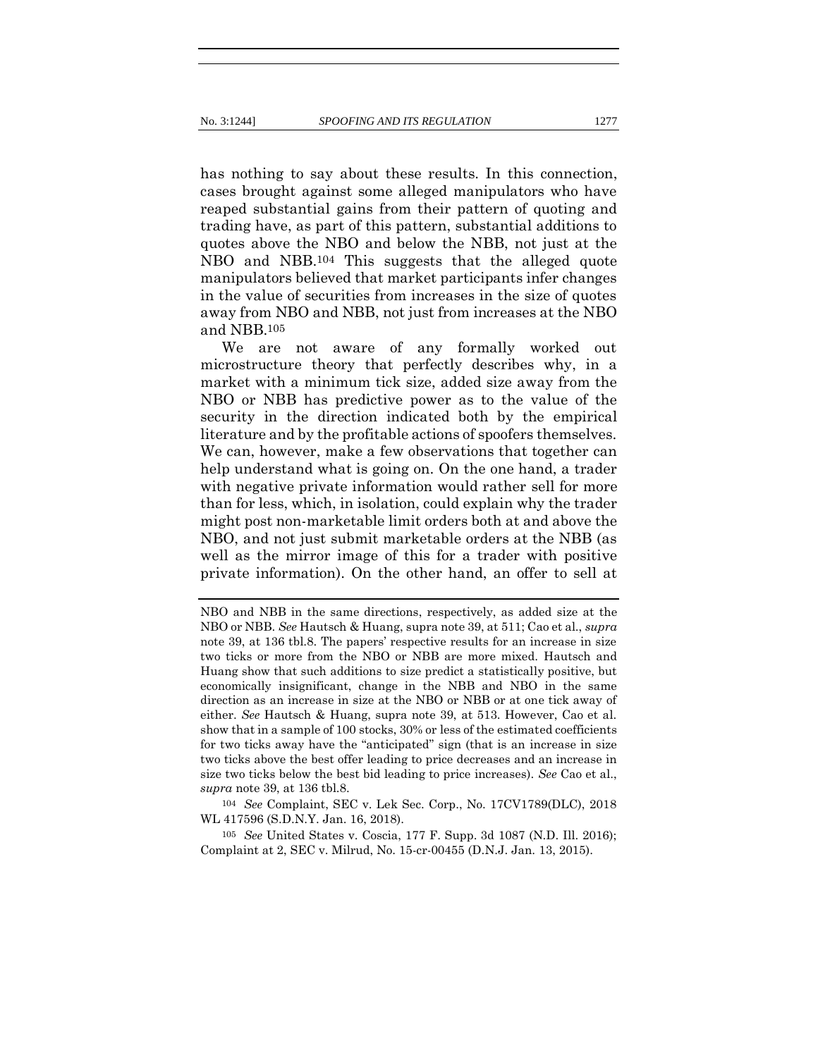has nothing to say about these results. In this connection, cases brought against some alleged manipulators who have reaped substantial gains from their pattern of quoting and trading have, as part of this pattern, substantial additions to quotes above the NBO and below the NBB, not just at the NBO and NBB.[104] This suggests that the alleged quote manipulators believed that market participants infer changes in the value of securities from increases in the size of quotes away from NBO and NBB, not just from increases at the NBO and NBB.[105]

We are not aware of any formally worked out microstructure theory that perfectly describes why, in a market with a minimum tick size, added size away from the NBO or NBB has predictive power as to the value of the security in the direction indicated both by the empirical literature and by the profitable actions of spoofers themselves. We can, however, make a few observations that together can help understand what is going on. On the one hand, a trader with negative private information would rather sell for more than for less, which, in isolation, could explain why the trader might post non-marketable limit orders both at and above the NBO, and not just submit marketable orders at the NBB (as well as the mirror image of this for a trader with positive private information). On the other hand, an offer to sell at

---

NBO and NBB in the same directions, respectively, as added size at the NBO or NBB. *See* Hautsch & Huang, supra note 39, at 511; Cao et al., *supra* note 39, at 136 tbl.8. The papers' respective results for an increase in size two ticks or more from the NBO or NBB are more mixed. Hautsch and Huang show that such additions to size predict a statistically positive, but economically insignificant, change in the NBB and NBO in the same direction as an increase in size at the NBO or NBB or at one tick away of either. *See* Hautsch & Huang, supra note 39, at 513. However, Cao et al. show that in a sample of 100 stocks, 30% or less of the estimated coefficients for two ticks away have the "anticipated" sign (that is an increase in size two ticks above the best offer leading to price decreases and an increase in size two ticks below the best bid leading to price increases). *See* Cao et al., *supra* note 39, at 136 tbl.8.

[104] *See* Complaint, SEC v. Lek Sec. Corp., No. 17CV1789(DLC), 2018 WL 417596 (S.D.N.Y. Jan. 16, 2018).

[105] *See* United States v. Coscia, 177 F. Supp. 3d 1087 (N.D. Ill. 2016); Complaint at 2, SEC v. Milrud, No. 15-cr-00455 (D.N.J. Jan. 13, 2015).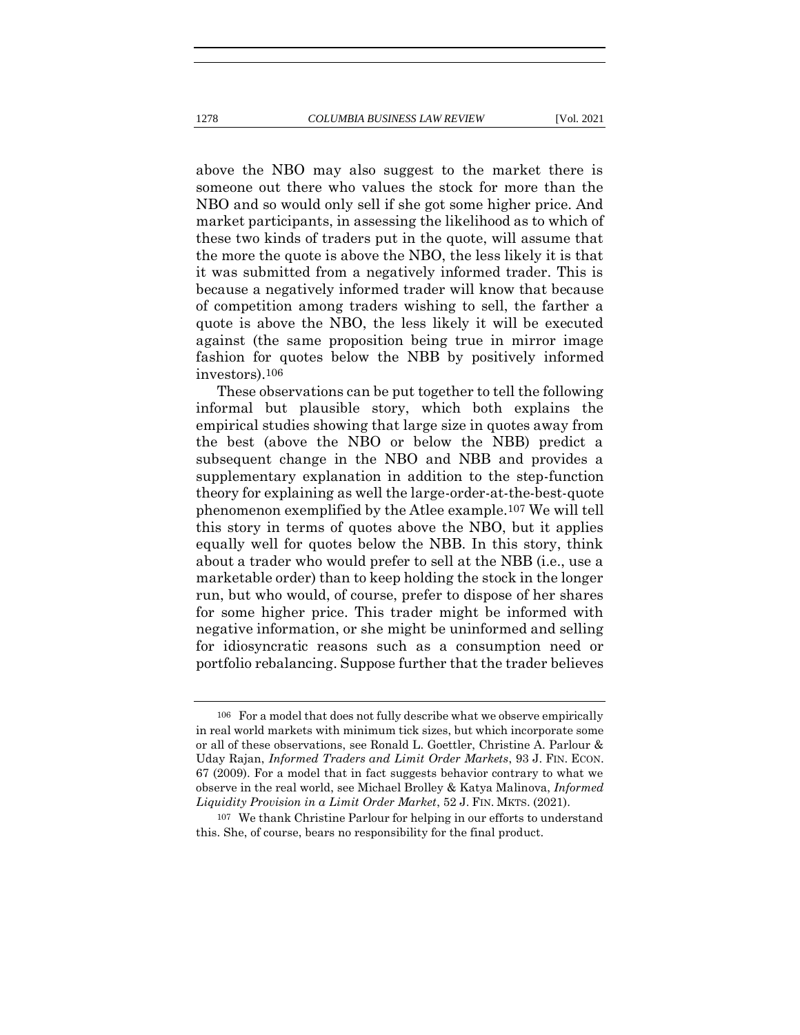above the NBO may also suggest to the market there is someone out there who values the stock for more than the NBO and so would only sell if she got some higher price. And market participants, in assessing the likelihood as to which of these two kinds of traders put in the quote, will assume that the more the quote is above the NBO, the less likely it is that it was submitted from a negatively informed trader. This is because a negatively informed trader will know that because of competition among traders wishing to sell, the farther a quote is above the NBO, the less likely it will be executed against (the same proposition being true in mirror image fashion for quotes below the NBB by positively informed investors).[106]

These observations can be put together to tell the following informal but plausible story, which both explains the empirical studies showing that large size in quotes away from the best (above the NBO or below the NBB) predict a subsequent change in the NBO and NBB and provides a supplementary explanation in addition to the step-function theory for explaining as well the large-order-at-the-best-quote phenomenon exemplified by the Atlee example.[107] We will tell this story in terms of quotes above the NBO, but it applies equally well for quotes below the NBB. In this story, think about a trader who would prefer to sell at the NBB (i.e., use a marketable order) than to keep holding the stock in the longer run, but who would, of course, prefer to dispose of her shares for some higher price. This trader might be informed with negative information, or she might be uninformed and selling for idiosyncratic reasons such as a consumption need or portfolio rebalancing. Suppose further that the trader believes

---

[106] For a model that does not fully describe what we observe empirically in real world markets with minimum tick sizes, but which incorporate some or all of these observations, see Ronald L. Goettler, Christine A. Parlour & Uday Rajan, *Informed Traders and Limit Order Markets*, 93 J. FIN. ECON. 67 (2009). For a model that in fact suggests behavior contrary to what we observe in the real world, see Michael Brolley & Katya Malinova, *Informed Liquidity Provision in a Limit Order Market*, 52 J. FIN. MKTS. (2021).

[107] We thank Christine Parlour for helping in our efforts to understand this. She, of course, bears no responsibility for the final product.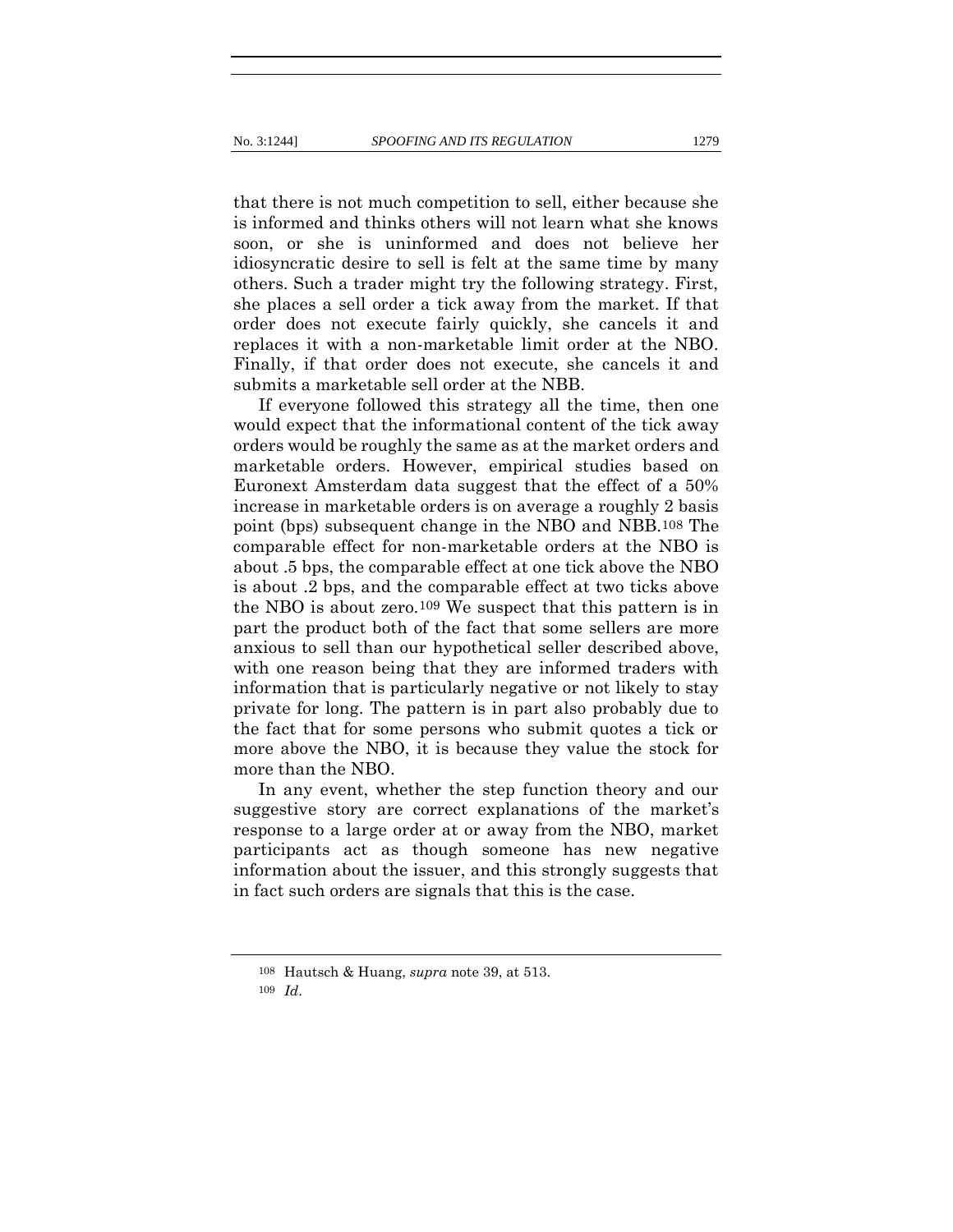that there is not much competition to sell, either because she is informed and thinks others will not learn what she knows soon, or she is uninformed and does not believe her idiosyncratic desire to sell is felt at the same time by many others. Such a trader might try the following strategy. First, she places a sell order a tick away from the market. If that order does not execute fairly quickly, she cancels it and replaces it with a non-marketable limit order at the NBO. Finally, if that order does not execute, she cancels it and submits a marketable sell order at the NBB.

If everyone followed this strategy all the time, then one would expect that the informational content of the tick away orders would be roughly the same as at the market orders and marketable orders. However, empirical studies based on Euronext Amsterdam data suggest that the effect of a 50% increase in marketable orders is on average a roughly 2 basis point (bps) subsequent change in the NBO and NBB.[108] The comparable effect for non-marketable orders at the NBO is about .5 bps, the comparable effect at one tick above the NBO is about .2 bps, and the comparable effect at two ticks above the NBO is about zero.[109] We suspect that this pattern is in part the product both of the fact that some sellers are more anxious to sell than our hypothetical seller described above, with one reason being that they are informed traders with information that is particularly negative or not likely to stay private for long. The pattern is in part also probably due to the fact that for some persons who submit quotes a tick or more above the NBO, it is because they value the stock for more than the NBO.

In any event, whether the step function theory and our suggestive story are correct explanations of the market's response to a large order at or away from the NBO, market participants act as though someone has new negative information about the issuer, and this strongly suggests that in fact such orders are signals that this is the case.

---

[108] Hautsch & Huang, *supra* note 39, at 513.

[109] *Id.*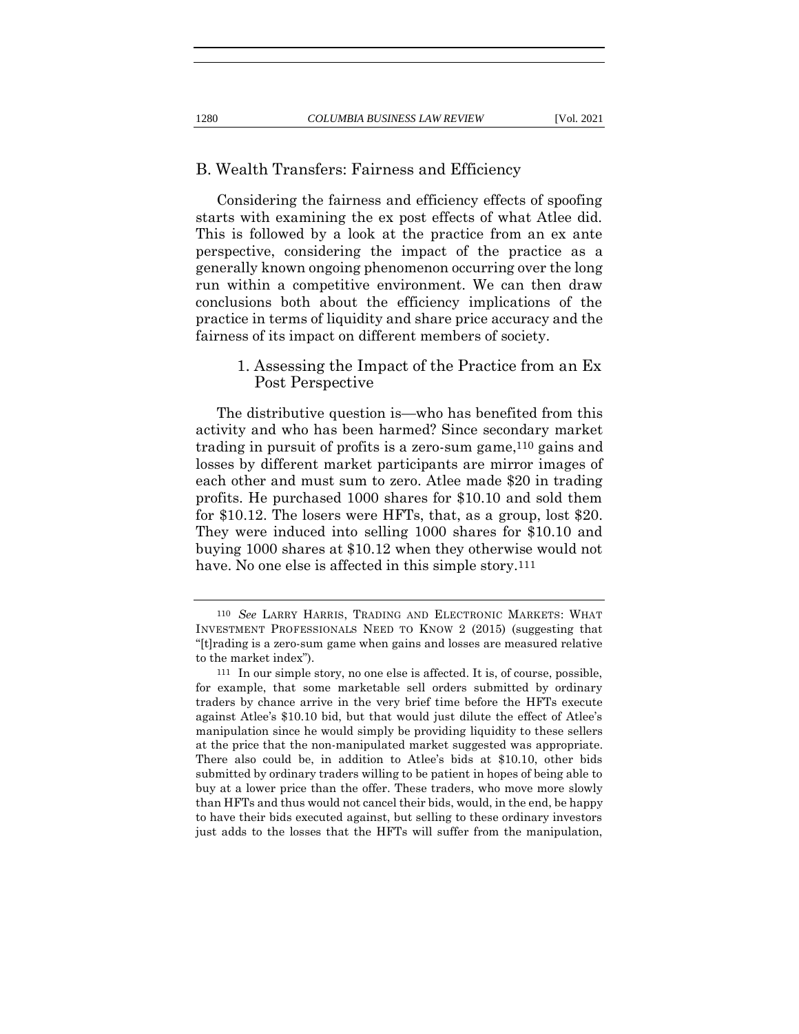## B. Wealth Transfers: Fairness and Efficiency

Considering the fairness and efficiency effects of spoofing starts with examining the ex post effects of what Atlee did. This is followed by a look at the practice from an ex ante perspective, considering the impact of the practice as a generally known ongoing phenomenon occurring over the long run within a competitive environment. We can then draw conclusions both about the efficiency implications of the practice in terms of liquidity and share price accuracy and the fairness of its impact on different members of society.

### 1. Assessing the Impact of the Practice from an Ex Post Perspective

The distributive question is—who has benefited from this activity and who has been harmed? Since secondary market trading in pursuit of profits is a zero-sum game,[110] gains and losses by different market participants are mirror images of each other and must sum to zero. Atlee made $20 in trading profits. He purchased 1000 shares for $10.10 and sold them for $10.12. The losers were HFTs, that, as a group, lost $20. They were induced into selling 1000 shares for $10.10 and buying 1000 shares at $10.12 when they otherwise would not have. No one else is affected in this simple story.[111]

---

[110] *See* LARRY HARRIS, TRADING AND ELECTRONIC MARKETS: WHAT INVESTMENT PROFESSIONALS NEED TO KNOW 2 (2015) (suggesting that "[t]rading is a zero-sum game when gains and losses are measured relative to the market index").

[111] In our simple story, no one else is affected. It is, of course, possible, for example, that some marketable sell orders submitted by ordinary traders by chance arrive in the very brief time before the HFTs execute against Atlee's $10.10 bid, but that would just dilute the effect of Atlee's manipulation since he would simply be providing liquidity to these sellers at the price that the non-manipulated market suggested was appropriate. There also could be, in addition to Atlee's bids at $10.10, other bids submitted by ordinary traders willing to be patient in hopes of being able to buy at a lower price than the offer. These traders, who move more slowly than HFTs and thus would not cancel their bids, would, in the end, be happy to have their bids executed against, but selling to these ordinary investors just adds to the losses that the HFTs will suffer from the manipulation,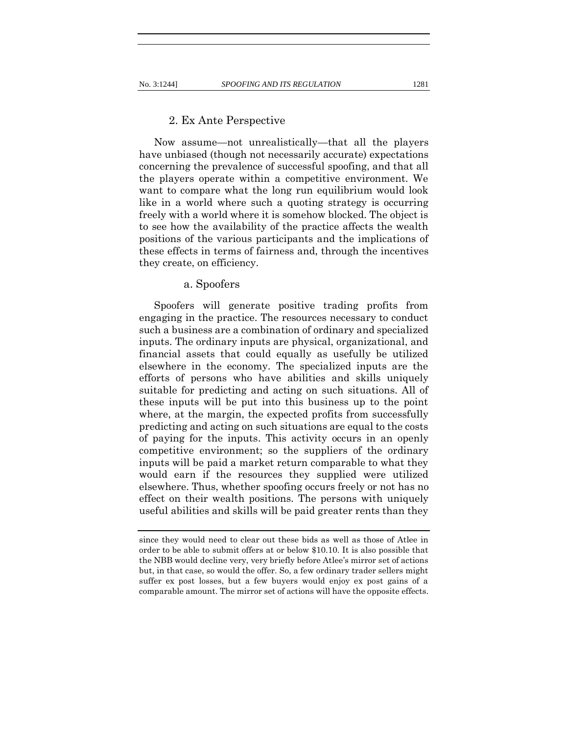### 2. Ex Ante Perspective

Now assume—not unrealistically—that all the players have unbiased (though not necessarily accurate) expectations concerning the prevalence of successful spoofing, and that all the players operate within a competitive environment. We want to compare what the long run equilibrium would look like in a world where such a quoting strategy is occurring freely with a world where it is somehow blocked. The object is to see how the availability of the practice affects the wealth positions of the various participants and the implications of these effects in terms of fairness and, through the incentives they create, on efficiency.

#### a. Spoofers

Spoofers will generate positive trading profits from engaging in the practice. The resources necessary to conduct such a business are a combination of ordinary and specialized inputs. The ordinary inputs are physical, organizational, and financial assets that could equally as usefully be utilized elsewhere in the economy. The specialized inputs are the efforts of persons who have abilities and skills uniquely suitable for predicting and acting on such situations. All of these inputs will be put into this business up to the point where, at the margin, the expected profits from successfully predicting and acting on such situations are equal to the costs of paying for the inputs. This activity occurs in an openly competitive environment; so the suppliers of the ordinary inputs will be paid a market return comparable to what they would earn if the resources they supplied were utilized elsewhere. Thus, whether spoofing occurs freely or not has no effect on their wealth positions. The persons with uniquely useful abilities and skills will be paid greater rents than they

---

since they would need to clear out these bids as well as those of Atlee in order to be able to submit offers at or below $10.10. It is also possible that the NBB would decline very, very briefly before Atlee's mirror set of actions but, in that case, so would the offer. So, a few ordinary trader sellers might suffer ex post losses, but a few buyers would enjoy ex post gains of a comparable amount. The mirror set of actions will have the opposite effects.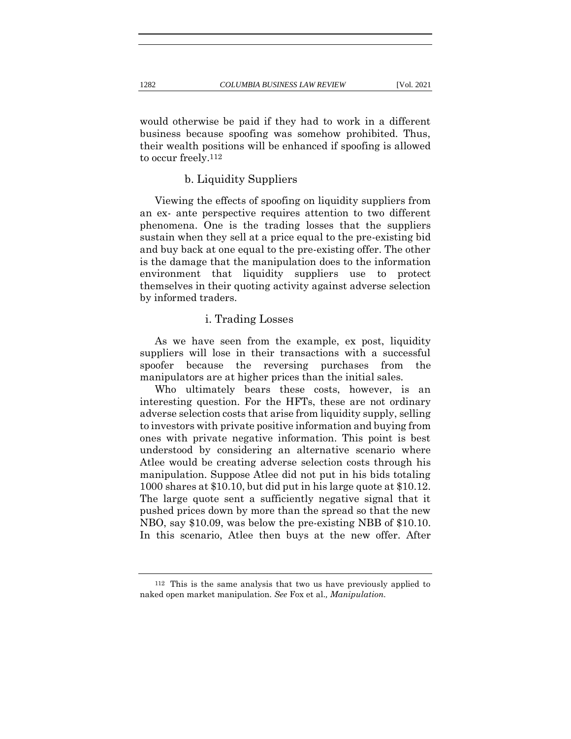would otherwise be paid if they had to work in a different business because spoofing was somehow prohibited. Thus, their wealth positions will be enhanced if spoofing is allowed to occur freely.[112]

#### b. Liquidity Suppliers

Viewing the effects of spoofing on liquidity suppliers from an ex- ante perspective requires attention to two different phenomena. One is the trading losses that the suppliers sustain when they sell at a price equal to the pre-existing bid and buy back at one equal to the pre-existing offer. The other is the damage that the manipulation does to the information environment that liquidity suppliers use to protect themselves in their quoting activity against adverse selection by informed traders.

##### i. Trading Losses

As we have seen from the example, ex post, liquidity suppliers will lose in their transactions with a successful spoofer because the reversing purchases from the manipulators are at higher prices than the initial sales.

Who ultimately bears these costs, however, is an interesting question. For the HFTs, these are not ordinary adverse selection costs that arise from liquidity supply, selling to investors with private positive information and buying from ones with private negative information. This point is best understood by considering an alternative scenario where Atlee would be creating adverse selection costs through his manipulation. Suppose Atlee did not put in his bids totaling 1000 shares at $10.10, but did put in his large quote at $10.12. The large quote sent a sufficiently negative signal that it pushed prices down by more than the spread so that the new NBO, say $10.09, was below the pre-existing NBB of $10.10. In this scenario, Atlee then buys at the new offer. After

---

[112] This is the same analysis that two us have previously applied to naked open market manipulation. *See* Fox et al., *Manipulation*.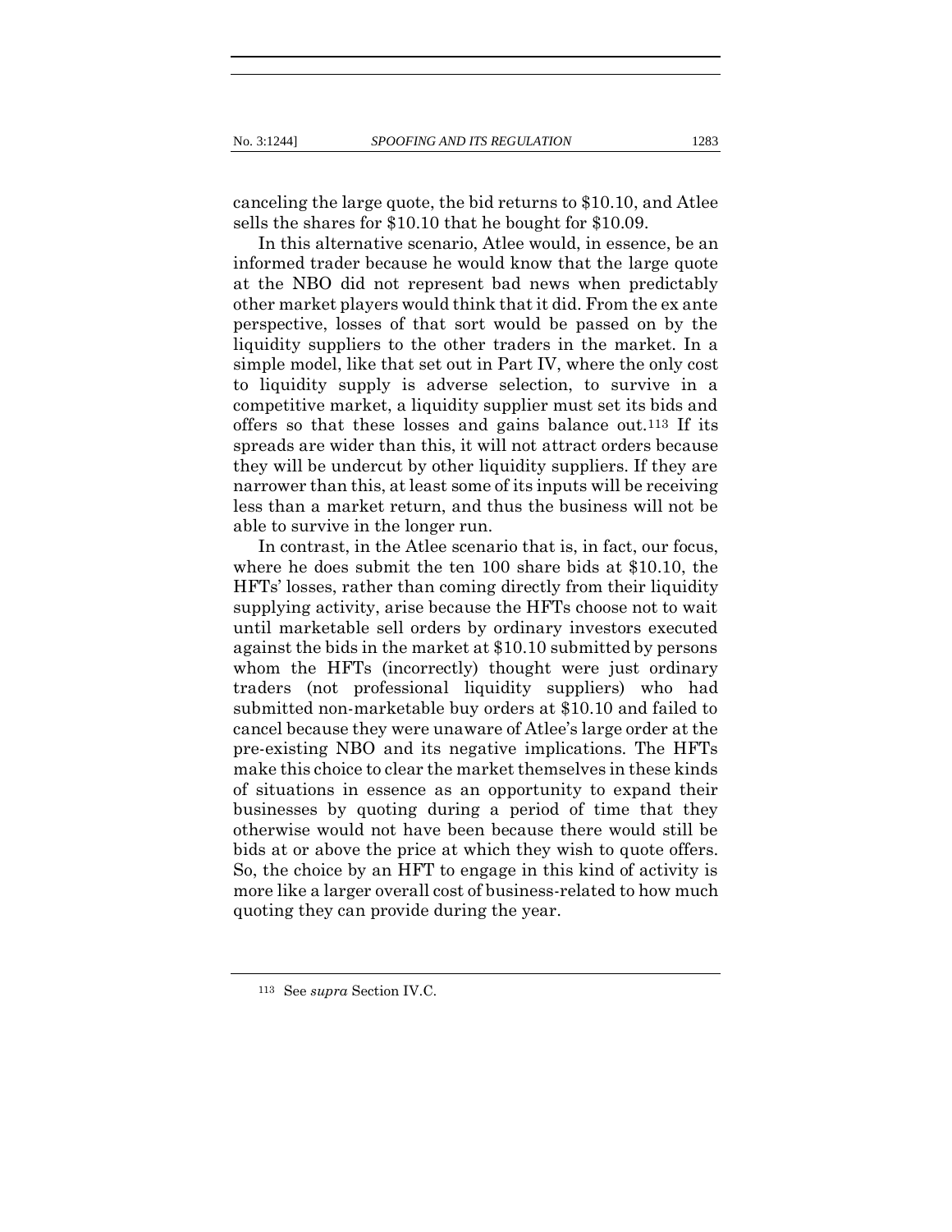canceling the large quote, the bid returns to $10.10, and Atlee sells the shares for $10.10 that he bought for $10.09.

In this alternative scenario, Atlee would, in essence, be an informed trader because he would know that the large quote at the NBO did not represent bad news when predictably other market players would think that it did. From the ex ante perspective, losses of that sort would be passed on by the liquidity suppliers to the other traders in the market. In a simple model, like that set out in Part IV, where the only cost to liquidity supply is adverse selection, to survive in a competitive market, a liquidity supplier must set its bids and offers so that these losses and gains balance out.[113] If its spreads are wider than this, it will not attract orders because they will be undercut by other liquidity suppliers. If they are narrower than this, at least some of its inputs will be receiving less than a market return, and thus the business will not be able to survive in the longer run.

In contrast, in the Atlee scenario that is, in fact, our focus, where he does submit the ten 100 share bids at $10.10, the HFTs' losses, rather than coming directly from their liquidity supplying activity, arise because the HFTs choose not to wait until marketable sell orders by ordinary investors executed against the bids in the market at $10.10 submitted by persons whom the HFTs (incorrectly) thought were just ordinary traders (not professional liquidity suppliers) who had submitted non-marketable buy orders at $10.10 and failed to cancel because they were unaware of Atlee's large order at the pre-existing NBO and its negative implications. The HFTs make this choice to clear the market themselves in these kinds of situations in essence as an opportunity to expand their businesses by quoting during a period of time that they otherwise would not have been because there would still be bids at or above the price at which they wish to quote offers. So, the choice by an HFT to engage in this kind of activity is more like a larger overall cost of business-related to how much quoting they can provide during the year.

---

[113] See *supra* Section IV.C.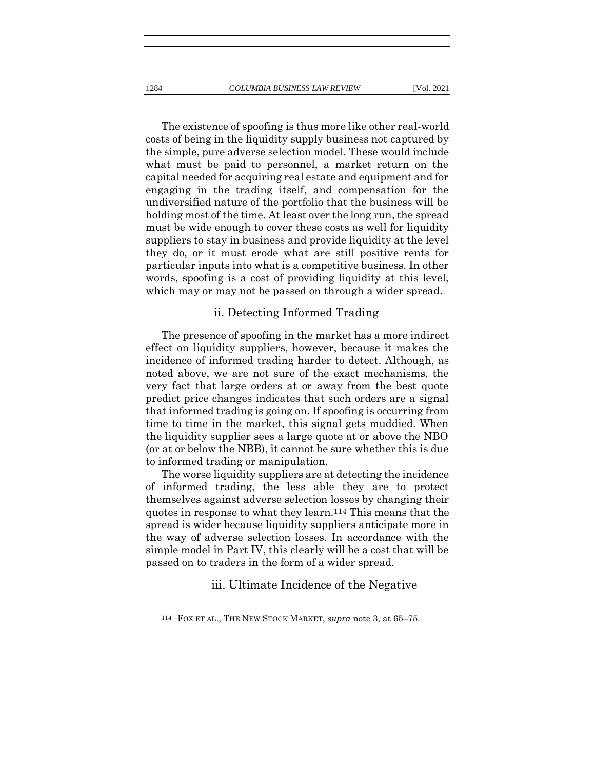The existence of spoofing is thus more like other real-world costs of being in the liquidity supply business not captured by the simple, pure adverse selection model. These would include what must be paid to personnel, a market return on the capital needed for acquiring real estate and equipment and for engaging in the trading itself, and compensation for the undiversified nature of the portfolio that the business will be holding most of the time. At least over the long run, the spread must be wide enough to cover these costs as well for liquidity suppliers to stay in business and provide liquidity at the level they do, or it must erode what are still positive rents for particular inputs into what is a competitive business. In other words, spoofing is a cost of providing liquidity at this level, which may or may not be passed on through a wider spread.

#### ii. Detecting Informed Trading

The presence of spoofing in the market has a more indirect effect on liquidity suppliers, however, because it makes the incidence of informed trading harder to detect. Although, as noted above, we are not sure of the exact mechanisms, the very fact that large orders at or away from the best quote predict price changes indicates that such orders are a signal that informed trading is going on. If spoofing is occurring from time to time in the market, this signal gets muddied. When the liquidity supplier sees a large quote at or above the NBO (or at or below the NBB), it cannot be sure whether this is due to informed trading or manipulation.

The worse liquidity suppliers are at detecting the incidence of informed trading, the less able they are to protect themselves against adverse selection losses by changing their quotes in response to what they learn.[114] This means that the spread is wider because liquidity suppliers anticipate more in the way of adverse selection losses. In accordance with the simple model in Part IV, this clearly will be a cost that will be passed on to traders in the form of a wider spread.

#### iii. Ultimate Incidence of the Negative

[114] FOX ET AL., THE NEW STOCK MARKET, *supra* note 3, at 65–75.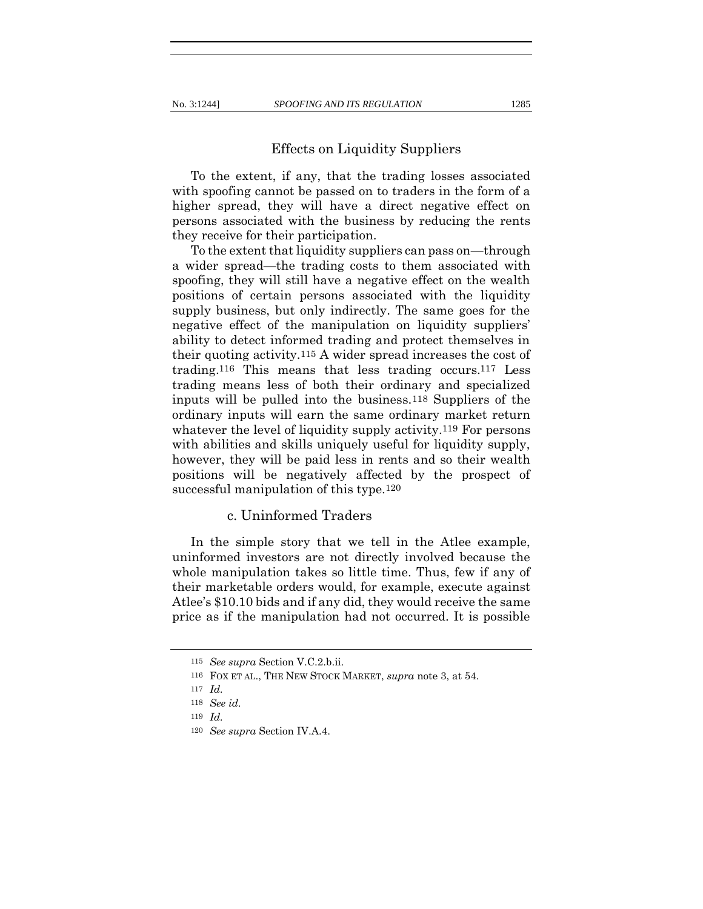### Effects on Liquidity Suppliers

To the extent, if any, that the trading losses associated with spoofing cannot be passed on to traders in the form of a higher spread, they will have a direct negative effect on persons associated with the business by reducing the rents they receive for their participation.

To the extent that liquidity suppliers can pass on—through a wider spread—the trading costs to them associated with spoofing, they will still have a negative effect on the wealth positions of certain persons associated with the liquidity supply business, but only indirectly. The same goes for the negative effect of the manipulation on liquidity suppliers' ability to detect informed trading and protect themselves in their quoting activity.[115] A wider spread increases the cost of trading.[116] This means that less trading occurs.[117] Less trading means less of both their ordinary and specialized inputs will be pulled into the business.[118] Suppliers of the ordinary inputs will earn the same ordinary market return whatever the level of liquidity supply activity.[119] For persons with abilities and skills uniquely useful for liquidity supply, however, they will be paid less in rents and so their wealth positions will be negatively affected by the prospect of successful manipulation of this type.[120]

### c. Uninformed Traders

In the simple story that we tell in the Atlee example, uninformed investors are not directly involved because the whole manipulation takes so little time. Thus, few if any of their marketable orders would, for example, execute against Atlee's $10.10 bids and if any did, they would receive the same price as if the manipulation had not occurred. It is possible

---

115 *See supra* Section V.C.2.b.ii.

116 FOX ET AL., THE NEW STOCK MARKET, *supra* note 3, at 54.

117 *Id.*

118 *See id.*

119 *Id.*

120 *See supra* Section IV.A.4.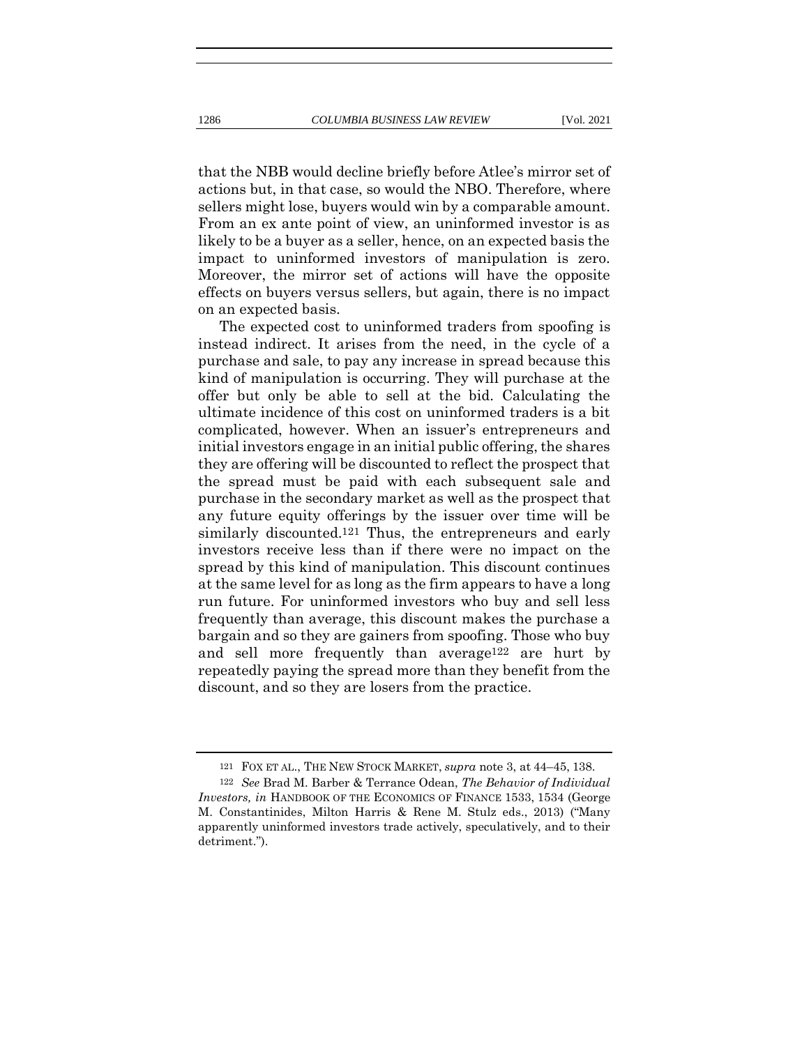that the NBB would decline briefly before Atlee's mirror set of actions but, in that case, so would the NBO. Therefore, where sellers might lose, buyers would win by a comparable amount. From an ex ante point of view, an uninformed investor is as likely to be a buyer as a seller, hence, on an expected basis the impact to uninformed investors of manipulation is zero. Moreover, the mirror set of actions will have the opposite effects on buyers versus sellers, but again, there is no impact on an expected basis.

The expected cost to uninformed traders from spoofing is instead indirect. It arises from the need, in the cycle of a purchase and sale, to pay any increase in spread because this kind of manipulation is occurring. They will purchase at the offer but only be able to sell at the bid. Calculating the ultimate incidence of this cost on uninformed traders is a bit complicated, however. When an issuer's entrepreneurs and initial investors engage in an initial public offering, the shares they are offering will be discounted to reflect the prospect that the spread must be paid with each subsequent sale and purchase in the secondary market as well as the prospect that any future equity offerings by the issuer over time will be similarly discounted.[121] Thus, the entrepreneurs and early investors receive less than if there were no impact on the spread by this kind of manipulation. This discount continues at the same level for as long as the firm appears to have a long run future. For uninformed investors who buy and sell less frequently than average, this discount makes the purchase a bargain and so they are gainers from spoofing. Those who buy and sell more frequently than average[122] are hurt by repeatedly paying the spread more than they benefit from the discount, and so they are losers from the practice.

---

[121] FOX ET AL., THE NEW STOCK MARKET, *supra* note 3, at 44–45, 138.

[122] *See* Brad M. Barber & Terrance Odean, *The Behavior of Individual Investors, in* HANDBOOK OF THE ECONOMICS OF FINANCE 1533, 1534 (George M. Constantinides, Milton Harris & Rene M. Stulz eds., 2013) ("Many apparently uninformed investors trade actively, speculatively, and to their detriment.").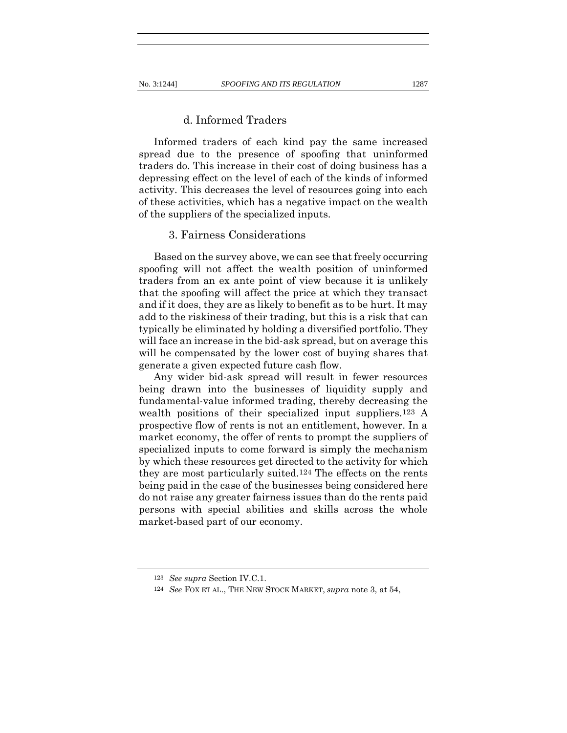#### d. Informed Traders

Informed traders of each kind pay the same increased spread due to the presence of spoofing that uninformed traders do. This increase in their cost of doing business has a depressing effect on the level of each of the kinds of informed activity. This decreases the level of resources going into each of these activities, which has a negative impact on the wealth of the suppliers of the specialized inputs.

### 3. Fairness Considerations

Based on the survey above, we can see that freely occurring spoofing will not affect the wealth position of uninformed traders from an ex ante point of view because it is unlikely that the spoofing will affect the price at which they transact and if it does, they are as likely to benefit as to be hurt. It may add to the riskiness of their trading, but this is a risk that can typically be eliminated by holding a diversified portfolio. They will face an increase in the bid-ask spread, but on average this will be compensated by the lower cost of buying shares that generate a given expected future cash flow.

Any wider bid-ask spread will result in fewer resources being drawn into the businesses of liquidity supply and fundamental-value informed trading, thereby decreasing the wealth positions of their specialized input suppliers.[123] A prospective flow of rents is not an entitlement, however. In a market economy, the offer of rents to prompt the suppliers of specialized inputs to come forward is simply the mechanism by which these resources get directed to the activity for which they are most particularly suited.[124] The effects on the rents being paid in the case of the businesses being considered here do not raise any greater fairness issues than do the rents paid persons with special abilities and skills across the whole market-based part of our economy.

---

[123] *See supra* Section IV.C.1.

[124] *See* FOX ET AL., THE NEW STOCK MARKET, *supra* note 3, at 54,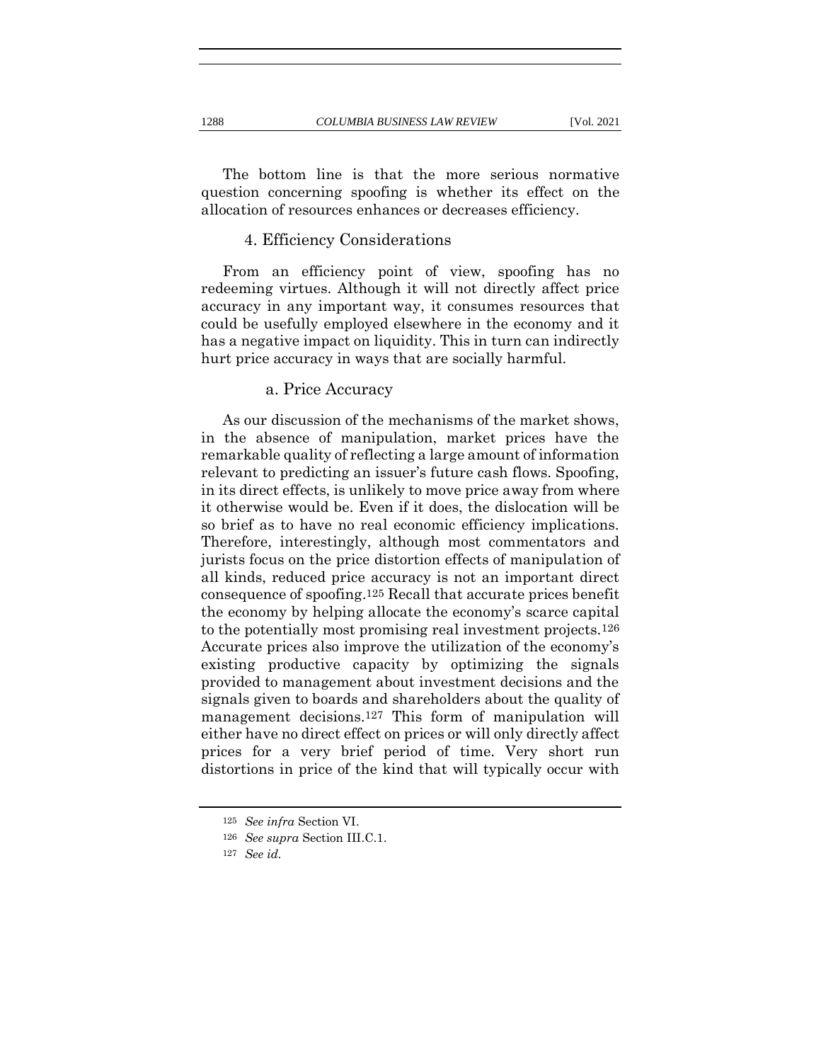The bottom line is that the more serious normative question concerning spoofing is whether its effect on the allocation of resources enhances or decreases efficiency.

#### 4. Efficiency Considerations

From an efficiency point of view, spoofing has no redeeming virtues. Although it will not directly affect price accuracy in any important way, it consumes resources that could be usefully employed elsewhere in the economy and it has a negative impact on liquidity. This in turn can indirectly hurt price accuracy in ways that are socially harmful.

##### a. Price Accuracy

As our discussion of the mechanisms of the market shows, in the absence of manipulation, market prices have the remarkable quality of reflecting a large amount of information relevant to predicting an issuer's future cash flows. Spoofing, in its direct effects, is unlikely to move price away from where it otherwise would be. Even if it does, the dislocation will be so brief as to have no real economic efficiency implications. Therefore, interestingly, although most commentators and jurists focus on the price distortion effects of manipulation of all kinds, reduced price accuracy is not an important direct consequence of spoofing.[125] Recall that accurate prices benefit the economy by helping allocate the economy's scarce capital to the potentially most promising real investment projects.[126] Accurate prices also improve the utilization of the economy's existing productive capacity by optimizing the signals provided to management about investment decisions and the signals given to boards and shareholders about the quality of management decisions.[127] This form of manipulation will either have no direct effect on prices or will only directly affect prices for a very brief period of time. Very short run distortions in price of the kind that will typically occur with

---

[125] *See infra* Section VI.

[126] *See supra* Section III.C.1.

[127] *See id.*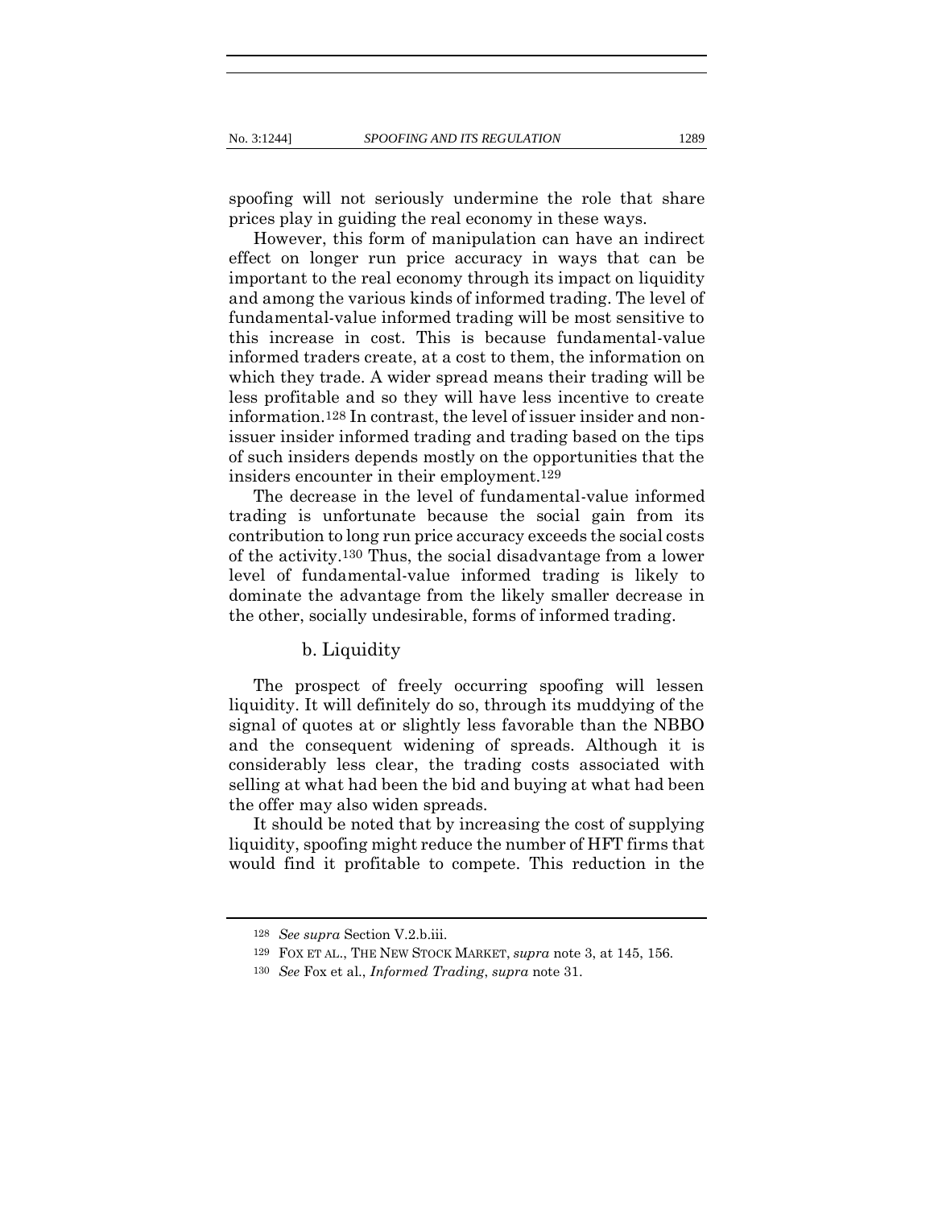spoofing will not seriously undermine the role that share prices play in guiding the real economy in these ways.

However, this form of manipulation can have an indirect effect on longer run price accuracy in ways that can be important to the real economy through its impact on liquidity and among the various kinds of informed trading. The level of fundamental-value informed trading will be most sensitive to this increase in cost. This is because fundamental-value informed traders create, at a cost to them, the information on which they trade. A wider spread means their trading will be less profitable and so they will have less incentive to create information.[128] In contrast, the level of issuer insider and non-issuer insider informed trading and trading based on the tips of such insiders depends mostly on the opportunities that the insiders encounter in their employment.[129]

The decrease in the level of fundamental-value informed trading is unfortunate because the social gain from its contribution to long run price accuracy exceeds the social costs of the activity.[130] Thus, the social disadvantage from a lower level of fundamental-value informed trading is likely to dominate the advantage from the likely smaller decrease in the other, socially undesirable, forms of informed trading.

#### b. Liquidity

The prospect of freely occurring spoofing will lessen liquidity. It will definitely do so, through its muddying of the signal of quotes at or slightly less favorable than the NBBO and the consequent widening of spreads. Although it is considerably less clear, the trading costs associated with selling at what had been the bid and buying at what had been the offer may also widen spreads.

It should be noted that by increasing the cost of supplying liquidity, spoofing might reduce the number of HFT firms that would find it profitable to compete. This reduction in the

---

[128] *See supra* Section V.2.b.iii.

[129] FOX ET AL., THE NEW STOCK MARKET, *supra* note 3, at 145, 156.

[130] *See* Fox et al., *Informed Trading*, *supra* note 31.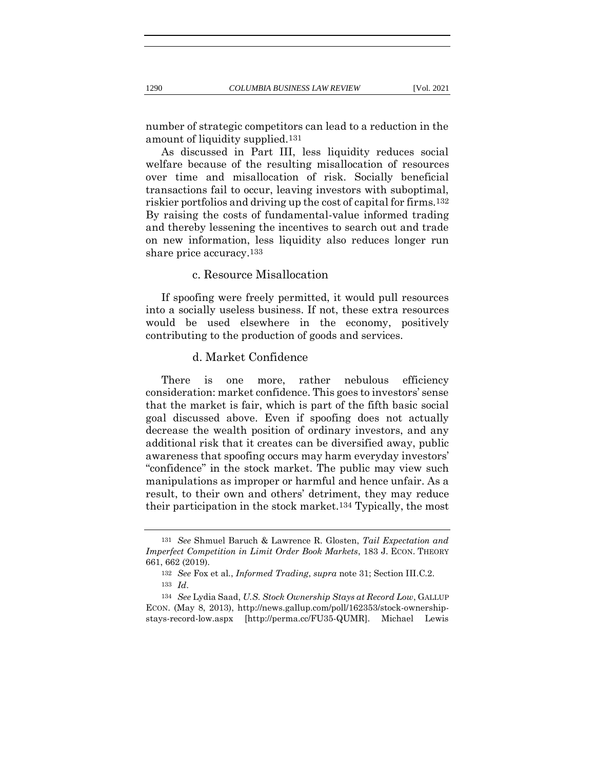number of strategic competitors can lead to a reduction in the amount of liquidity supplied.[131]

As discussed in Part III, less liquidity reduces social welfare because of the resulting misallocation of resources over time and misallocation of risk. Socially beneficial transactions fail to occur, leaving investors with suboptimal, riskier portfolios and driving up the cost of capital for firms.[132] By raising the costs of fundamental-value informed trading and thereby lessening the incentives to search out and trade on new information, less liquidity also reduces longer run share price accuracy.[133]

#### c. Resource Misallocation

If spoofing were freely permitted, it would pull resources into a socially useless business. If not, these extra resources would be used elsewhere in the economy, positively contributing to the production of goods and services.

#### d. Market Confidence

There is one more, rather nebulous efficiency consideration: market confidence. This goes to investors' sense that the market is fair, which is part of the fifth basic social goal discussed above. Even if spoofing does not actually decrease the wealth position of ordinary investors, and any additional risk that it creates can be diversified away, public awareness that spoofing occurs may harm everyday investors' "confidence" in the stock market. The public may view such manipulations as improper or harmful and hence unfair. As a result, to their own and others' detriment, they may reduce their participation in the stock market.[134] Typically, the most

---

131 *See* Shmuel Baruch & Lawrence R. Glosten, *Tail Expectation and Imperfect Competition in Limit Order Book Markets*, 183 J. ECON. THEORY 661, 662 (2019).

132 *See* Fox et al., *Informed Trading*, *supra* note 31; Section III.C.2.

133 *Id*.

134 *See* Lydia Saad, *U.S. Stock Ownership Stays at Record Low*, GALLUP ECON. (May 8, 2013), http://news.gallup.com/poll/162353/stock-ownership-stays-record-low.aspx [http://perma.cc/FU35-QUMR]. Michael Lewis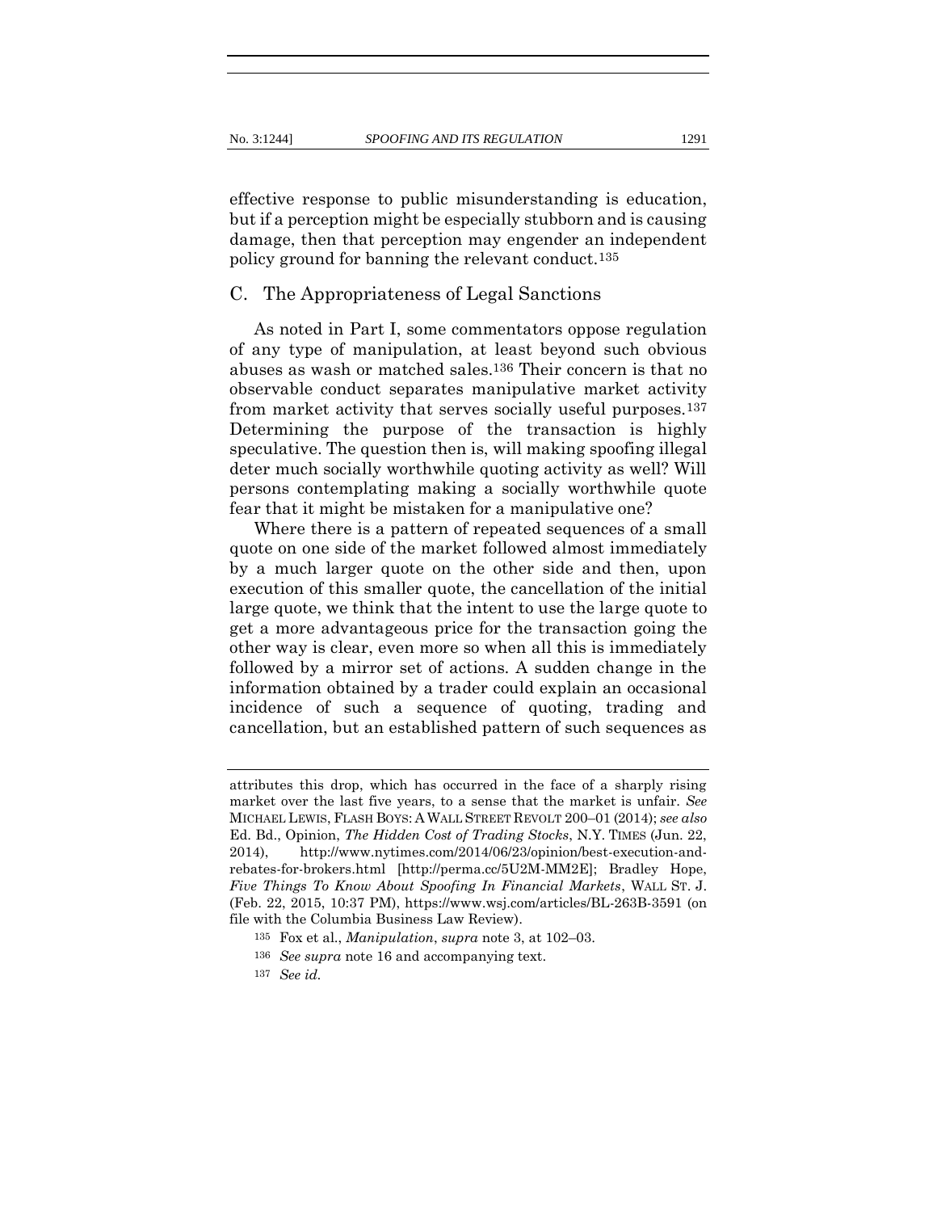effective response to public misunderstanding is education, but if a perception might be especially stubborn and is causing damage, then that perception may engender an independent policy ground for banning the relevant conduct.[135]

## C. The Appropriateness of Legal Sanctions

As noted in Part I, some commentators oppose regulation of any type of manipulation, at least beyond such obvious abuses as wash or matched sales.[136] Their concern is that no observable conduct separates manipulative market activity from market activity that serves socially useful purposes.[137] Determining the purpose of the transaction is highly speculative. The question then is, will making spoofing illegal deter much socially worthwhile quoting activity as well? Will persons contemplating making a socially worthwhile quote fear that it might be mistaken for a manipulative one?

Where there is a pattern of repeated sequences of a small quote on one side of the market followed almost immediately by a much larger quote on the other side and then, upon execution of this smaller quote, the cancellation of the initial large quote, we think that the intent to use the large quote to get a more advantageous price for the transaction going the other way is clear, even more so when all this is immediately followed by a mirror set of actions. A sudden change in the information obtained by a trader could explain an occasional incidence of such a sequence of quoting, trading and cancellation, but an established pattern of such sequences as

---

attributes this drop, which has occurred in the face of a sharply rising market over the last five years, to a sense that the market is unfair. *See* MICHAEL LEWIS, FLASH BOYS: A WALL STREET REVOLT 200–01 (2014); *see also* Ed. Bd., Opinion, *The Hidden Cost of Trading Stocks*, N.Y. TIMES (Jun. 22, 2014), http://www.nytimes.com/2014/06/23/opinion/best-execution-and-rebates-for-brokers.html [http://perma.cc/5U2M-MM2E]; Bradley Hope, *Five Things To Know About Spoofing In Financial Markets*, WALL ST. J. (Feb. 22, 2015, 10:37 PM), https://www.wsj.com/articles/BL-263B-3591 (on file with the Columbia Business Law Review).

[135] Fox et al., *Manipulation*, *supra* note 3, at 102–03.

[136] *See supra* note 16 and accompanying text.

[137] *See id.*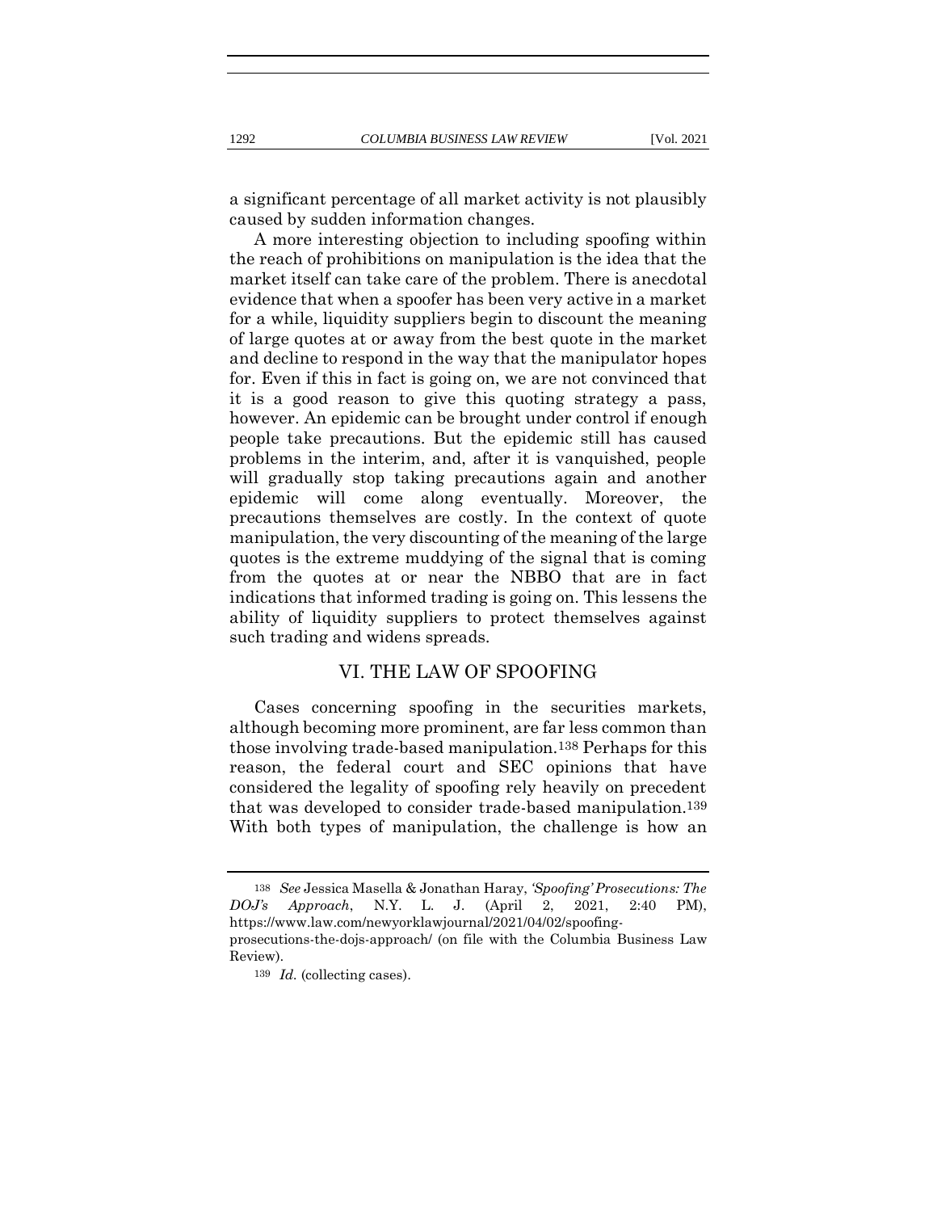a significant percentage of all market activity is not plausibly caused by sudden information changes.

A more interesting objection to including spoofing within the reach of prohibitions on manipulation is the idea that the market itself can take care of the problem. There is anecdotal evidence that when a spoofer has been very active in a market for a while, liquidity suppliers begin to discount the meaning of large quotes at or away from the best quote in the market and decline to respond in the way that the manipulator hopes for. Even if this in fact is going on, we are not convinced that it is a good reason to give this quoting strategy a pass, however. An epidemic can be brought under control if enough people take precautions. But the epidemic still has caused problems in the interim, and, after it is vanquished, people will gradually stop taking precautions again and another epidemic will come along eventually. Moreover, the precautions themselves are costly. In the context of quote manipulation, the very discounting of the meaning of the large quotes is the extreme muddying of the signal that is coming from the quotes at or near the NBBO that are in fact indications that informed trading is going on. This lessens the ability of liquidity suppliers to protect themselves against such trading and widens spreads.

## VI. THE LAW OF SPOOFING

Cases concerning spoofing in the securities markets, although becoming more prominent, are far less common than those involving trade-based manipulation.[138] Perhaps for this reason, the federal court and SEC opinions that have considered the legality of spoofing rely heavily on precedent that was developed to consider trade-based manipulation.[139] With both types of manipulation, the challenge is how an

---

[138] *See* Jessica Masella & Jonathan Haray, *'Spoofing' Prosecutions: The DOJ's Approach*, N.Y. L. J. (April 2, 2021, 2:40 PM), https://www.law.com/newyorklawjournal/2021/04/02/spoofing-prosecutions-the-dojs-approach/ (on file with the Columbia Business Law Review).

[139] *Id.* (collecting cases).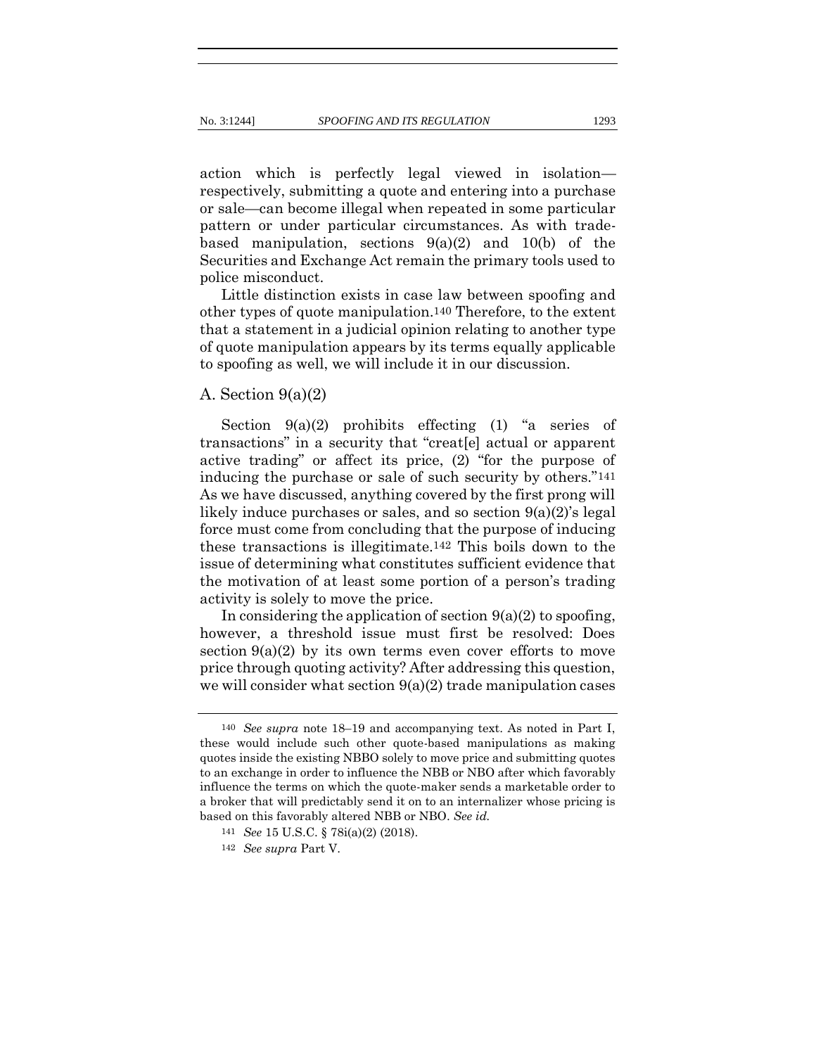action which is perfectly legal viewed in isolation—respectively, submitting a quote and entering into a purchase or sale—can become illegal when repeated in some particular pattern or under particular circumstances. As with trade-based manipulation, sections 9(a)(2) and 10(b) of the Securities and Exchange Act remain the primary tools used to police misconduct.

Little distinction exists in case law between spoofing and other types of quote manipulation.[140] Therefore, to the extent that a statement in a judicial opinion relating to another type of quote manipulation appears by its terms equally applicable to spoofing as well, we will include it in our discussion.

## A. Section 9(a)(2)

Section 9(a)(2) prohibits effecting (1) "a series of transactions" in a security that "creat[e] actual or apparent active trading" or affect its price, (2) "for the purpose of inducing the purchase or sale of such security by others."[141] As we have discussed, anything covered by the first prong will likely induce purchases or sales, and so section 9(a)(2)'s legal force must come from concluding that the purpose of inducing these transactions is illegitimate.[142] This boils down to the issue of determining what constitutes sufficient evidence that the motivation of at least some portion of a person's trading activity is solely to move the price.

In considering the application of section 9(a)(2) to spoofing, however, a threshold issue must first be resolved: Does section 9(a)(2) by its own terms even cover efforts to move price through quoting activity? After addressing this question, we will consider what section 9(a)(2) trade manipulation cases

---

140 *See supra* note 18–19 and accompanying text. As noted in Part I, these would include such other quote-based manipulations as making quotes inside the existing NBBO solely to move price and submitting quotes to an exchange in order to influence the NBB or NBO after which favorably influence the terms on which the quote-maker sends a marketable order to a broker that will predictably send it on to an internalizer whose pricing is based on this favorably altered NBB or NBO. *See id.*

141 *See* 15 U.S.C. § 78i(a)(2) (2018).

142 *See supra* Part V.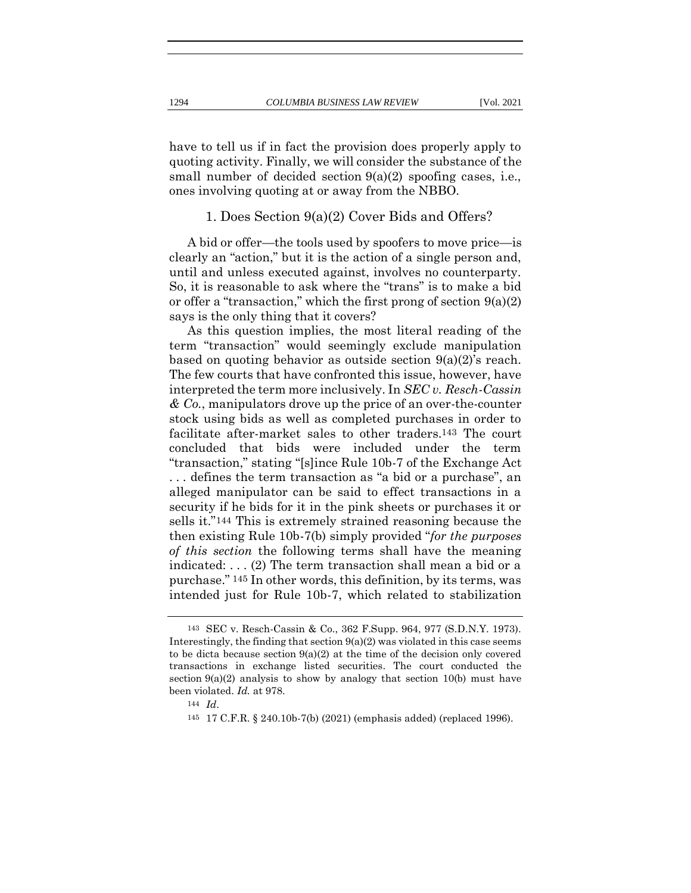have to tell us if in fact the provision does properly apply to quoting activity. Finally, we will consider the substance of the small number of decided section 9(a)(2) spoofing cases, i.e., ones involving quoting at or away from the NBBO.

### 1. Does Section 9(a)(2) Cover Bids and Offers?

A bid or offer—the tools used by spoofers to move price—is clearly an "action," but it is the action of a single person and, until and unless executed against, involves no counterparty. So, it is reasonable to ask where the "trans" is to make a bid or offer a "transaction," which the first prong of section 9(a)(2) says is the only thing that it covers?

As this question implies, the most literal reading of the term "transaction" would seemingly exclude manipulation based on quoting behavior as outside section 9(a)(2)'s reach. The few courts that have confronted this issue, however, have interpreted the term more inclusively. In *SEC v. Resch-Cassin & Co.*, manipulators drove up the price of an over-the-counter stock using bids as well as completed purchases in order to facilitate after-market sales to other traders.[143] The court concluded that bids were included under the term "transaction," stating "[s]ince Rule 10b-7 of the Exchange Act . . . defines the term transaction as "a bid or a purchase", an alleged manipulator can be said to effect transactions in a security if he bids for it in the pink sheets or purchases it or sells it."[144] This is extremely strained reasoning because the then existing Rule 10b-7(b) simply provided "*for the purposes of this section* the following terms shall have the meaning indicated: . . . (2) The term transaction shall mean a bid or a purchase." [145] In other words, this definition, by its terms, was intended just for Rule 10b-7, which related to stabilization

---

[143] SEC v. Resch-Cassin & Co., 362 F.Supp. 964, 977 (S.D.N.Y. 1973). Interestingly, the finding that section 9(a)(2) was violated in this case seems to be dicta because section 9(a)(2) at the time of the decision only covered transactions in exchange listed securities. The court conducted the section 9(a)(2) analysis to show by analogy that section 10(b) must have been violated. *Id.* at 978.

[144] *Id*.

[145] 17 C.F.R. § 240.10b-7(b) (2021) (emphasis added) (replaced 1996).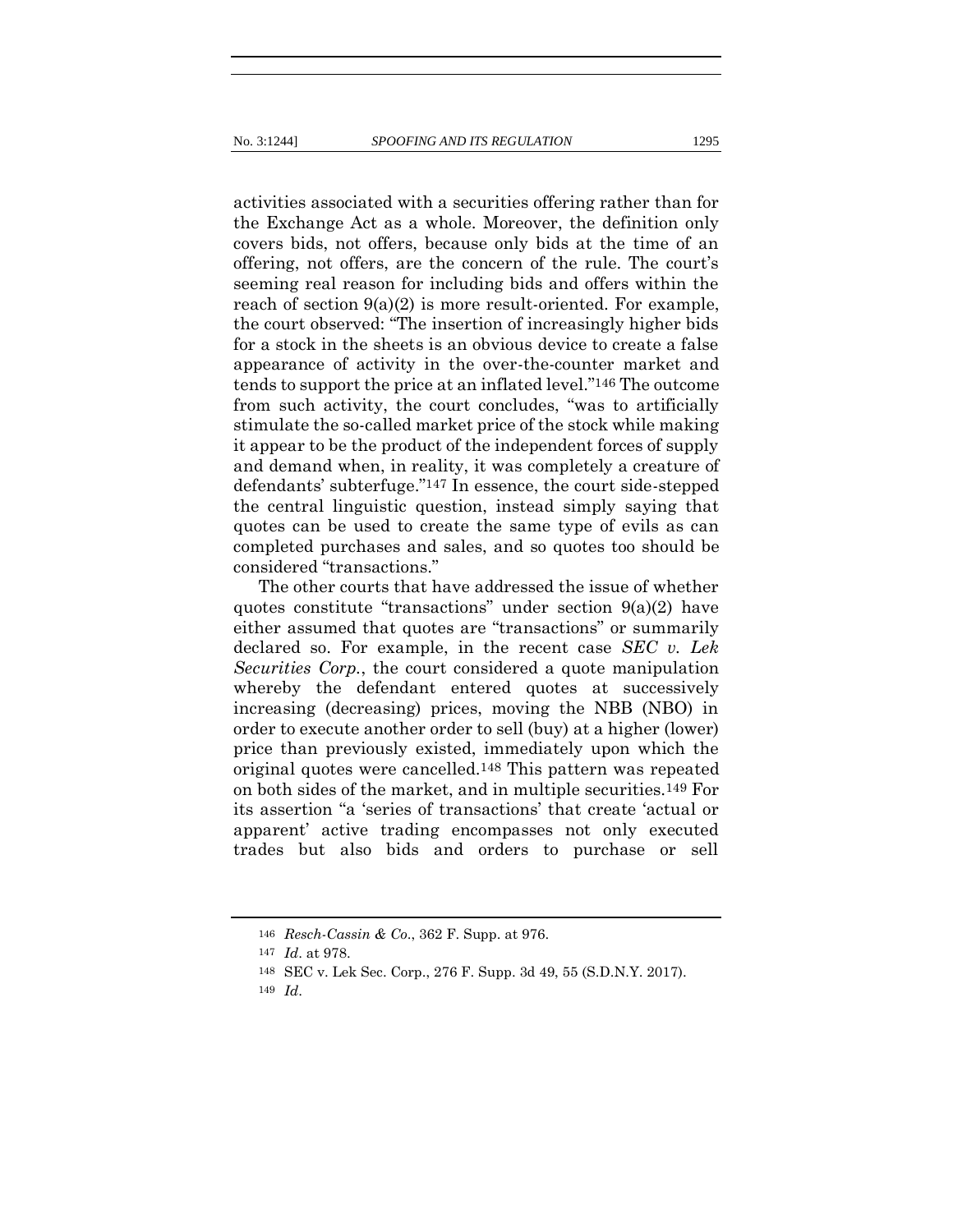activities associated with a securities offering rather than for the Exchange Act as a whole. Moreover, the definition only covers bids, not offers, because only bids at the time of an offering, not offers, are the concern of the rule. The court's seeming real reason for including bids and offers within the reach of section 9(a)(2) is more result-oriented. For example, the court observed: "The insertion of increasingly higher bids for a stock in the sheets is an obvious device to create a false appearance of activity in the over-the-counter market and tends to support the price at an inflated level."[146] The outcome from such activity, the court concludes, "was to artificially stimulate the so-called market price of the stock while making it appear to be the product of the independent forces of supply and demand when, in reality, it was completely a creature of defendants' subterfuge."[147] In essence, the court side-stepped the central linguistic question, instead simply saying that quotes can be used to create the same type of evils as can completed purchases and sales, and so quotes too should be considered "transactions."

The other courts that have addressed the issue of whether quotes constitute "transactions" under section 9(a)(2) have either assumed that quotes are "transactions" or summarily declared so. For example, in the recent case *SEC v. Lek Securities Corp.*, the court considered a quote manipulation whereby the defendant entered quotes at successively increasing (decreasing) prices, moving the NBB (NBO) in order to execute another order to sell (buy) at a higher (lower) price than previously existed, immediately upon which the original quotes were cancelled.[148] This pattern was repeated on both sides of the market, and in multiple securities.[149] For its assertion "a 'series of transactions' that create 'actual or apparent' active trading encompasses not only executed trades but also bids and orders to purchase or sell

---

[146] *Resch-Cassin & Co.*, 362 F. Supp. at 976.

[147] *Id.* at 978.

[148] SEC v. Lek Sec. Corp., 276 F. Supp. 3d 49, 55 (S.D.N.Y. 2017).

[149] *Id.*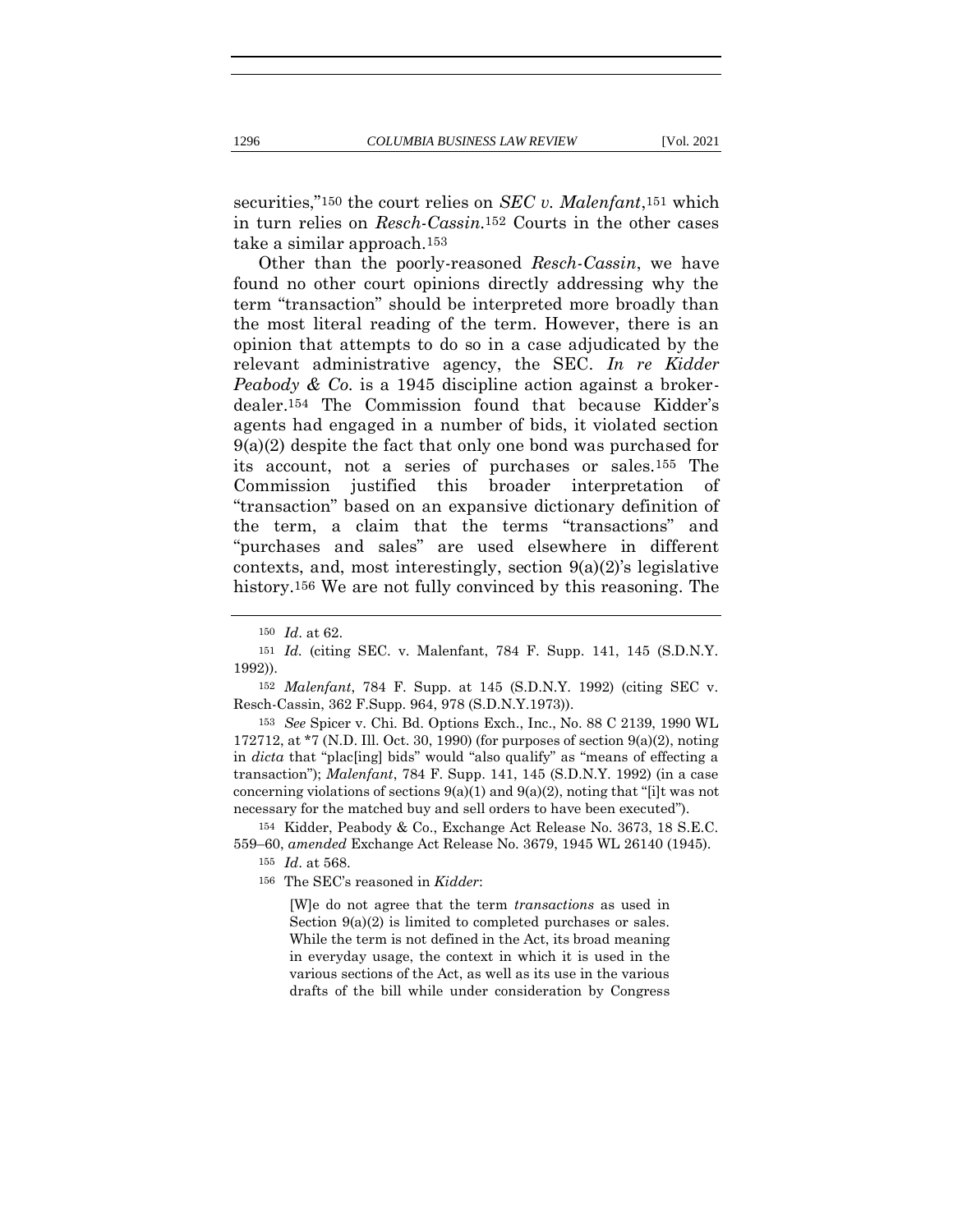securities,"[150] the court relies on *SEC v. Malenfant*,[151] which in turn relies on *Resch-Cassin*.[152] Courts in the other cases take a similar approach.[153]

Other than the poorly-reasoned *Resch-Cassin*, we have found no other court opinions directly addressing why the term "transaction" should be interpreted more broadly than the most literal reading of the term. However, there is an opinion that attempts to do so in a case adjudicated by the relevant administrative agency, the SEC. *In re Kidder Peabody & Co.* is a 1945 discipline action against a broker-dealer.[154] The Commission found that because Kidder's agents had engaged in a number of bids, it violated section 9(a)(2) despite the fact that only one bond was purchased for its account, not a series of purchases or sales.[155] The Commission justified this broader interpretation of "transaction" based on an expansive dictionary definition of the term, a claim that the terms "transactions" and "purchases and sales" are used elsewhere in different contexts, and, most interestingly, section 9(a)(2)'s legislative history.[156] We are not fully convinced by this reasoning. The

---

[150] *Id*. at 62.

[151] *Id.* (citing SEC. v. Malenfant, 784 F. Supp. 141, 145 (S.D.N.Y. 1992)).

[152] *Malenfant*, 784 F. Supp. at 145 (S.D.N.Y. 1992) (citing SEC v. Resch-Cassin, 362 F.Supp. 964, 978 (S.D.N.Y.1973)).

[153] *See* Spicer v. Chi. Bd. Options Exch., Inc., No. 88 C 2139, 1990 WL 172712, at *7 (N.D. Ill. Oct. 30, 1990) (for purposes of section 9(a)(2), noting in *dicta* that "plac[ing] bids" would "also qualify" as "means of effecting a transaction"); *Malenfant*, 784 F. Supp. 141, 145 (S.D.N.Y. 1992) (in a case concerning violations of sections 9(a)(1) and 9(a)(2), noting that "[i]t was not necessary for the matched buy and sell orders to have been executed").

[154] Kidder, Peabody & Co., Exchange Act Release No. 3673, 18 S.E.C. 559–60, *amended* Exchange Act Release No. 3679, 1945 WL 26140 (1945).

[155] *Id*. at 568.

[156] The SEC's reasoned in *Kidder*:

> [W]e do not agree that the term *transactions* as used in Section 9(a)(2) is limited to completed purchases or sales. While the term is not defined in the Act, its broad meaning in everyday usage, the context in which it is used in the various sections of the Act, as well as its use in the various drafts of the bill while under consideration by Congress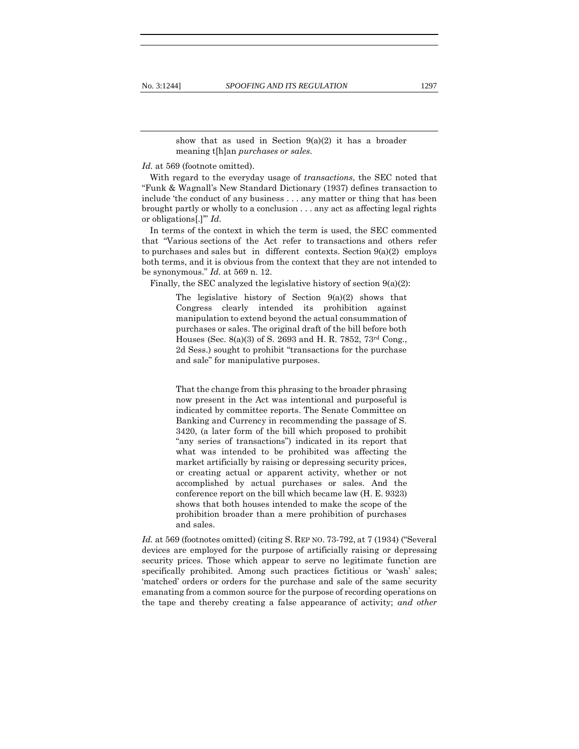> show that as used in Section 9(a)(2) it has a broader meaning t[h]an *purchases or sales*.

*Id.* at 569 (footnote omitted).

With regard to the everyday usage of *transactions*, the SEC noted that "Funk & Wagnall's New Standard Dictionary (1937) defines transaction to include 'the conduct of any business . . . any matter or thing that has been brought partly or wholly to a conclusion . . . any act as affecting legal rights or obligations[.]'" *Id.*

In terms of the context in which the term is used, the SEC commented that "Various sections of the Act refer to transactions and others refer to purchases and sales but in different contexts. Section 9(a)(2) employs both terms, and it is obvious from the context that they are not intended to be synonymous." *Id.* at 569 n. 12.

Finally, the SEC analyzed the legislative history of section 9(a)(2):

> The legislative history of Section 9(a)(2) shows that Congress clearly intended its prohibition against manipulation to extend beyond the actual consummation of purchases or sales. The original draft of the bill before both Houses (Sec. 8(a)(3) of S. 2693 and H. R. 7852, 73rd Cong., 2d Sess.) sought to prohibit "transactions for the purchase and sale" for manipulative purposes.
>
> That the change from this phrasing to the broader phrasing now present in the Act was intentional and purposeful is indicated by committee reports. The Senate Committee on Banking and Currency in recommending the passage of S. 3420, (a later form of the bill which proposed to prohibit "any series of transactions") indicated in its report that what was intended to be prohibited was affecting the market artificially by raising or depressing security prices, or creating actual or apparent activity, whether or not accomplished by actual purchases or sales. And the conference report on the bill which became law (H. E. 9323) shows that both houses intended to make the scope of the prohibition broader than a mere prohibition of purchases and sales.

*Id.* at 569 (footnotes omitted) (citing S. REP NO. 73-792, at 7 (1934) ("Several devices are employed for the purpose of artificially raising or depressing security prices. Those which appear to serve no legitimate function are specifically prohibited. Among such practices fictitious or 'wash' sales; 'matched' orders or orders for the purchase and sale of the same security emanating from a common source for the purpose of recording operations on the tape and thereby creating a false appearance of activity; *and other*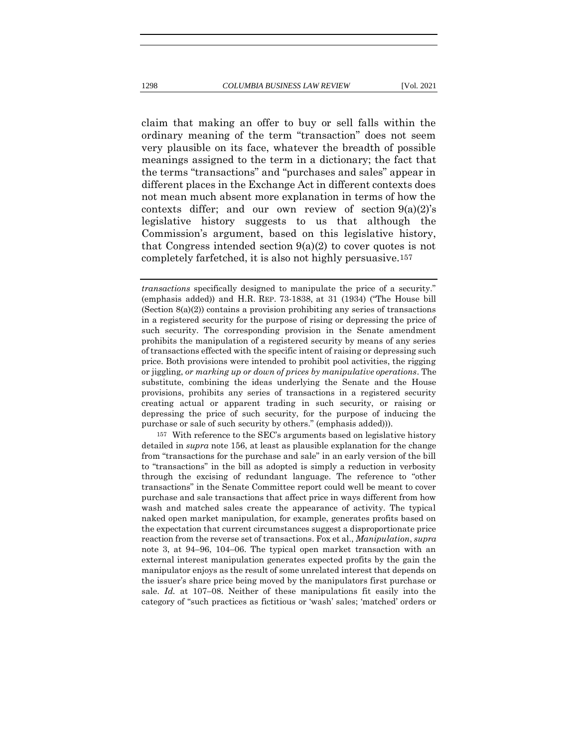claim that making an offer to buy or sell falls within the ordinary meaning of the term "transaction" does not seem very plausible on its face, whatever the breadth of possible meanings assigned to the term in a dictionary; the fact that the terms "transactions" and "purchases and sales" appear in different places in the Exchange Act in different contexts does not mean much absent more explanation in terms of how the contexts differ; and our own review of section 9(a)(2)'s legislative history suggests to us that although the Commission's argument, based on this legislative history, that Congress intended section 9(a)(2) to cover quotes is not completely farfetched, it is also not highly persuasive.[157]

---

*transactions* specifically designed to manipulate the price of a security." (emphasis added)) and H.R. REP. 73-1838, at 31 (1934) ("The House bill (Section 8(a)(2)) contains a provision prohibiting any series of transactions in a registered security for the purpose of rising or depressing the price of such security. The corresponding provision in the Senate amendment prohibits the manipulation of a registered security by means of any series of transactions effected with the specific intent of raising or depressing such price. Both provisions were intended to prohibit pool activities, the rigging or jiggling, *or marking up or down of prices by manipulative operations*. The substitute, combining the ideas underlying the Senate and the House provisions, prohibits any series of transactions in a registered security creating actual or apparent trading in such security, or raising or depressing the price of such security, for the purpose of inducing the purchase or sale of such security by others." (emphasis added))).

[157] With reference to the SEC's arguments based on legislative history detailed in *supra* note 156, at least as plausible explanation for the change from "transactions for the purchase and sale" in an early version of the bill to "transactions" in the bill as adopted is simply a reduction in verbosity through the excising of redundant language. The reference to "other transactions" in the Senate Committee report could well be meant to cover purchase and sale transactions that affect price in ways different from how wash and matched sales create the appearance of activity. The typical naked open market manipulation, for example, generates profits based on the expectation that current circumstances suggest a disproportionate price reaction from the reverse set of transactions. Fox et al., *Manipulation*, *supra* note 3, at 94–96, 104–06. The typical open market transaction with an external interest manipulation generates expected profits by the gain the manipulator enjoys as the result of some unrelated interest that depends on the issuer's share price being moved by the manipulators first purchase or sale. *Id.* at 107–08. Neither of these manipulations fit easily into the category of "such practices as fictitious or 'wash' sales; 'matched' orders or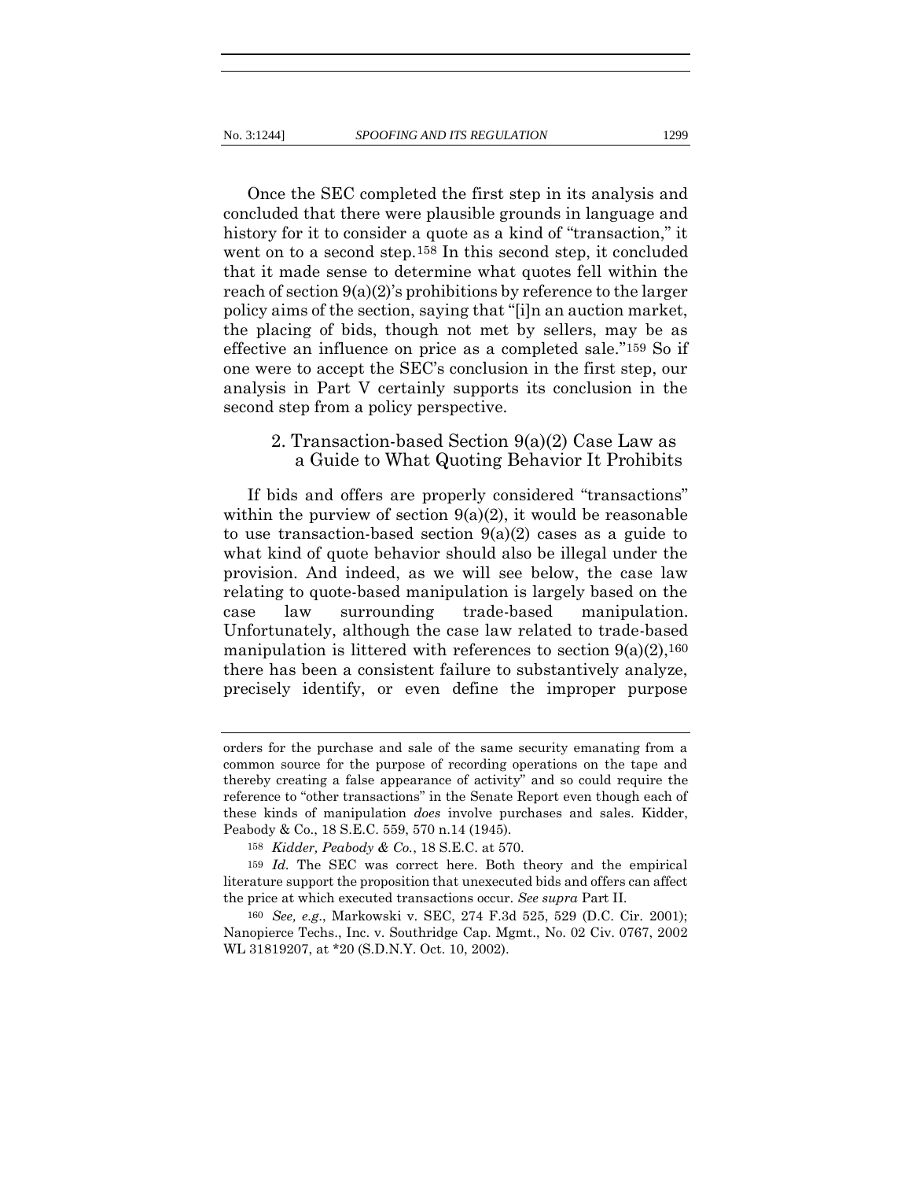Once the SEC completed the first step in its analysis and concluded that there were plausible grounds in language and history for it to consider a quote as a kind of "transaction," it went on to a second step.[158] In this second step, it concluded that it made sense to determine what quotes fell within the reach of section 9(a)(2)'s prohibitions by reference to the larger policy aims of the section, saying that "[i]n an auction market, the placing of bids, though not met by sellers, may be as effective an influence on price as a completed sale."[159] So if one were to accept the SEC's conclusion in the first step, our analysis in Part V certainly supports its conclusion in the second step from a policy perspective.

### 2. Transaction-based Section 9(a)(2) Case Law as a Guide to What Quoting Behavior It Prohibits

If bids and offers are properly considered "transactions" within the purview of section 9(a)(2), it would be reasonable to use transaction-based section 9(a)(2) cases as a guide to what kind of quote behavior should also be illegal under the provision. And indeed, as we will see below, the case law relating to quote-based manipulation is largely based on the case law surrounding trade-based manipulation. Unfortunately, although the case law related to trade-based manipulation is littered with references to section 9(a)(2),[160] there has been a consistent failure to substantively analyze, precisely identify, or even define the improper purpose

---

orders for the purchase and sale of the same security emanating from a common source for the purpose of recording operations on the tape and thereby creating a false appearance of activity" and so could require the reference to "other transactions" in the Senate Report even though each of these kinds of manipulation *does* involve purchases and sales. Kidder, Peabody & Co., 18 S.E.C. 559, 570 n.14 (1945).

[158] *Kidder, Peabody & Co.*, 18 S.E.C. at 570.

[159] *Id.* The SEC was correct here. Both theory and the empirical literature support the proposition that unexecuted bids and offers can affect the price at which executed transactions occur. *See supra* Part II.

[160] *See, e.g.*, Markowski v. SEC, 274 F.3d 525, 529 (D.C. Cir. 2001); Nanopierce Techs., Inc. v. Southridge Cap. Mgmt., No. 02 Civ. 0767, 2002 WL 31819207, at *20 (S.D.N.Y. Oct. 10, 2002).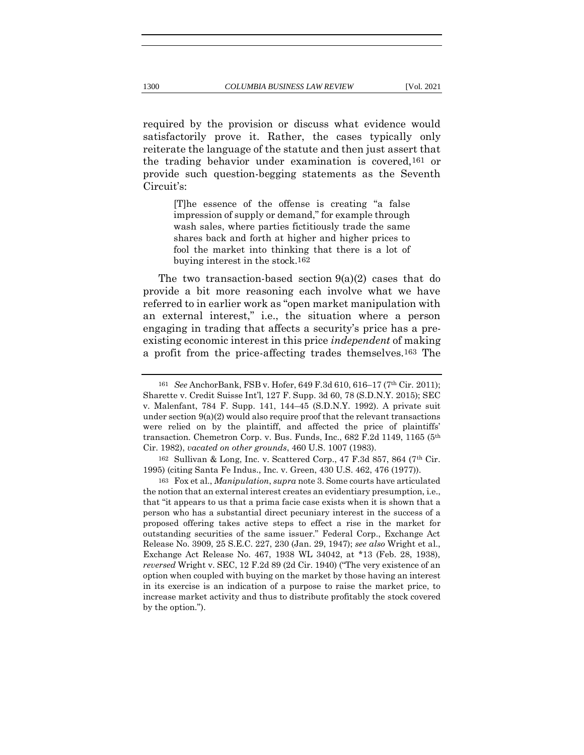required by the provision or discuss what evidence would satisfactorily prove it. Rather, the cases typically only reiterate the language of the statute and then just assert that the trading behavior under examination is covered,[161] or provide such question-begging statements as the Seventh Circuit's:

> [T]he essence of the offense is creating "a false impression of supply or demand," for example through wash sales, where parties fictitiously trade the same shares back and forth at higher and higher prices to fool the market into thinking that there is a lot of buying interest in the stock.[162]

The two transaction-based section 9(a)(2) cases that do provide a bit more reasoning each involve what we have referred to in earlier work as "open market manipulation with an external interest," i.e., the situation where a person engaging in trading that affects a security's price has a pre-existing economic interest in this price *independent* of making a profit from the price-affecting trades themselves.[163] The

---

[161] *See* AnchorBank, FSB v. Hofer, 649 F.3d 610, 616–17 (7th Cir. 2011); Sharette v. Credit Suisse Int'l, 127 F. Supp. 3d 60, 78 (S.D.N.Y. 2015); SEC v. Malenfant, 784 F. Supp. 141, 144–45 (S.D.N.Y. 1992). A private suit under section 9(a)(2) would also require proof that the relevant transactions were relied on by the plaintiff, and affected the price of plaintiffs' transaction. Chemetron Corp. v. Bus. Funds, Inc., 682 F.2d 1149, 1165 (5th Cir. 1982), *vacated on other grounds*, 460 U.S. 1007 (1983).

[162] Sullivan & Long, Inc. v. Scattered Corp., 47 F.3d 857, 864 (7th Cir. 1995) (citing Santa Fe Indus., Inc. v. Green, 430 U.S. 462, 476 (1977)).

[163] Fox et al., *Manipulation*, *supra* note 3. Some courts have articulated the notion that an external interest creates an evidentiary presumption, i.e., that "it appears to us that a prima facie case exists when it is shown that a person who has a substantial direct pecuniary interest in the success of a proposed offering takes active steps to effect a rise in the market for outstanding securities of the same issuer." Federal Corp., Exchange Act Release No. 3909, 25 S.E.C. 227, 230 (Jan. 29, 1947); *see also* Wright et al., Exchange Act Release No. 467, 1938 WL 34042, at *13 (Feb. 28, 1938), *reversed* Wright v. SEC, 12 F.2d 89 (2d Cir. 1940) ("The very existence of an option when coupled with buying on the market by those having an interest in its exercise is an indication of a purpose to raise the market price, to increase market activity and thus to distribute profitably the stock covered by the option.").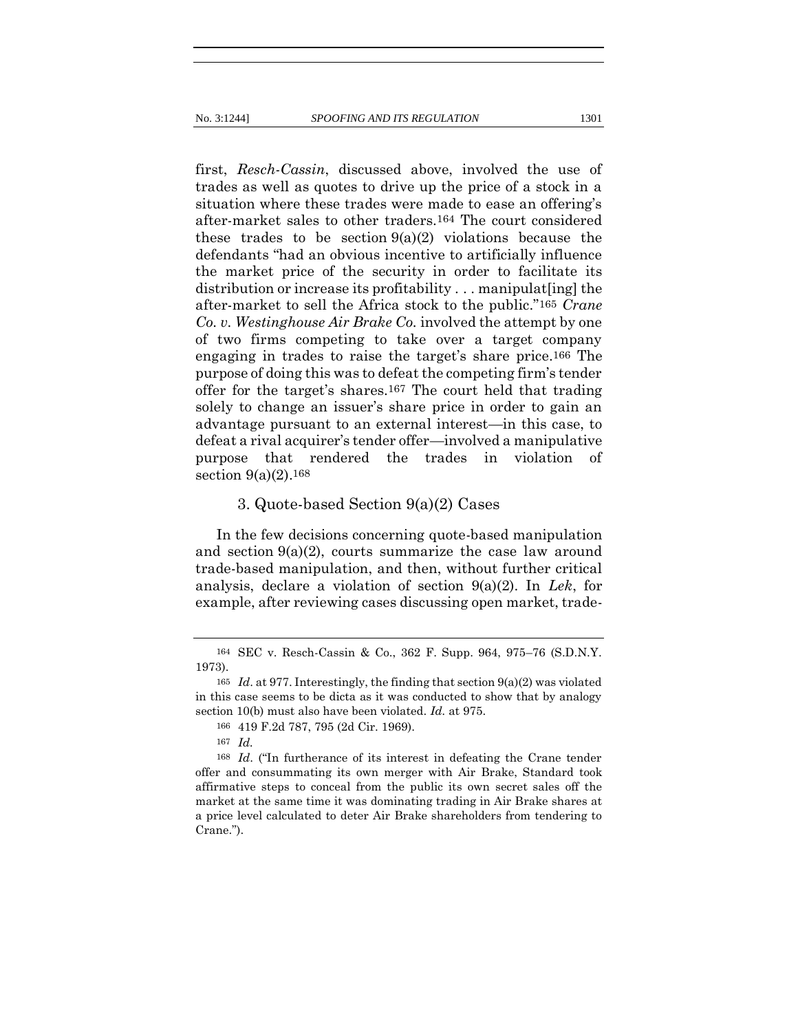first, *Resch-Cassin*, discussed above, involved the use of trades as well as quotes to drive up the price of a stock in a situation where these trades were made to ease an offering's after-market sales to other traders.[164] The court considered these trades to be section 9(a)(2) violations because the defendants "had an obvious incentive to artificially influence the market price of the security in order to facilitate its distribution or increase its profitability . . . manipulat[ing] the after-market to sell the Africa stock to the public."[165] *Crane Co. v. Westinghouse Air Brake Co.* involved the attempt by one of two firms competing to take over a target company engaging in trades to raise the target's share price.[166] The purpose of doing this was to defeat the competing firm's tender offer for the target's shares.[167] The court held that trading solely to change an issuer's share price in order to gain an advantage pursuant to an external interest—in this case, to defeat a rival acquirer's tender offer—involved a manipulative purpose that rendered the trades in violation of section 9(a)(2).[168]

### 3. Quote-based Section 9(a)(2) Cases

In the few decisions concerning quote-based manipulation and section 9(a)(2), courts summarize the case law around trade-based manipulation, and then, without further critical analysis, declare a violation of section 9(a)(2). In *Lek*, for example, after reviewing cases discussing open market, trade-

---

[164] SEC v. Resch-Cassin & Co., 362 F. Supp. 964, 975–76 (S.D.N.Y. 1973).

[165] *Id*. at 977. Interestingly, the finding that section 9(a)(2) was violated in this case seems to be dicta as it was conducted to show that by analogy section 10(b) must also have been violated. *Id.* at 975.

[166] 419 F.2d 787, 795 (2d Cir. 1969).

[167] *Id.*

[168] *Id*. ("In furtherance of its interest in defeating the Crane tender offer and consummating its own merger with Air Brake, Standard took affirmative steps to conceal from the public its own secret sales off the market at the same time it was dominating trading in Air Brake shares at a price level calculated to deter Air Brake shareholders from tendering to Crane.").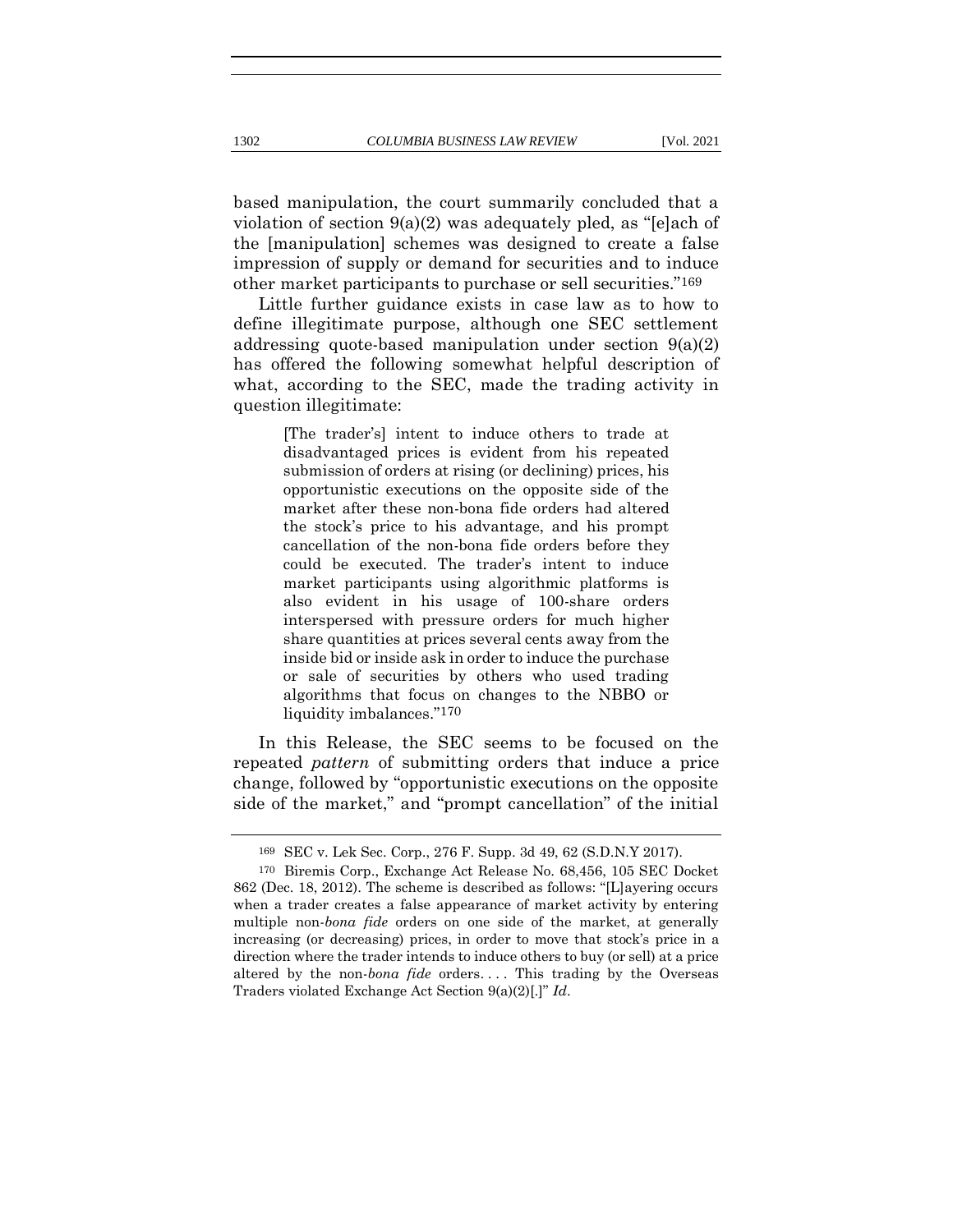based manipulation, the court summarily concluded that a violation of section 9(a)(2) was adequately pled, as "[e]ach of the [manipulation] schemes was designed to create a false impression of supply or demand for securities and to induce other market participants to purchase or sell securities."[169]

Little further guidance exists in case law as to how to define illegitimate purpose, although one SEC settlement addressing quote-based manipulation under section 9(a)(2) has offered the following somewhat helpful description of what, according to the SEC, made the trading activity in question illegitimate:

> [The trader's] intent to induce others to trade at disadvantaged prices is evident from his repeated submission of orders at rising (or declining) prices, his opportunistic executions on the opposite side of the market after these non-bona fide orders had altered the stock's price to his advantage, and his prompt cancellation of the non-bona fide orders before they could be executed. The trader's intent to induce market participants using algorithmic platforms is also evident in his usage of 100-share orders interspersed with pressure orders for much higher share quantities at prices several cents away from the inside bid or inside ask in order to induce the purchase or sale of securities by others who used trading algorithms that focus on changes to the NBBO or liquidity imbalances."[170]

In this Release, the SEC seems to be focused on the repeated *pattern* of submitting orders that induce a price change, followed by "opportunistic executions on the opposite side of the market," and "prompt cancellation" of the initial

---

[169] SEC v. Lek Sec. Corp., 276 F. Supp. 3d 49, 62 (S.D.N.Y 2017).

[170] Biremis Corp., Exchange Act Release No. 68,456, 105 SEC Docket 862 (Dec. 18, 2012). The scheme is described as follows: "[L]ayering occurs when a trader creates a false appearance of market activity by entering multiple non-*bona fide* orders on one side of the market, at generally increasing (or decreasing) prices, in order to move that stock's price in a direction where the trader intends to induce others to buy (or sell) at a price altered by the non-*bona fide* orders. . . . This trading by the Overseas Traders violated Exchange Act Section 9(a)(2)[.]" *Id.*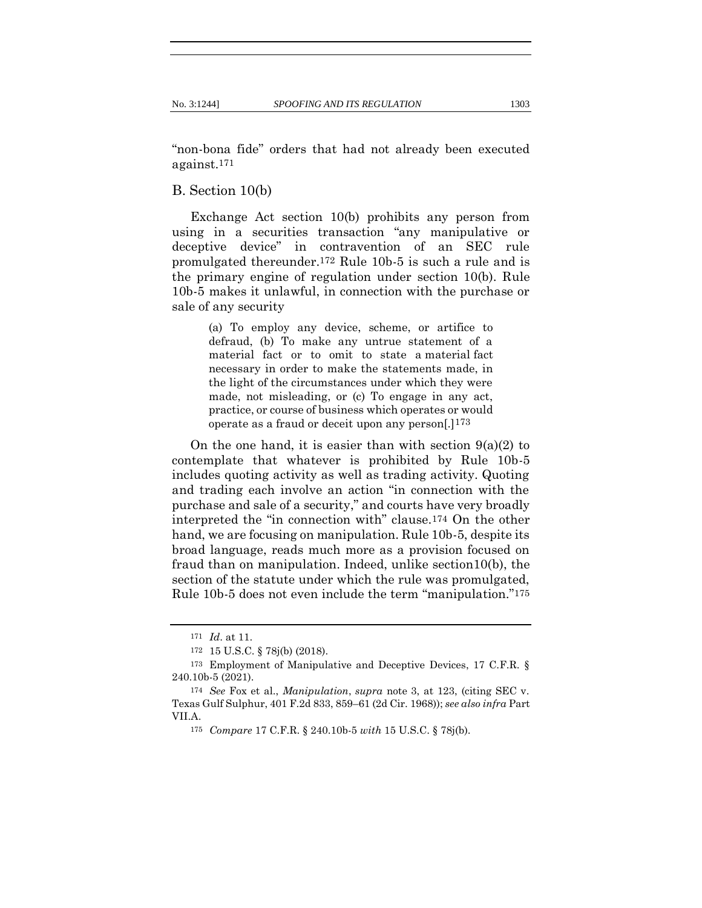"non-bona fide" orders that had not already been executed against.[171]

## B. Section 10(b)

Exchange Act section 10(b) prohibits any person from using in a securities transaction "any manipulative or deceptive device" in contravention of an SEC rule promulgated thereunder.[172] Rule 10b-5 is such a rule and is the primary engine of regulation under section 10(b). Rule 10b-5 makes it unlawful, in connection with the purchase or sale of any security

> (a) To employ any device, scheme, or artifice to defraud, (b) To make any untrue statement of a material fact or to omit to state a material fact necessary in order to make the statements made, in the light of the circumstances under which they were made, not misleading, or (c) To engage in any act, practice, or course of business which operates or would operate as a fraud or deceit upon any person[.][173]

On the one hand, it is easier than with section 9(a)(2) to contemplate that whatever is prohibited by Rule 10b-5 includes quoting activity as well as trading activity. Quoting and trading each involve an action "in connection with the purchase and sale of a security," and courts have very broadly interpreted the "in connection with" clause.[174] On the other hand, we are focusing on manipulation. Rule 10b-5, despite its broad language, reads much more as a provision focused on fraud than on manipulation. Indeed, unlike section10(b), the section of the statute under which the rule was promulgated, Rule 10b-5 does not even include the term "manipulation."[175]

---

[171] *Id*. at 11.

[172] 15 U.S.C. § 78j(b) (2018).

[173] Employment of Manipulative and Deceptive Devices, 17 C.F.R. § 240.10b-5 (2021).

[174] *See* Fox et al., *Manipulation*, *supra* note 3, at 123, (citing SEC v. Texas Gulf Sulphur, 401 F.2d 833, 859–61 (2d Cir. 1968)); *see also infra* Part VII.A.

[175] *Compare* 17 C.F.R. § 240.10b-5 *with* 15 U.S.C. § 78j(b).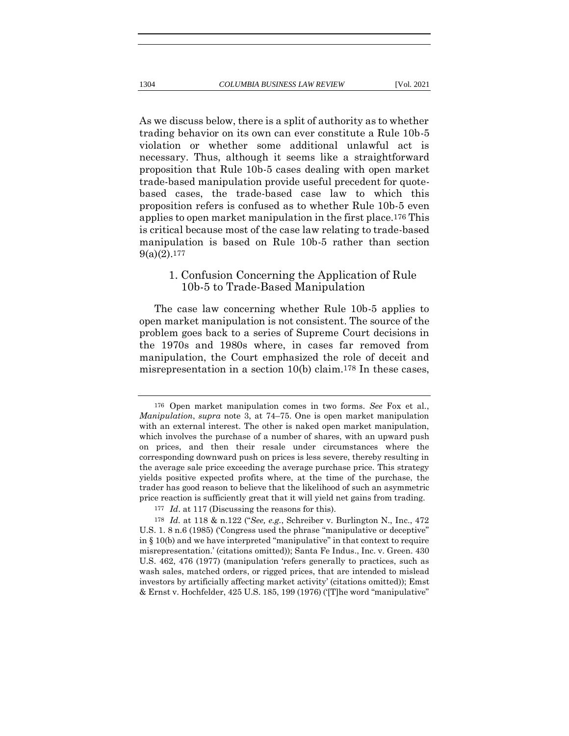As we discuss below, there is a split of authority as to whether trading behavior on its own can ever constitute a Rule 10b-5 violation or whether some additional unlawful act is necessary. Thus, although it seems like a straightforward proposition that Rule 10b-5 cases dealing with open market trade-based manipulation provide useful precedent for quote-based cases, the trade-based case law to which this proposition refers is confused as to whether Rule 10b-5 even applies to open market manipulation in the first place.[176] This is critical because most of the case law relating to trade-based manipulation is based on Rule 10b-5 rather than section 9(a)(2).[177]

### 1. Confusion Concerning the Application of Rule 10b-5 to Trade-Based Manipulation

The case law concerning whether Rule 10b-5 applies to open market manipulation is not consistent. The source of the problem goes back to a series of Supreme Court decisions in the 1970s and 1980s where, in cases far removed from manipulation, the Court emphasized the role of deceit and misrepresentation in a section 10(b) claim.[178] In these cases,

---

[176] Open market manipulation comes in two forms. *See* Fox et al., *Manipulation*, *supra* note 3, at 74–75. One is open market manipulation with an external interest. The other is naked open market manipulation, which involves the purchase of a number of shares, with an upward push on prices, and then their resale under circumstances where the corresponding downward push on prices is less severe, thereby resulting in the average sale price exceeding the average purchase price. This strategy yields positive expected profits where, at the time of the purchase, the trader has good reason to believe that the likelihood of such an asymmetric price reaction is sufficiently great that it will yield net gains from trading.

[177] *Id*. at 117 (Discussing the reasons for this).

[178] *Id.* at 118 & n.122 ("*See, e.g.*, Schreiber v. Burlington N., Inc., 472 U.S. 1. 8 n.6 (1985) ('Congress used the phrase "manipulative or deceptive" in § 10(b) and we have interpreted "manipulative" in that context to require misrepresentation.' (citations omitted)); Santa Fe Indus., Inc. v. Green. 430 U.S. 462, 476 (1977) (manipulation 'refers generally to practices, such as wash sales, matched orders, or rigged prices, that are intended to mislead investors by artificially affecting market activity' (citations omitted)); Emst & Ernst v. Hochfelder, 425 U.S. 185, 199 (1976) ('[T]he word "manipulative"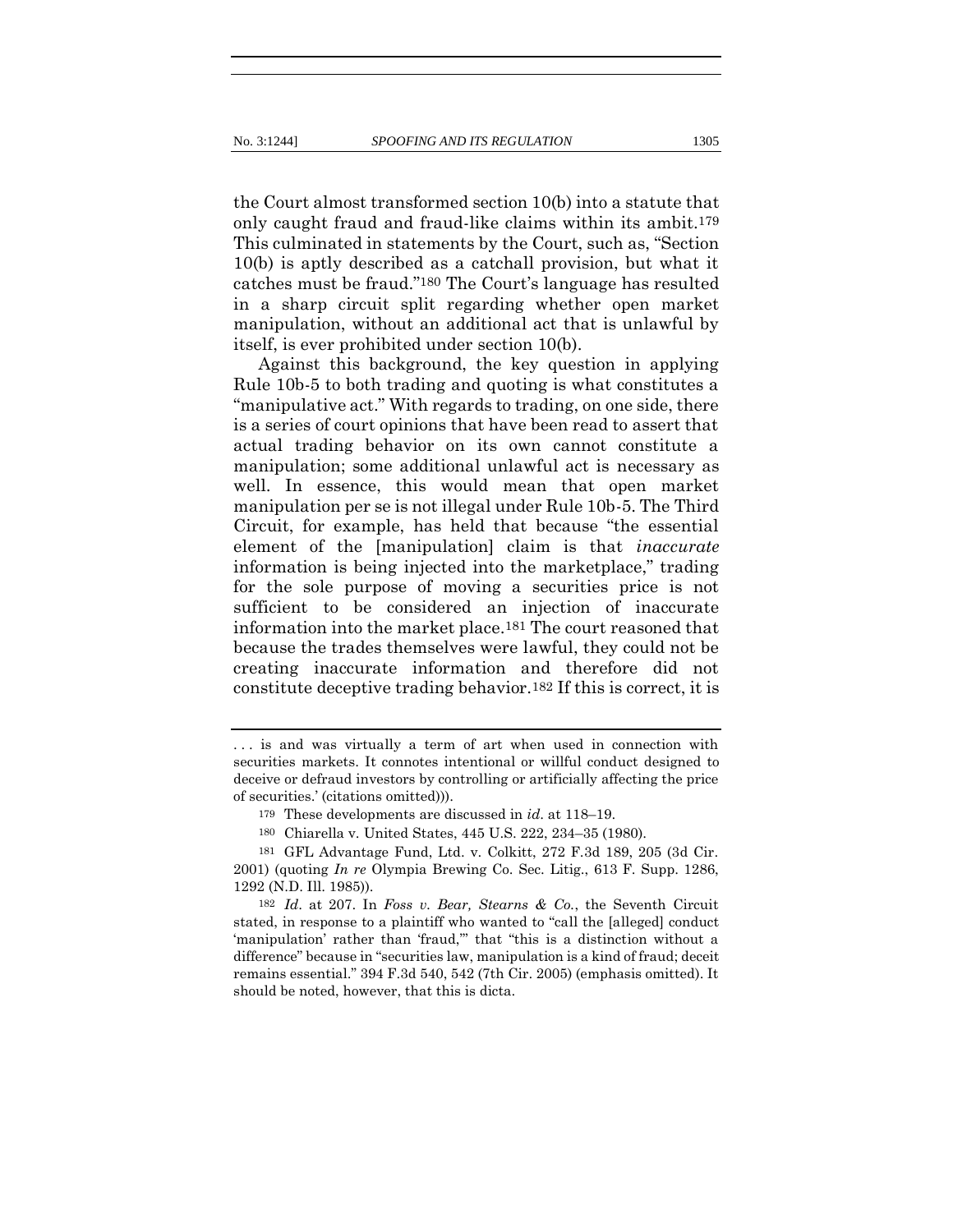the Court almost transformed section 10(b) into a statute that only caught fraud and fraud-like claims within its ambit.[179] This culminated in statements by the Court, such as, "Section 10(b) is aptly described as a catchall provision, but what it catches must be fraud."[180] The Court's language has resulted in a sharp circuit split regarding whether open market manipulation, without an additional act that is unlawful by itself, is ever prohibited under section 10(b).

Against this background, the key question in applying Rule 10b-5 to both trading and quoting is what constitutes a "manipulative act." With regards to trading, on one side, there is a series of court opinions that have been read to assert that actual trading behavior on its own cannot constitute a manipulation; some additional unlawful act is necessary as well. In essence, this would mean that open market manipulation per se is not illegal under Rule 10b-5. The Third Circuit, for example, has held that because "the essential element of the [manipulation] claim is that *inaccurate* information is being injected into the marketplace," trading for the sole purpose of moving a securities price is not sufficient to be considered an injection of inaccurate information into the market place.[181] The court reasoned that because the trades themselves were lawful, they could not be creating inaccurate information and therefore did not constitute deceptive trading behavior.[182] If this is correct, it is

---

. . . is and was virtually a term of art when used in connection with securities markets. It connotes intentional or willful conduct designed to deceive or defraud investors by controlling or artificially affecting the price of securities.' (citations omitted))).

[179] These developments are discussed in *id.* at 118–19.

[180] Chiarella v. United States, 445 U.S. 222, 234–35 (1980).

[181] GFL Advantage Fund, Ltd. v. Colkitt, 272 F.3d 189, 205 (3d Cir. 2001) (quoting *In re* Olympia Brewing Co. Sec. Litig., 613 F. Supp. 1286, 1292 (N.D. Ill. 1985)).

[182] *Id.* at 207. In *Foss v. Bear, Stearns & Co.*, the Seventh Circuit stated, in response to a plaintiff who wanted to "call the [alleged] conduct 'manipulation' rather than 'fraud,'" that "this is a distinction without a difference" because in "securities law, manipulation is a kind of fraud; deceit remains essential." 394 F.3d 540, 542 (7th Cir. 2005) (emphasis omitted). It should be noted, however, that this is dicta.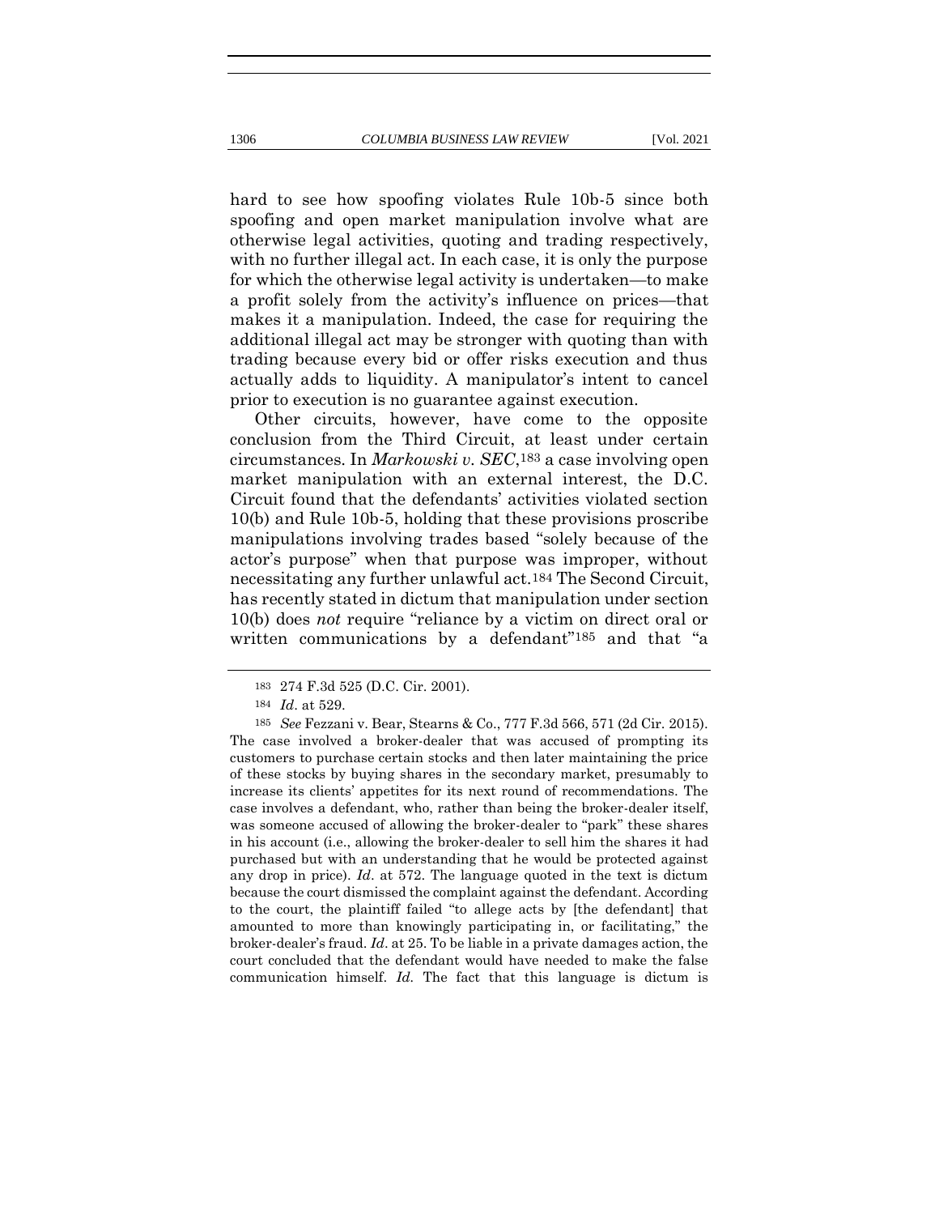hard to see how spoofing violates Rule 10b-5 since both spoofing and open market manipulation involve what are otherwise legal activities, quoting and trading respectively, with no further illegal act. In each case, it is only the purpose for which the otherwise legal activity is undertaken—to make a profit solely from the activity's influence on prices—that makes it a manipulation. Indeed, the case for requiring the additional illegal act may be stronger with quoting than with trading because every bid or offer risks execution and thus actually adds to liquidity. A manipulator's intent to cancel prior to execution is no guarantee against execution.

Other circuits, however, have come to the opposite conclusion from the Third Circuit, at least under certain circumstances. In *Markowski v. SEC*,[183] a case involving open market manipulation with an external interest, the D.C. Circuit found that the defendants' activities violated section 10(b) and Rule 10b-5, holding that these provisions proscribe manipulations involving trades based "solely because of the actor's purpose" when that purpose was improper, without necessitating any further unlawful act.[184] The Second Circuit, has recently stated in dictum that manipulation under section 10(b) does *not* require "reliance by a victim on direct oral or written communications by a defendant"[185] and that "a

[183] 274 F.3d 525 (D.C. Cir. 2001).

[184] *Id*. at 529.

[185] *See* Fezzani v. Bear, Stearns & Co., 777 F.3d 566, 571 (2d Cir. 2015). The case involved a broker-dealer that was accused of prompting its customers to purchase certain stocks and then later maintaining the price of these stocks by buying shares in the secondary market, presumably to increase its clients' appetites for its next round of recommendations. The case involves a defendant, who, rather than being the broker-dealer itself, was someone accused of allowing the broker-dealer to "park" these shares in his account (i.e., allowing the broker-dealer to sell him the shares it had purchased but with an understanding that he would be protected against any drop in price). *Id*. at 572. The language quoted in the text is dictum because the court dismissed the complaint against the defendant. According to the court, the plaintiff failed "to allege acts by [the defendant] that amounted to more than knowingly participating in, or facilitating," the broker-dealer's fraud. *Id*. at 25. To be liable in a private damages action, the court concluded that the defendant would have needed to make the false communication himself. *Id.* The fact that this language is dictum is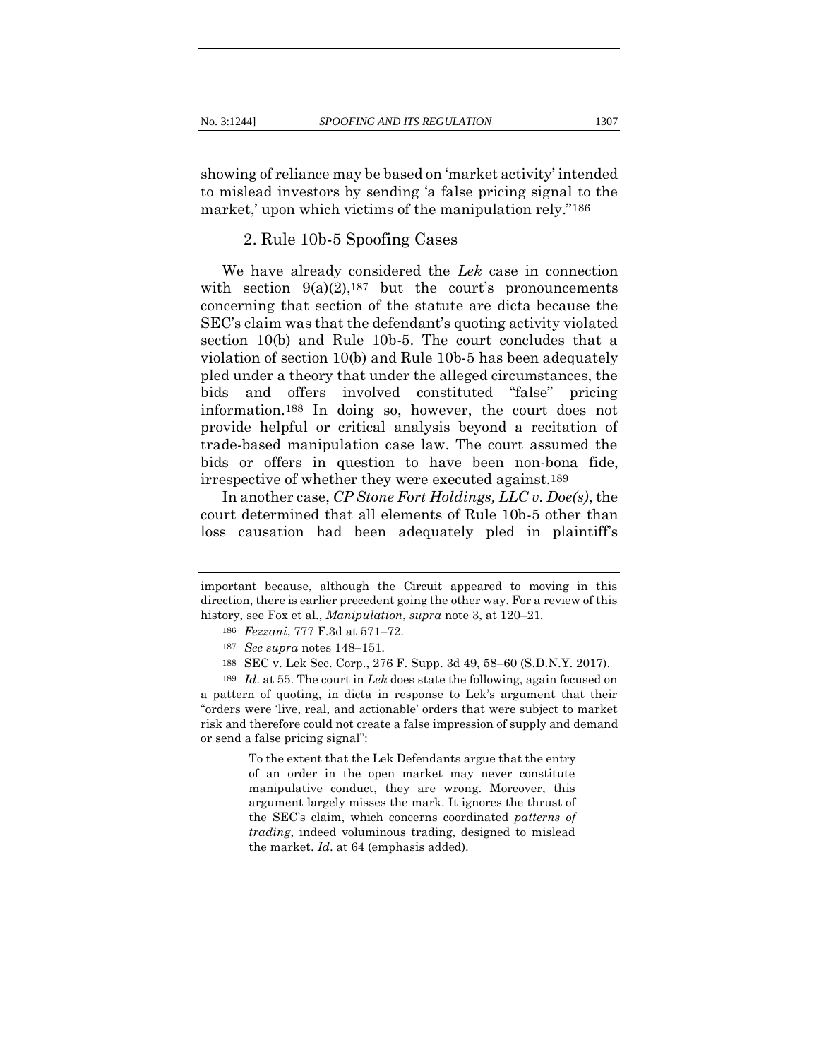showing of reliance may be based on 'market activity' intended to mislead investors by sending 'a false pricing signal to the market,' upon which victims of the manipulation rely."[186]

### 2. Rule 10b-5 Spoofing Cases

We have already considered the *Lek* case in connection with section 9(a)(2),[187] but the court's pronouncements concerning that section of the statute are dicta because the SEC's claim was that the defendant's quoting activity violated section 10(b) and Rule 10b-5. The court concludes that a violation of section 10(b) and Rule 10b-5 has been adequately pled under a theory that under the alleged circumstances, the bids and offers involved constituted "false" pricing information.[188] In doing so, however, the court does not provide helpful or critical analysis beyond a recitation of trade-based manipulation case law. The court assumed the bids or offers in question to have been non-bona fide, irrespective of whether they were executed against.[189]

In another case, *CP Stone Fort Holdings, LLC v. Doe(s)*, the court determined that all elements of Rule 10b-5 other than loss causation had been adequately pled in plaintiff's

---

important because, although the Circuit appeared to moving in this direction, there is earlier precedent going the other way. For a review of this history, see Fox et al., *Manipulation*, *supra* note 3, at 120–21.

[186] *Fezzani*, 777 F.3d at 571–72.

[187] *See supra* notes 148–151.

[188] SEC v. Lek Sec. Corp., 276 F. Supp. 3d 49, 58–60 (S.D.N.Y. 2017).

[189] *Id*. at 55. The court in *Lek* does state the following, again focused on a pattern of quoting, in dicta in response to Lek's argument that their "orders were 'live, real, and actionable' orders that were subject to market risk and therefore could not create a false impression of supply and demand or send a false pricing signal":

> To the extent that the Lek Defendants argue that the entry of an order in the open market may never constitute manipulative conduct, they are wrong. Moreover, this argument largely misses the mark. It ignores the thrust of the SEC's claim, which concerns coordinated *patterns of trading*, indeed voluminous trading, designed to mislead the market. *Id*. at 64 (emphasis added).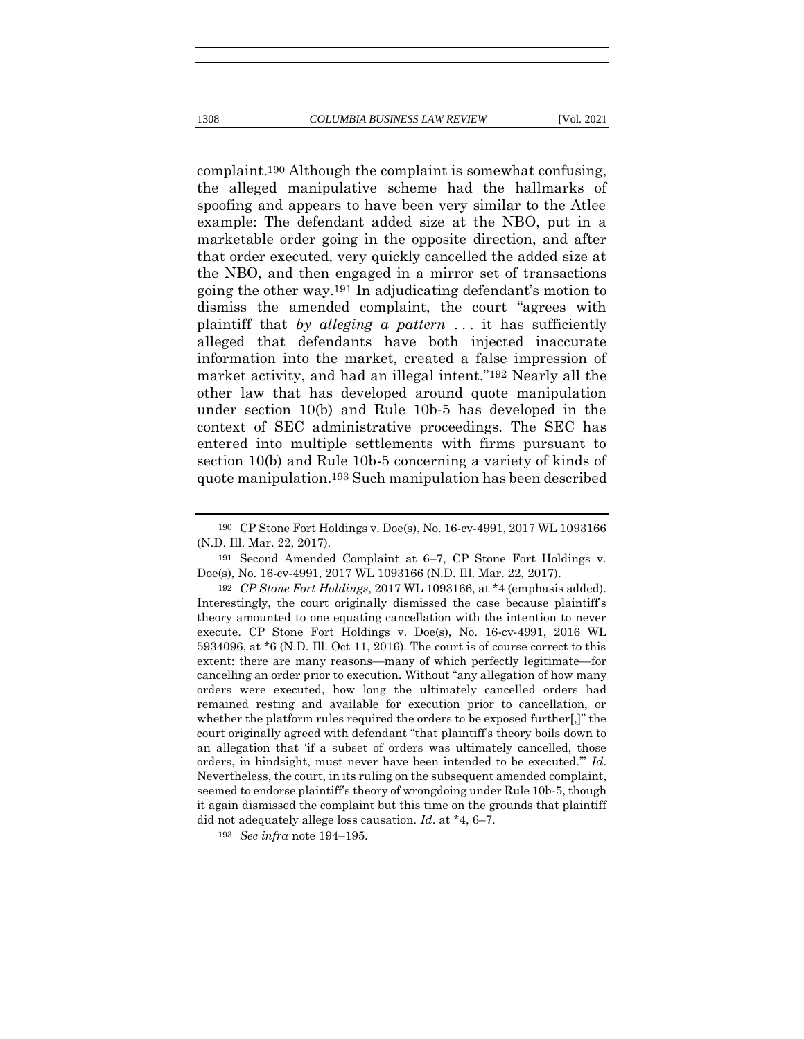complaint.[190] Although the complaint is somewhat confusing, the alleged manipulative scheme had the hallmarks of spoofing and appears to have been very similar to the Atlee example: The defendant added size at the NBO, put in a marketable order going in the opposite direction, and after that order executed, very quickly cancelled the added size at the NBO, and then engaged in a mirror set of transactions going the other way.[191] In adjudicating defendant's motion to dismiss the amended complaint, the court "agrees with plaintiff that *by alleging a pattern* . . . it has sufficiently alleged that defendants have both injected inaccurate information into the market, created a false impression of market activity, and had an illegal intent."[192] Nearly all the other law that has developed around quote manipulation under section 10(b) and Rule 10b-5 has developed in the context of SEC administrative proceedings. The SEC has entered into multiple settlements with firms pursuant to section 10(b) and Rule 10b-5 concerning a variety of kinds of quote manipulation.[193] Such manipulation has been described

---

[190] CP Stone Fort Holdings v. Doe(s), No. 16-cv-4991, 2017 WL 1093166 (N.D. Ill. Mar. 22, 2017).

[191] Second Amended Complaint at 6–7, CP Stone Fort Holdings v. Doe(s), No. 16-cv-4991, 2017 WL 1093166 (N.D. Ill. Mar. 22, 2017).

[192] *CP Stone Fort Holdings*, 2017 WL 1093166, at *4 (emphasis added). Interestingly, the court originally dismissed the case because plaintiff's theory amounted to one equating cancellation with the intention to never execute. CP Stone Fort Holdings v. Doe(s), No. 16-cv-4991, 2016 WL 5934096, at *6 (N.D. Ill. Oct 11, 2016). The court is of course correct to this extent: there are many reasons—many of which perfectly legitimate—for cancelling an order prior to execution. Without "any allegation of how many orders were executed, how long the ultimately cancelled orders had remained resting and available for execution prior to cancellation, or whether the platform rules required the orders to be exposed further[,]" the court originally agreed with defendant "that plaintiff's theory boils down to an allegation that 'if a subset of orders was ultimately cancelled, those orders, in hindsight, must never have been intended to be executed.'" *Id*. Nevertheless, the court, in its ruling on the subsequent amended complaint, seemed to endorse plaintiff's theory of wrongdoing under Rule 10b-5, though it again dismissed the complaint but this time on the grounds that plaintiff did not adequately allege loss causation. *Id*. at *4, 6–7.

[193] *See infra* note 194–195.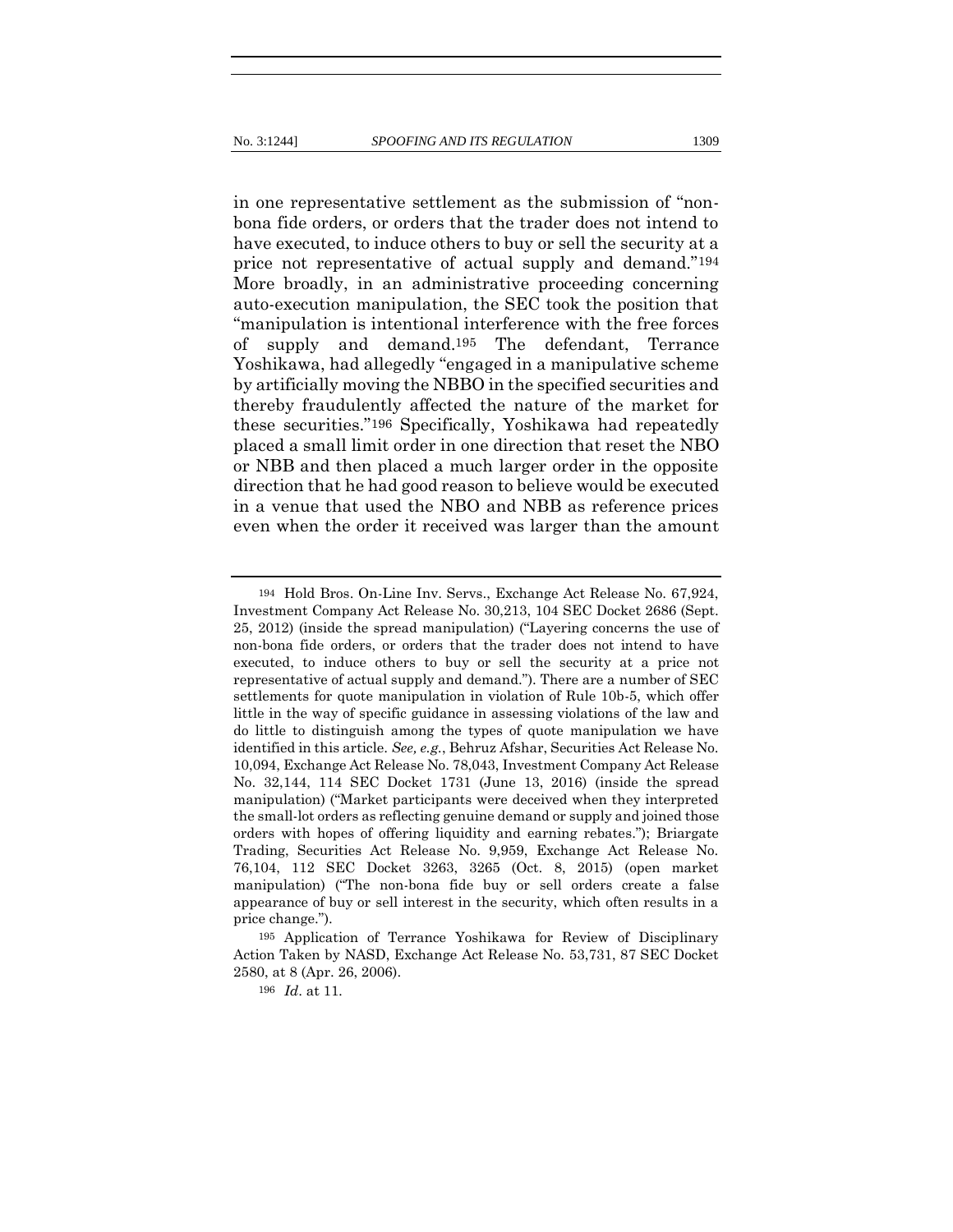in one representative settlement as the submission of "non-bona fide orders, or orders that the trader does not intend to have executed, to induce others to buy or sell the security at a price not representative of actual supply and demand."[194] More broadly, in an administrative proceeding concerning auto-execution manipulation, the SEC took the position that "manipulation is intentional interference with the free forces of supply and demand.[195] The defendant, Terrance Yoshikawa, had allegedly "engaged in a manipulative scheme by artificially moving the NBBO in the specified securities and thereby fraudulently affected the nature of the market for these securities."[196] Specifically, Yoshikawa had repeatedly placed a small limit order in one direction that reset the NBO or NBB and then placed a much larger order in the opposite direction that he had good reason to believe would be executed in a venue that used the NBO and NBB as reference prices even when the order it received was larger than the amount

---

[194] Hold Bros. On-Line Inv. Servs., Exchange Act Release No. 67,924, Investment Company Act Release No. 30,213, 104 SEC Docket 2686 (Sept. 25, 2012) (inside the spread manipulation) ("Layering concerns the use of non-bona fide orders, or orders that the trader does not intend to have executed, to induce others to buy or sell the security at a price not representative of actual supply and demand."). There are a number of SEC settlements for quote manipulation in violation of Rule 10b-5, which offer little in the way of specific guidance in assessing violations of the law and do little to distinguish among the types of quote manipulation we have identified in this article. *See, e.g.*, Behruz Afshar, Securities Act Release No. 10,094, Exchange Act Release No. 78,043, Investment Company Act Release No. 32,144, 114 SEC Docket 1731 (June 13, 2016) (inside the spread manipulation) ("Market participants were deceived when they interpreted the small-lot orders as reflecting genuine demand or supply and joined those orders with hopes of offering liquidity and earning rebates."); Briargate Trading, Securities Act Release No. 9,959, Exchange Act Release No. 76,104, 112 SEC Docket 3263, 3265 (Oct. 8, 2015) (open market manipulation) ("The non-bona fide buy or sell orders create a false appearance of buy or sell interest in the security, which often results in a price change.").

[195] Application of Terrance Yoshikawa for Review of Disciplinary Action Taken by NASD, Exchange Act Release No. 53,731, 87 SEC Docket 2580, at 8 (Apr. 26, 2006).

[196] *Id*. at 11.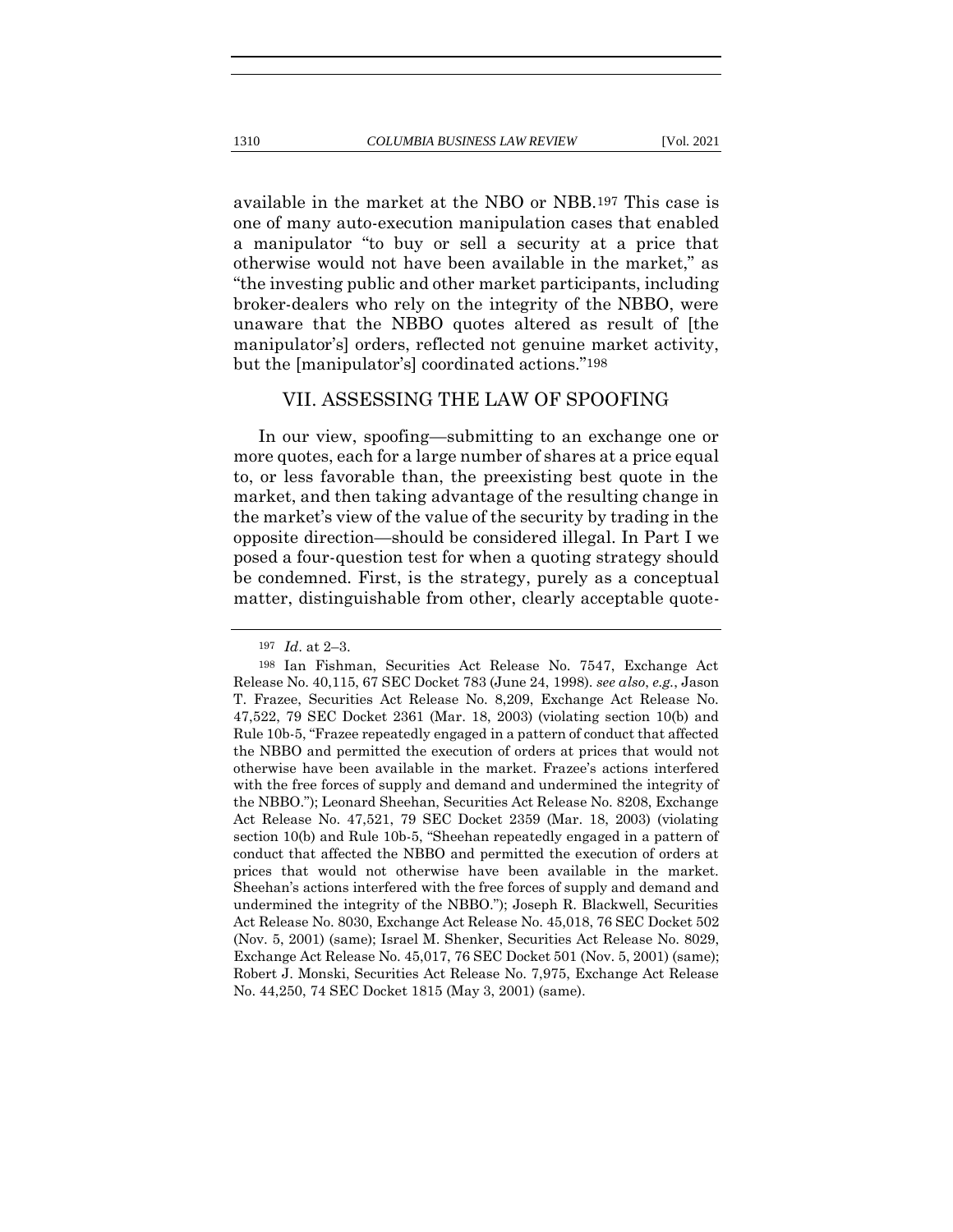available in the market at the NBO or NBB.[197] This case is one of many auto-execution manipulation cases that enabled a manipulator "to buy or sell a security at a price that otherwise would not have been available in the market," as "the investing public and other market participants, including broker-dealers who rely on the integrity of the NBBO, were unaware that the NBBO quotes altered as result of [the manipulator's] orders, reflected not genuine market activity, but the [manipulator's] coordinated actions."[198]

## VII. ASSESSING THE LAW OF SPOOFING

In our view, spoofing—submitting to an exchange one or more quotes, each for a large number of shares at a price equal to, or less favorable than, the preexisting best quote in the market, and then taking advantage of the resulting change in the market's view of the value of the security by trading in the opposite direction—should be considered illegal. In Part I we posed a four-question test for when a quoting strategy should be condemned. First, is the strategy, purely as a conceptual matter, distinguishable from other, clearly acceptable quote-

---

[197] *Id*. at 2–3.

[198] Ian Fishman, Securities Act Release No. 7547, Exchange Act Release No. 40,115, 67 SEC Docket 783 (June 24, 1998). *see also*, *e.g.*, Jason T. Frazee, Securities Act Release No. 8,209, Exchange Act Release No. 47,522, 79 SEC Docket 2361 (Mar. 18, 2003) (violating section 10(b) and Rule 10b-5, "Frazee repeatedly engaged in a pattern of conduct that affected the NBBO and permitted the execution of orders at prices that would not otherwise have been available in the market. Frazee's actions interfered with the free forces of supply and demand and undermined the integrity of the NBBO."); Leonard Sheehan, Securities Act Release No. 8208, Exchange Act Release No. 47,521, 79 SEC Docket 2359 (Mar. 18, 2003) (violating section 10(b) and Rule 10b-5, "Sheehan repeatedly engaged in a pattern of conduct that affected the NBBO and permitted the execution of orders at prices that would not otherwise have been available in the market. Sheehan's actions interfered with the free forces of supply and demand and undermined the integrity of the NBBO."); Joseph R. Blackwell, Securities Act Release No. 8030, Exchange Act Release No. 45,018, 76 SEC Docket 502 (Nov. 5, 2001) (same); Israel M. Shenker, Securities Act Release No. 8029, Exchange Act Release No. 45,017, 76 SEC Docket 501 (Nov. 5, 2001) (same); Robert J. Monski, Securities Act Release No. 7,975, Exchange Act Release No. 44,250, 74 SEC Docket 1815 (May 3, 2001) (same).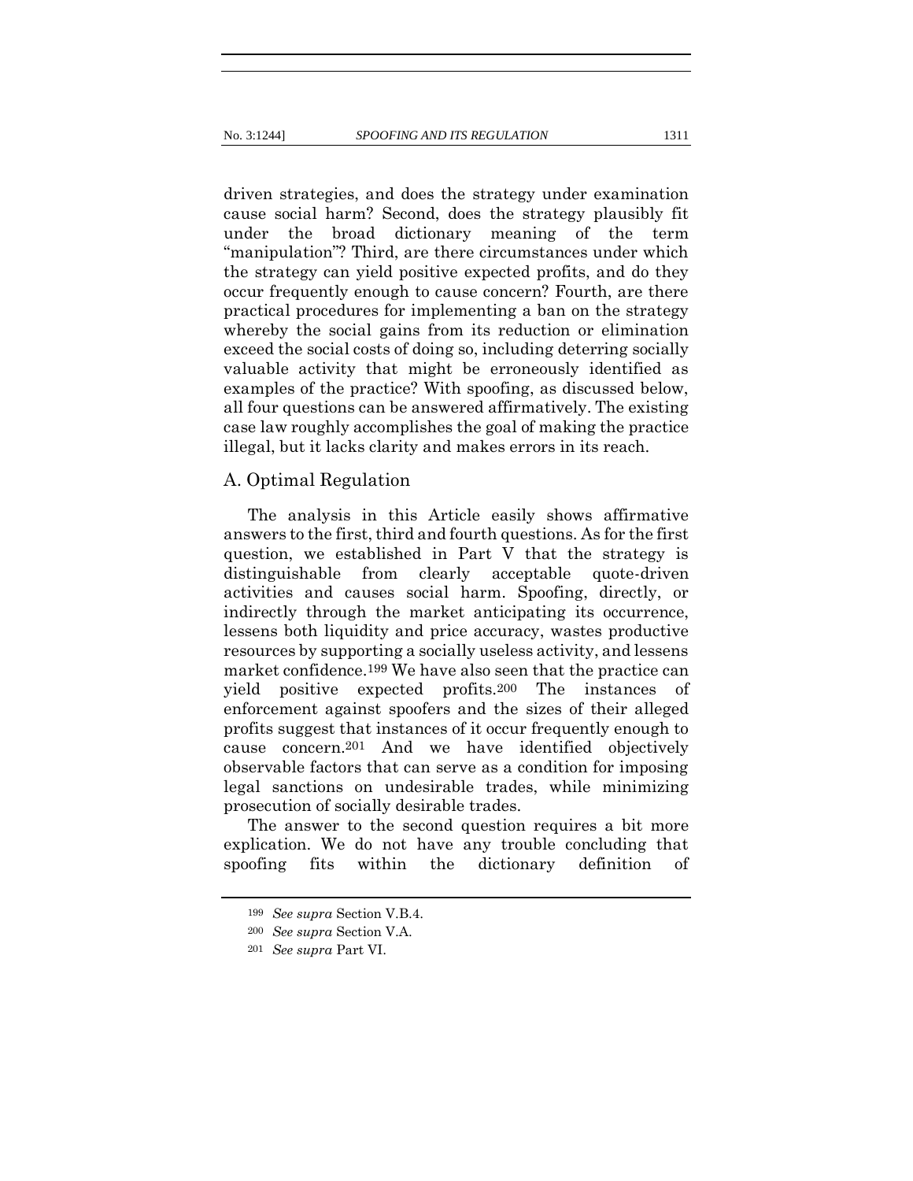driven strategies, and does the strategy under examination cause social harm? Second, does the strategy plausibly fit under the broad dictionary meaning of the term "manipulation"? Third, are there circumstances under which the strategy can yield positive expected profits, and do they occur frequently enough to cause concern? Fourth, are there practical procedures for implementing a ban on the strategy whereby the social gains from its reduction or elimination exceed the social costs of doing so, including deterring socially valuable activity that might be erroneously identified as examples of the practice? With spoofing, as discussed below, all four questions can be answered affirmatively. The existing case law roughly accomplishes the goal of making the practice illegal, but it lacks clarity and makes errors in its reach.

## A. Optimal Regulation

The analysis in this Article easily shows affirmative answers to the first, third and fourth questions. As for the first question, we established in Part V that the strategy is distinguishable from clearly acceptable quote-driven activities and causes social harm. Spoofing, directly, or indirectly through the market anticipating its occurrence, lessens both liquidity and price accuracy, wastes productive resources by supporting a socially useless activity, and lessens market confidence.[199] We have also seen that the practice can yield positive expected profits.[200] The instances of enforcement against spoofers and the sizes of their alleged profits suggest that instances of it occur frequently enough to cause concern.[201] And we have identified objectively observable factors that can serve as a condition for imposing legal sanctions on undesirable trades, while minimizing prosecution of socially desirable trades.

The answer to the second question requires a bit more explication. We do not have any trouble concluding that spoofing fits within the dictionary definition of

---

199 *See supra* Section V.B.4.

200 *See supra* Section V.A.

201 *See supra* Part VI.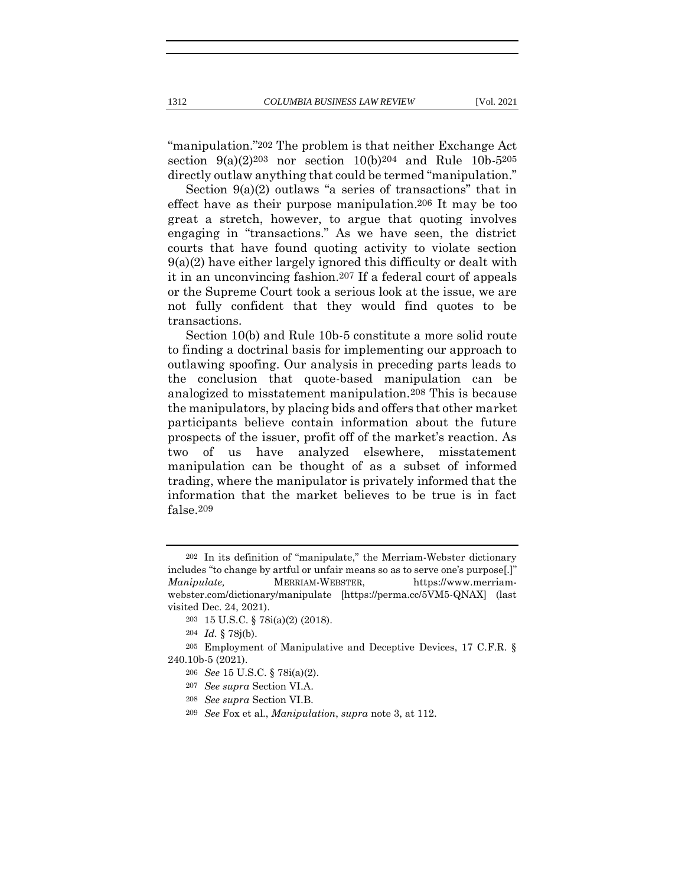"manipulation."[202] The problem is that neither Exchange Act section 9(a)(2)[203] nor section 10(b)[204] and Rule 10b-5[205] directly outlaw anything that could be termed "manipulation."

Section 9(a)(2) outlaws "a series of transactions" that in effect have as their purpose manipulation.[206] It may be too great a stretch, however, to argue that quoting involves engaging in "transactions." As we have seen, the district courts that have found quoting activity to violate section 9(a)(2) have either largely ignored this difficulty or dealt with it in an unconvincing fashion.[207] If a federal court of appeals or the Supreme Court took a serious look at the issue, we are not fully confident that they would find quotes to be transactions.

Section 10(b) and Rule 10b-5 constitute a more solid route to finding a doctrinal basis for implementing our approach to outlawing spoofing. Our analysis in preceding parts leads to the conclusion that quote-based manipulation can be analogized to misstatement manipulation.[208] This is because the manipulators, by placing bids and offers that other market participants believe contain information about the future prospects of the issuer, profit off of the market's reaction. As two of us have analyzed elsewhere, misstatement manipulation can be thought of as a subset of informed trading, where the manipulator is privately informed that the information that the market believes to be true is in fact false.[209]

---

[202] In its definition of "manipulate," the Merriam-Webster dictionary includes "to change by artful or unfair means so as to serve one's purpose[.]" *Manipulate,* MERRIAM-WEBSTER, https://www.merriam-webster.com/dictionary/manipulate [https://perma.cc/5VM5-QNAX] (last visited Dec. 24, 2021).

[203] 15 U.S.C. § 78i(a)(2) (2018).

[204] *Id.* § 78j(b).

[205] Employment of Manipulative and Deceptive Devices, 17 C.F.R. § 240.10b-5 (2021).

[206] *See* 15 U.S.C. § 78i(a)(2).

[207] *See supra* Section VI.A.

[208] *See supra* Section VI.B.

[209] *See* Fox et al., *Manipulation*, *supra* note 3, at 112.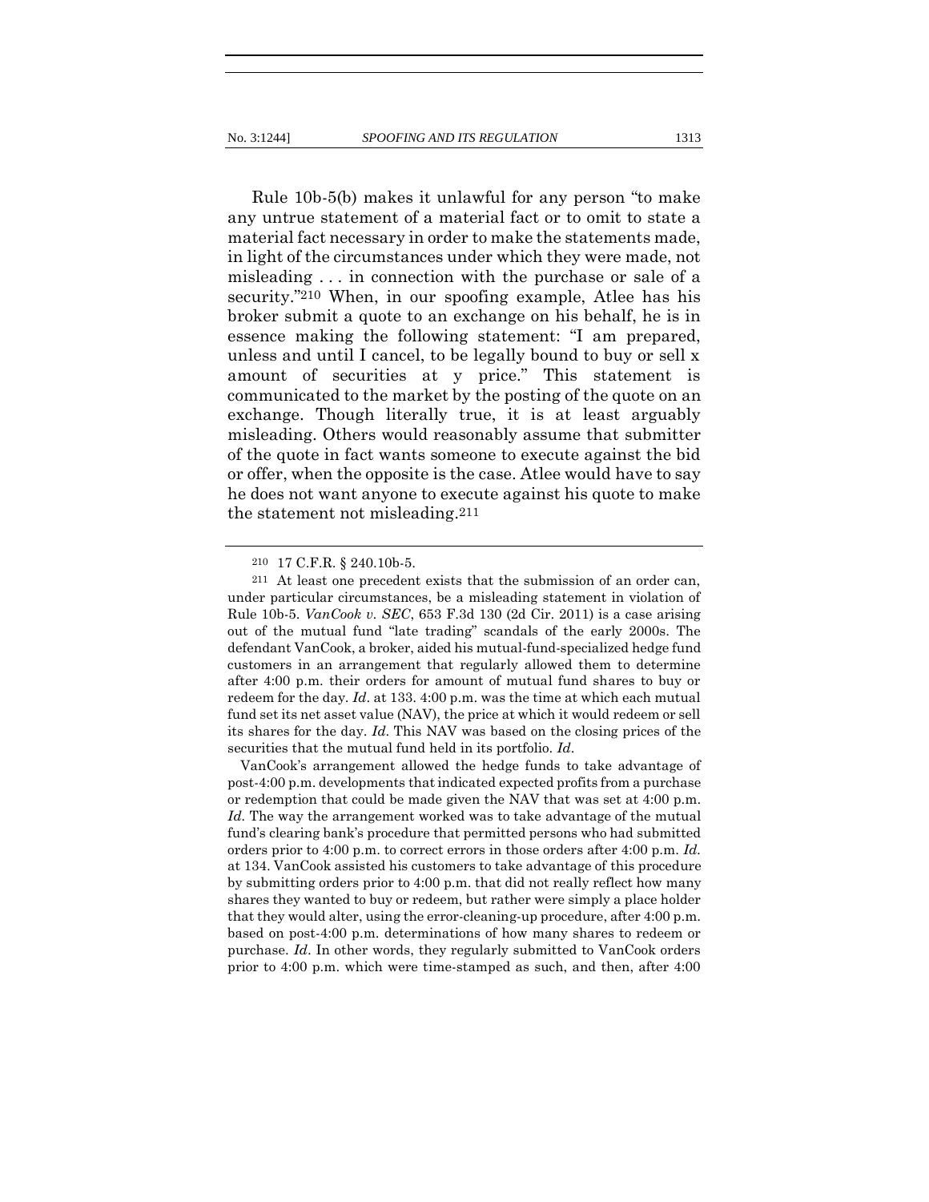Rule 10b-5(b) makes it unlawful for any person "to make any untrue statement of a material fact or to omit to state a material fact necessary in order to make the statements made, in light of the circumstances under which they were made, not misleading . . . in connection with the purchase or sale of a security."[210] When, in our spoofing example, Atlee has his broker submit a quote to an exchange on his behalf, he is in essence making the following statement: "I am prepared, unless and until I cancel, to be legally bound to buy or sell x amount of securities at y price." This statement is communicated to the market by the posting of the quote on an exchange. Though literally true, it is at least arguably misleading. Others would reasonably assume that submitter of the quote in fact wants someone to execute against the bid or offer, when the opposite is the case. Atlee would have to say he does not want anyone to execute against his quote to make the statement not misleading.[211]

---

[210] 17 C.F.R. § 240.10b-5.

[211] At least one precedent exists that the submission of an order can, under particular circumstances, be a misleading statement in violation of Rule 10b-5. *VanCook v. SEC*, 653 F.3d 130 (2d Cir. 2011) is a case arising out of the mutual fund "late trading" scandals of the early 2000s. The defendant VanCook, a broker, aided his mutual-fund-specialized hedge fund customers in an arrangement that regularly allowed them to determine after 4:00 p.m. their orders for amount of mutual fund shares to buy or redeem for the day. *Id*. at 133. 4:00 p.m. was the time at which each mutual fund set its net asset value (NAV), the price at which it would redeem or sell its shares for the day. *Id*. This NAV was based on the closing prices of the securities that the mutual fund held in its portfolio. *Id*.

VanCook's arrangement allowed the hedge funds to take advantage of post-4:00 p.m. developments that indicated expected profits from a purchase or redemption that could be made given the NAV that was set at 4:00 p.m. *Id.* The way the arrangement worked was to take advantage of the mutual fund's clearing bank's procedure that permitted persons who had submitted orders prior to 4:00 p.m. to correct errors in those orders after 4:00 p.m. *Id.* at 134. VanCook assisted his customers to take advantage of this procedure by submitting orders prior to 4:00 p.m. that did not really reflect how many shares they wanted to buy or redeem, but rather were simply a place holder that they would alter, using the error-cleaning-up procedure, after 4:00 p.m. based on post-4:00 p.m. determinations of how many shares to redeem or purchase. *Id*. In other words, they regularly submitted to VanCook orders prior to 4:00 p.m. which were time-stamped as such, and then, after 4:00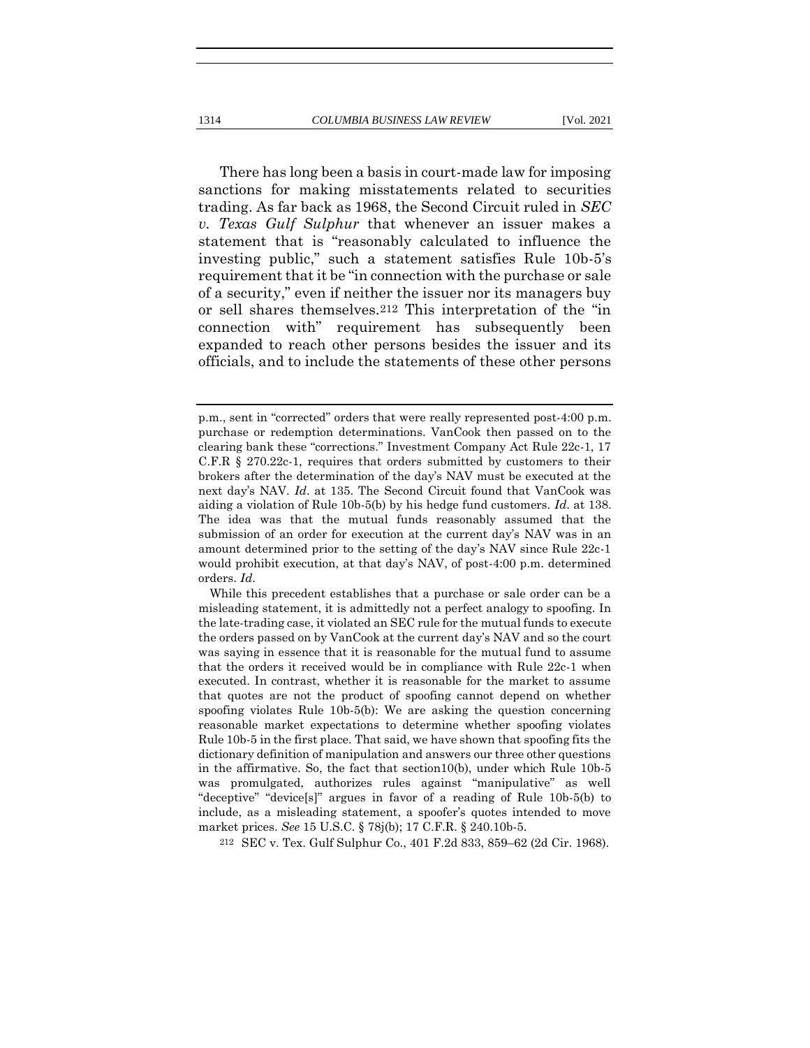There has long been a basis in court-made law for imposing sanctions for making misstatements related to securities trading. As far back as 1968, the Second Circuit ruled in *SEC v. Texas Gulf Sulphur* that whenever an issuer makes a statement that is "reasonably calculated to influence the investing public," such a statement satisfies Rule 10b-5's requirement that it be "in connection with the purchase or sale of a security," even if neither the issuer nor its managers buy or sell shares themselves.[212] This interpretation of the "in connection with" requirement has subsequently been expanded to reach other persons besides the issuer and its officials, and to include the statements of these other persons

---

p.m., sent in "corrected" orders that were really represented post-4:00 p.m. purchase or redemption determinations. VanCook then passed on to the clearing bank these "corrections." Investment Company Act Rule 22c-1, 17 C.F.R § 270.22c-1, requires that orders submitted by customers to their brokers after the determination of the day's NAV must be executed at the next day's NAV. *Id*. at 135. The Second Circuit found that VanCook was aiding a violation of Rule 10b-5(b) by his hedge fund customers. *Id.* at 138. The idea was that the mutual funds reasonably assumed that the submission of an order for execution at the current day's NAV was in an amount determined prior to the setting of the day's NAV since Rule 22c-1 would prohibit execution, at that day's NAV, of post-4:00 p.m. determined orders. *Id.*

While this precedent establishes that a purchase or sale order can be a misleading statement, it is admittedly not a perfect analogy to spoofing. In the late-trading case, it violated an SEC rule for the mutual funds to execute the orders passed on by VanCook at the current day's NAV and so the court was saying in essence that it is reasonable for the mutual fund to assume that the orders it received would be in compliance with Rule 22c-1 when executed. In contrast, whether it is reasonable for the market to assume that quotes are not the product of spoofing cannot depend on whether spoofing violates Rule 10b-5(b): We are asking the question concerning reasonable market expectations to determine whether spoofing violates Rule 10b-5 in the first place. That said, we have shown that spoofing fits the dictionary definition of manipulation and answers our three other questions in the affirmative. So, the fact that section10(b), under which Rule 10b-5 was promulgated, authorizes rules against "manipulative" as well "deceptive" "device[s]" argues in favor of a reading of Rule 10b-5(b) to include, as a misleading statement, a spoofer's quotes intended to move market prices. *See* 15 U.S.C. § 78j(b); 17 C.F.R. § 240.10b-5.

[212] SEC v. Tex. Gulf Sulphur Co., 401 F.2d 833, 859–62 (2d Cir. 1968).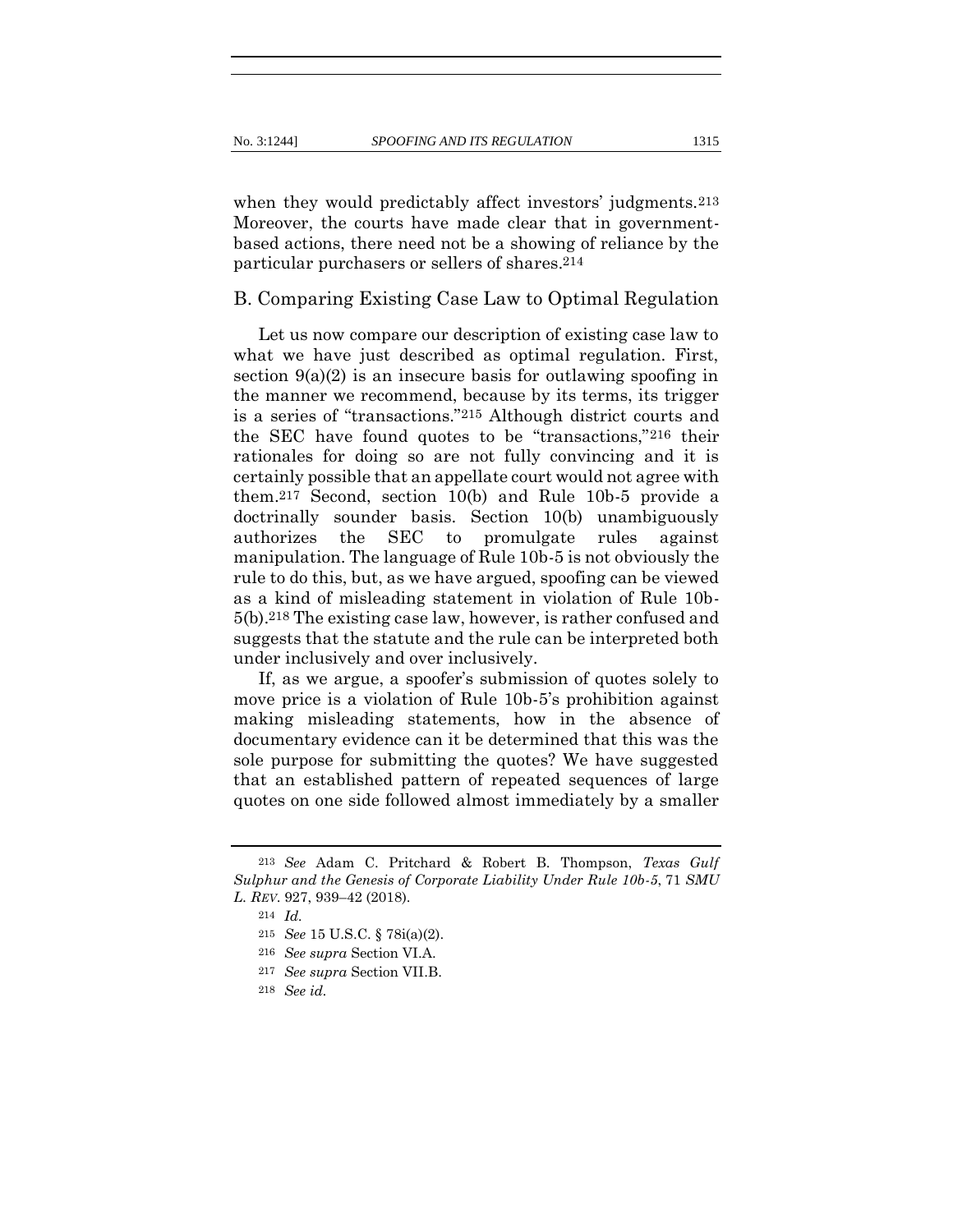when they would predictably affect investors' judgments.[213] Moreover, the courts have made clear that in government-based actions, there need not be a showing of reliance by the particular purchasers or sellers of shares.[214]

## B. Comparing Existing Case Law to Optimal Regulation

Let us now compare our description of existing case law to what we have just described as optimal regulation. First, section 9(a)(2) is an insecure basis for outlawing spoofing in the manner we recommend, because by its terms, its trigger is a series of "transactions."[215] Although district courts and the SEC have found quotes to be "transactions,"[216] their rationales for doing so are not fully convincing and it is certainly possible that an appellate court would not agree with them.[217] Second, section 10(b) and Rule 10b-5 provide a doctrinally sounder basis. Section 10(b) unambiguously authorizes the SEC to promulgate rules against manipulation. The language of Rule 10b-5 is not obviously the rule to do this, but, as we have argued, spoofing can be viewed as a kind of misleading statement in violation of Rule 10b-5(b).[218] The existing case law, however, is rather confused and suggests that the statute and the rule can be interpreted both under inclusively and over inclusively.

If, as we argue, a spoofer's submission of quotes solely to move price is a violation of Rule 10b-5's prohibition against making misleading statements, how in the absence of documentary evidence can it be determined that this was the sole purpose for submitting the quotes? We have suggested that an established pattern of repeated sequences of large quotes on one side followed almost immediately by a smaller

---

[213] *See* Adam C. Pritchard & Robert B. Thompson, *Texas Gulf Sulphur and the Genesis of Corporate Liability Under Rule 10b-5*, 71 *SMU L. REV.* 927, 939–42 (2018).

[214] *Id.*

[215] *See* 15 U.S.C. § 78i(a)(2).

[216] *See supra* Section VI.A.

[217] *See supra* Section VII.B.

[218] *See id.*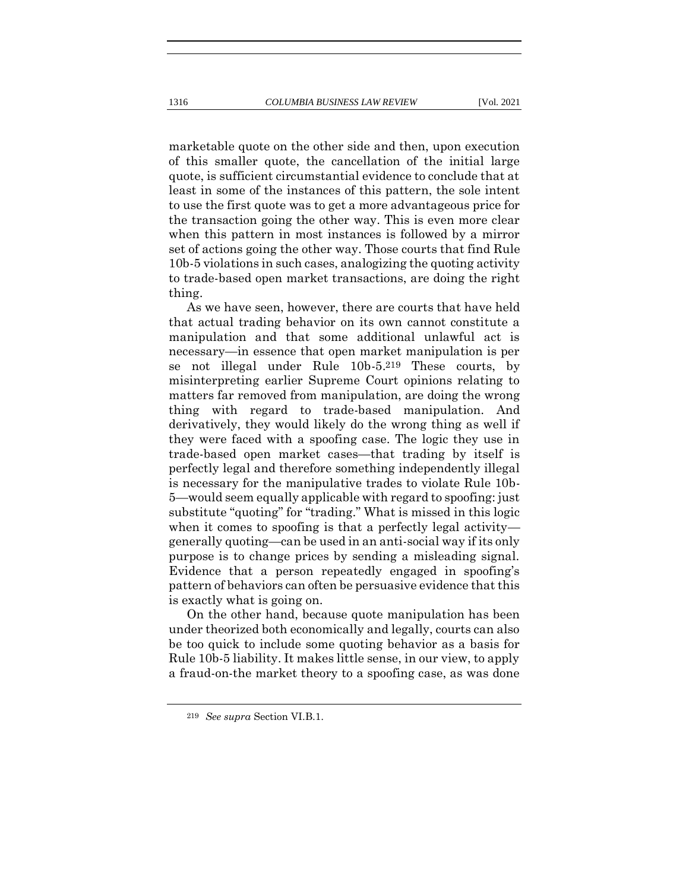marketable quote on the other side and then, upon execution of this smaller quote, the cancellation of the initial large quote, is sufficient circumstantial evidence to conclude that at least in some of the instances of this pattern, the sole intent to use the first quote was to get a more advantageous price for the transaction going the other way. This is even more clear when this pattern in most instances is followed by a mirror set of actions going the other way. Those courts that find Rule 10b-5 violations in such cases, analogizing the quoting activity to trade-based open market transactions, are doing the right thing.

As we have seen, however, there are courts that have held that actual trading behavior on its own cannot constitute a manipulation and that some additional unlawful act is necessary—in essence that open market manipulation is per se not illegal under Rule 10b-5.[219] These courts, by misinterpreting earlier Supreme Court opinions relating to matters far removed from manipulation, are doing the wrong thing with regard to trade-based manipulation. And derivatively, they would likely do the wrong thing as well if they were faced with a spoofing case. The logic they use in trade-based open market cases—that trading by itself is perfectly legal and therefore something independently illegal is necessary for the manipulative trades to violate Rule 10b-5—would seem equally applicable with regard to spoofing: just substitute "quoting" for "trading." What is missed in this logic when it comes to spoofing is that a perfectly legal activity—generally quoting—can be used in an anti-social way if its only purpose is to change prices by sending a misleading signal. Evidence that a person repeatedly engaged in spoofing's pattern of behaviors can often be persuasive evidence that this is exactly what is going on.

On the other hand, because quote manipulation has been under theorized both economically and legally, courts can also be too quick to include some quoting behavior as a basis for Rule 10b-5 liability. It makes little sense, in our view, to apply a fraud-on-the market theory to a spoofing case, as was done

[219] *See supra* Section VI.B.1.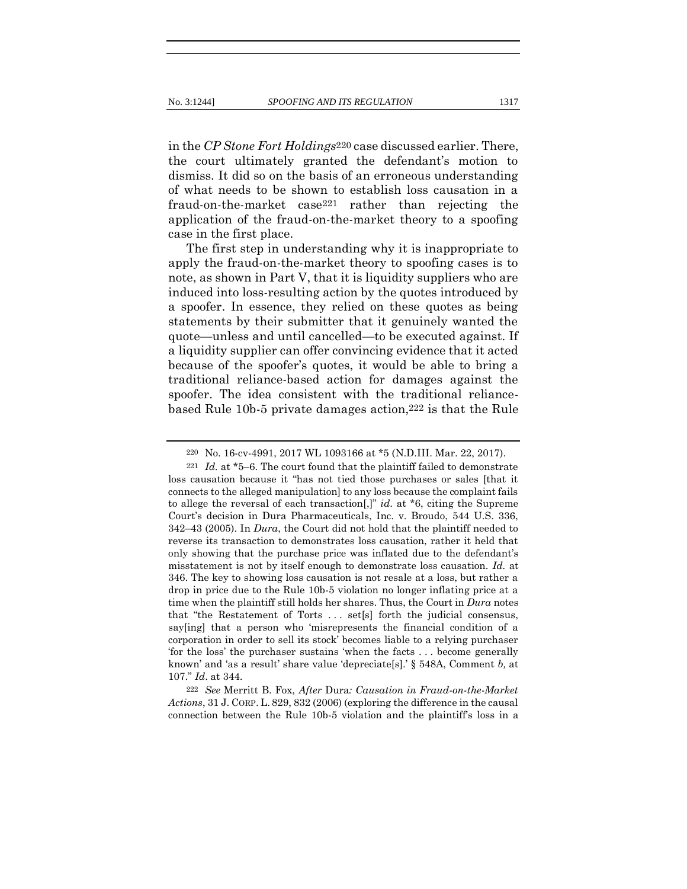in the *CP Stone Fort Holdings*[220] case discussed earlier. There, the court ultimately granted the defendant's motion to dismiss. It did so on the basis of an erroneous understanding of what needs to be shown to establish loss causation in a fraud-on-the-market case[221] rather than rejecting the application of the fraud-on-the-market theory to a spoofing case in the first place.

The first step in understanding why it is inappropriate to apply the fraud-on-the-market theory to spoofing cases is to note, as shown in Part V, that it is liquidity suppliers who are induced into loss-resulting action by the quotes introduced by a spoofer. In essence, they relied on these quotes as being statements by their submitter that it genuinely wanted the quote—unless and until cancelled—to be executed against. If a liquidity supplier can offer convincing evidence that it acted because of the spoofer's quotes, it would be able to bring a traditional reliance-based action for damages against the spoofer. The idea consistent with the traditional reliance-based Rule 10b-5 private damages action,[222] is that the Rule

---

[220] No. 16-cv-4991, 2017 WL 1093166 at *5 (N.D.Ill. Mar. 22, 2017).

[221] *Id.* at *5–6. The court found that the plaintiff failed to demonstrate loss causation because it "has not tied those purchases or sales [that it connects to the alleged manipulation] to any loss because the complaint fails to allege the reversal of each transaction[,]" *id.* at *6, citing the Supreme Court's decision in Dura Pharmaceuticals, Inc. v. Broudo, 544 U.S. 336, 342–43 (2005). In *Dura*, the Court did not hold that the plaintiff needed to reverse its transaction to demonstrates loss causation, rather it held that only showing that the purchase price was inflated due to the defendant's misstatement is not by itself enough to demonstrate loss causation. *Id.* at 346. The key to showing loss causation is not resale at a loss, but rather a drop in price due to the Rule 10b-5 violation no longer inflating price at a time when the plaintiff still holds her shares. Thus, the Court in *Dura* notes that "the Restatement of Torts . . . set[s] forth the judicial consensus, say[ing] that a person who 'misrepresents the financial condition of a corporation in order to sell its stock' becomes liable to a relying purchaser 'for the loss' the purchaser sustains 'when the facts . . . become generally known' and 'as a result' share value 'depreciate[s].' § 548A, Comment *b,* at 107." *Id*. at 344.

[222] *See* Merritt B. Fox, *After* Dura*: Causation in Fraud-on-the-Market Actions*, 31 J. CORP. L. 829, 832 (2006) (exploring the difference in the causal connection between the Rule 10b-5 violation and the plaintiff's loss in a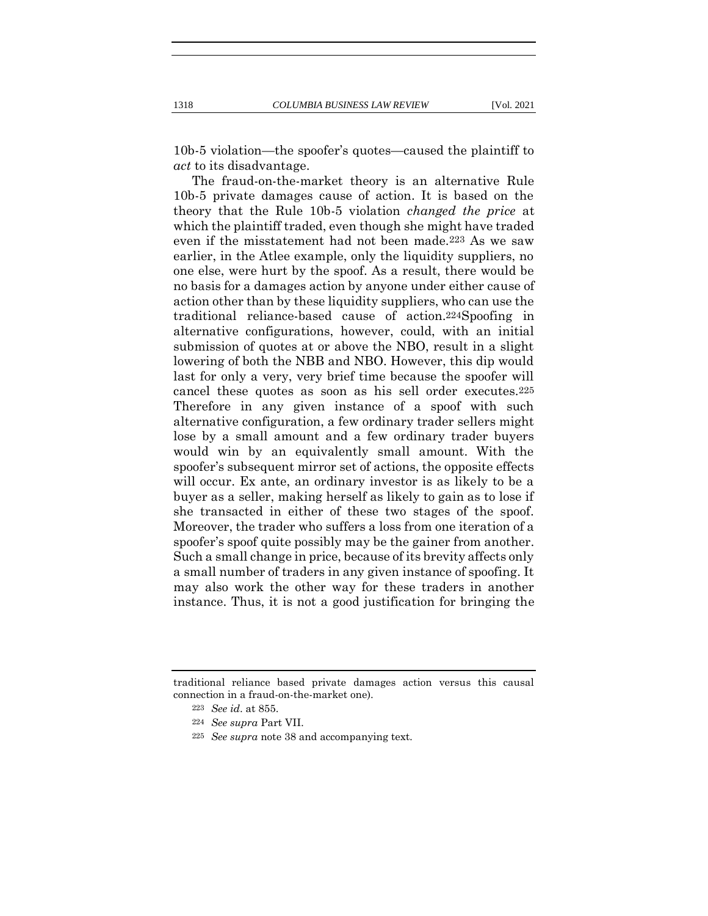10b-5 violation—the spoofer's quotes—caused the plaintiff to *act* to its disadvantage.

The fraud-on-the-market theory is an alternative Rule 10b-5 private damages cause of action. It is based on the theory that the Rule 10b-5 violation *changed the price* at which the plaintiff traded, even though she might have traded even if the misstatement had not been made.[223] As we saw earlier, in the Atlee example, only the liquidity suppliers, no one else, were hurt by the spoof. As a result, there would be no basis for a damages action by anyone under either cause of action other than by these liquidity suppliers, who can use the traditional reliance-based cause of action.[224]Spoofing in alternative configurations, however, could, with an initial submission of quotes at or above the NBO, result in a slight lowering of both the NBB and NBO. However, this dip would last for only a very, very brief time because the spoofer will cancel these quotes as soon as his sell order executes.[225] Therefore in any given instance of a spoof with such alternative configuration, a few ordinary trader sellers might lose by a small amount and a few ordinary trader buyers would win by an equivalently small amount. With the spoofer's subsequent mirror set of actions, the opposite effects will occur. Ex ante, an ordinary investor is as likely to be a buyer as a seller, making herself as likely to gain as to lose if she transacted in either of these two stages of the spoof. Moreover, the trader who suffers a loss from one iteration of a spoofer's spoof quite possibly may be the gainer from another. Such a small change in price, because of its brevity affects only a small number of traders in any given instance of spoofing. It may also work the other way for these traders in another instance. Thus, it is not a good justification for bringing the

---

traditional reliance based private damages action versus this causal connection in a fraud-on-the-market one).

[223] *See id*. at 855.

[224] *See supra* Part VII.

[225] *See supra* note 38 and accompanying text.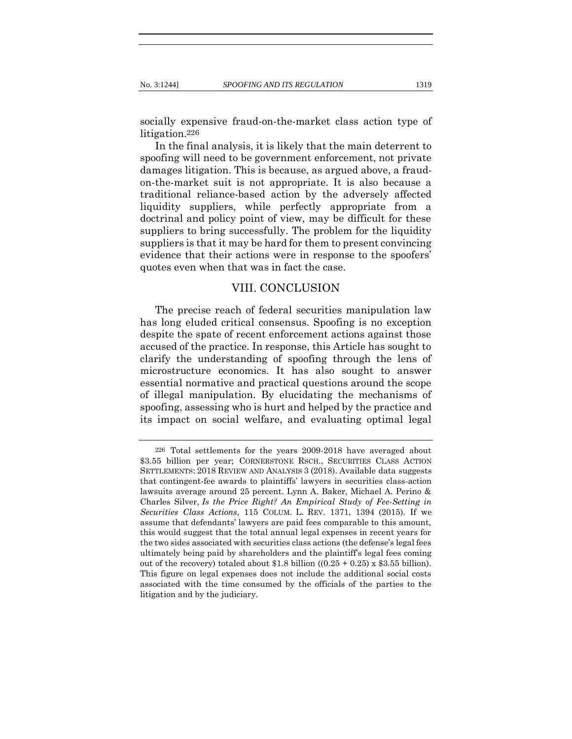socially expensive fraud-on-the-market class action type of litigation.[226]

In the final analysis, it is likely that the main deterrent to spoofing will need to be government enforcement, not private damages litigation. This is because, as argued above, a fraud-on-the-market suit is not appropriate. It is also because a traditional reliance-based action by the adversely affected liquidity suppliers, while perfectly appropriate from a doctrinal and policy point of view, may be difficult for these suppliers to bring successfully. The problem for the liquidity suppliers is that it may be hard for them to present convincing evidence that their actions were in response to the spoofers' quotes even when that was in fact the case.

## VIII. CONCLUSION

The precise reach of federal securities manipulation law has long eluded critical consensus. Spoofing is no exception despite the spate of recent enforcement actions against those accused of the practice. In response, this Article has sought to clarify the understanding of spoofing through the lens of microstructure economics. It has also sought to answer essential normative and practical questions around the scope of illegal manipulation. By elucidating the mechanisms of spoofing, assessing who is hurt and helped by the practice and its impact on social welfare, and evaluating optimal legal

---

[226] Total settlements for the years 2009-2018 have averaged about \$3.55 billion per year; CORNERSTONE RSCH., SECURITIES CLASS ACTION SETTLEMENTS: 2018 REVIEW AND ANALYSIS 3 (2018). Available data suggests that contingent-fee awards to plaintiffs' lawyers in securities class-action lawsuits average around 25 percent. Lynn A. Baker, Michael A. Perino & Charles Silver, *Is the Price Right? An Empirical Study of Fee-Setting in Securities Class Actions*, 115 COLUM. L. REV. 1371, 1394 (2015). If we assume that defendants' lawyers are paid fees comparable to this amount, this would suggest that the total annual legal expenses in recent years for the two sides associated with securities class actions (the defense's legal fees ultimately being paid by shareholders and the plaintiff's legal fees coming out of the recovery) totaled about \$1.8 billion ((0.25 + 0.25) x \$3.55 billion). This figure on legal expenses does not include the additional social costs associated with the time consumed by the officials of the parties to the litigation and by the judiciary.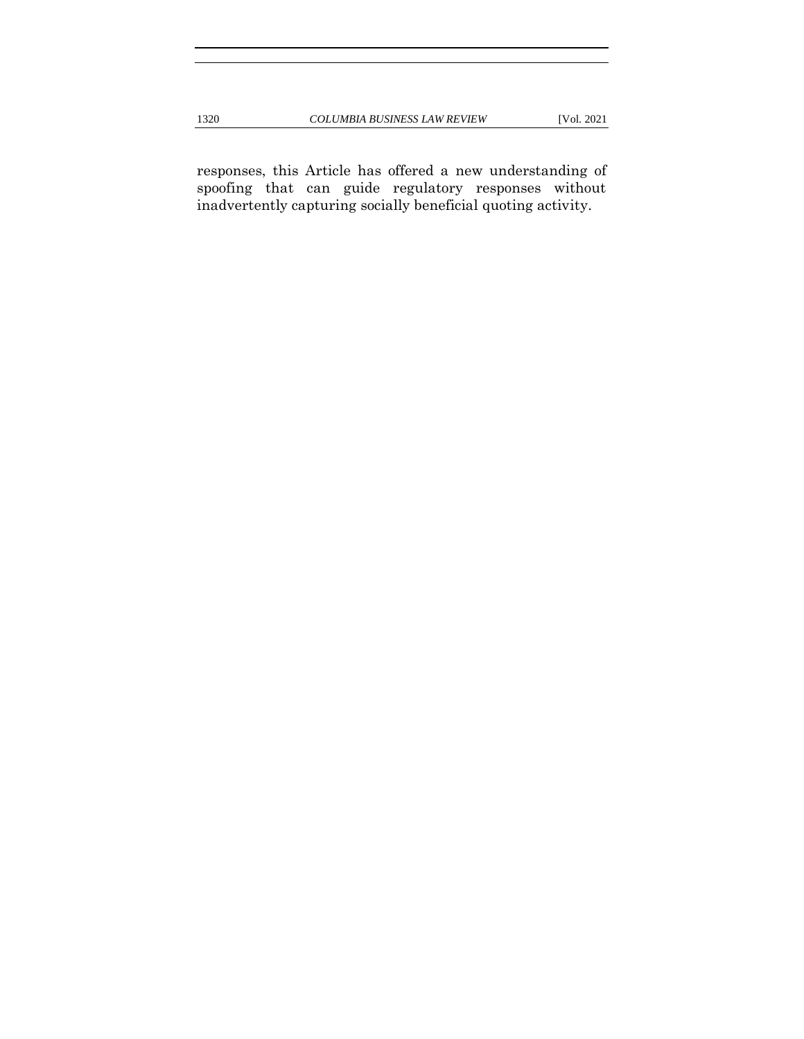responses, this Article has offered a new understanding of spoofing that can guide regulatory responses without inadvertently capturing socially beneficial quoting activity.